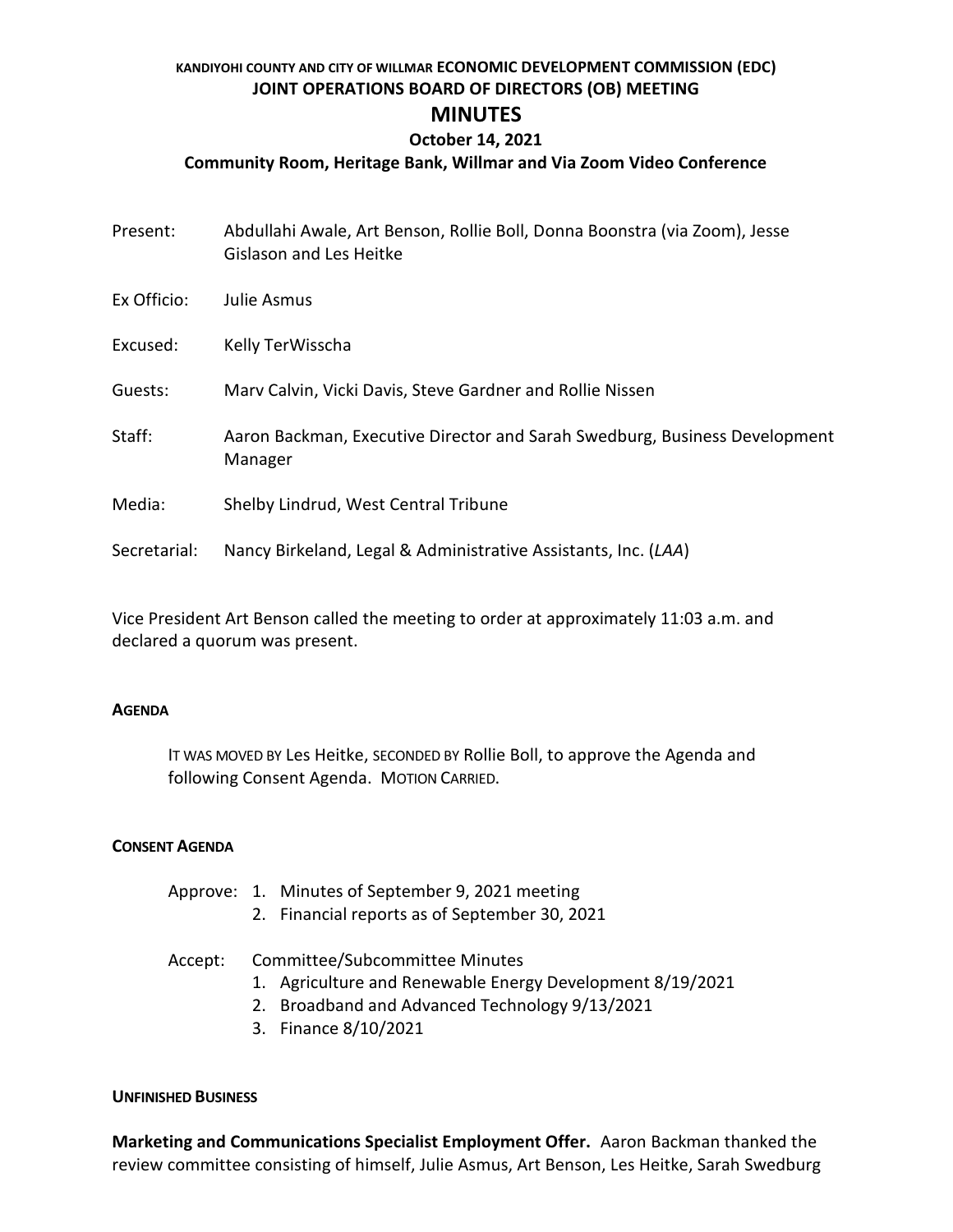# KANDIYOHI COUNTY AND CITY OF WILLMAR ECONOMIC DEVELOPMENT COMMISSION (EDC)
## JOINT OPERATIONS BOARD OF DIRECTORS (OB) MEETING
## MINUTES
### October 14, 2021
### Community Room, Heritage Bank, Willmar and Via Zoom Video Conference

Present: Abdullahi Awale, Art Benson, Rollie Boll, Donna Boonstra (via Zoom), Jesse Gislason and Les Heitke

Ex Officio: Julie Asmus

Excused: Kelly TerWisscha

Guests: Marv Calvin, Vicki Davis, Steve Gardner and Rollie Nissen

Staff: Aaron Backman, Executive Director and Sarah Swedburg, Business Development Manager

Media: Shelby Lindrud, West Central Tribune

Secretarial: Nancy Birkeland, Legal & Administrative Assistants, Inc. (*LAA*)

Vice President Art Benson called the meeting to order at approximately 11:03 a.m. and declared a quorum was present.

**AGENDA**

IT WAS MOVED BY Les Heitke, SECONDED BY Rollie Boll, to approve the Agenda and following Consent Agenda. MOTION CARRIED.

**CONSENT AGENDA**

Approve:
1. Minutes of September 9, 2021 meeting
2. Financial reports as of September 30, 2021

Accept: Committee/Subcommittee Minutes
1. Agriculture and Renewable Energy Development 8/19/2021
2. Broadband and Advanced Technology 9/13/2021
3. Finance 8/10/2021

**UNFINISHED BUSINESS**

**Marketing and Communications Specialist Employment Offer.** Aaron Backman thanked the review committee consisting of himself, Julie Asmus, Art Benson, Les Heitke, Sarah Swedburg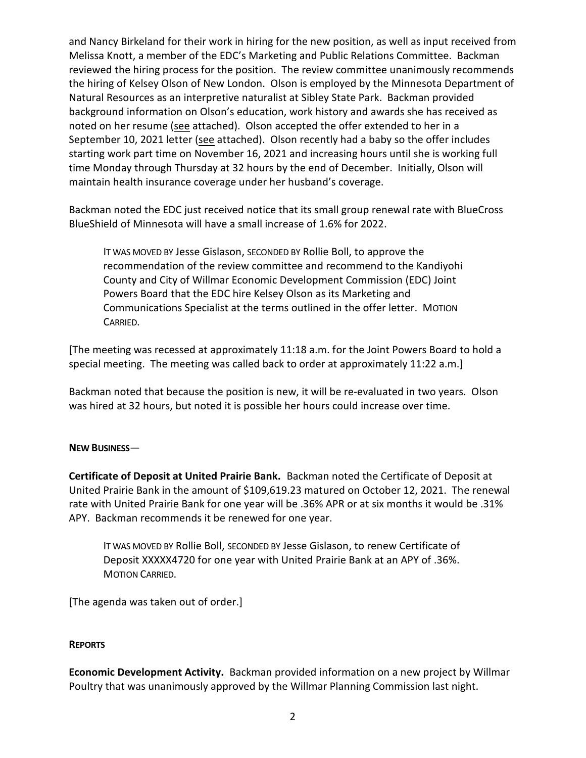and Nancy Birkeland for their work in hiring for the new position, as well as input received from Melissa Knott, a member of the EDC's Marketing and Public Relations Committee. Backman reviewed the hiring process for the position. The review committee unanimously recommends the hiring of Kelsey Olson of New London. Olson is employed by the Minnesota Department of Natural Resources as an interpretive naturalist at Sibley State Park. Backman provided background information on Olson's education, work history and awards she has received as noted on her resume (see attached). Olson accepted the offer extended to her in a September 10, 2021 letter (see attached). Olson recently had a baby so the offer includes starting work part time on November 16, 2021 and increasing hours until she is working full time Monday through Thursday at 32 hours by the end of December. Initially, Olson will maintain health insurance coverage under her husband's coverage.

Backman noted the EDC just received notice that its small group renewal rate with BlueCross BlueShield of Minnesota will have a small increase of 1.6% for 2022.

> IT WAS MOVED BY Jesse Gislason, SECONDED BY Rollie Boll, to approve the recommendation of the review committee and recommend to the Kandiyohi County and City of Willmar Economic Development Commission (EDC) Joint Powers Board that the EDC hire Kelsey Olson as its Marketing and Communications Specialist at the terms outlined in the offer letter. MOTION CARRIED.

[The meeting was recessed at approximately 11:18 a.m. for the Joint Powers Board to hold a special meeting. The meeting was called back to order at approximately 11:22 a.m.]

Backman noted that because the position is new, it will be re-evaluated in two years. Olson was hired at 32 hours, but noted it is possible her hours could increase over time.

**NEW BUSINESS**—

**Certificate of Deposit at United Prairie Bank.** Backman noted the Certificate of Deposit at United Prairie Bank in the amount of $109,619.23 matured on October 12, 2021. The renewal rate with United Prairie Bank for one year will be .36% APR or at six months it would be .31% APY. Backman recommends it be renewed for one year.

> IT WAS MOVED BY Rollie Boll, SECONDED BY Jesse Gislason, to renew Certificate of Deposit XXXXX4720 for one year with United Prairie Bank at an APY of .36%. MOTION CARRIED.

[The agenda was taken out of order.]

**REPORTS**

**Economic Development Activity.** Backman provided information on a new project by Willmar Poultry that was unanimously approved by the Willmar Planning Commission last night.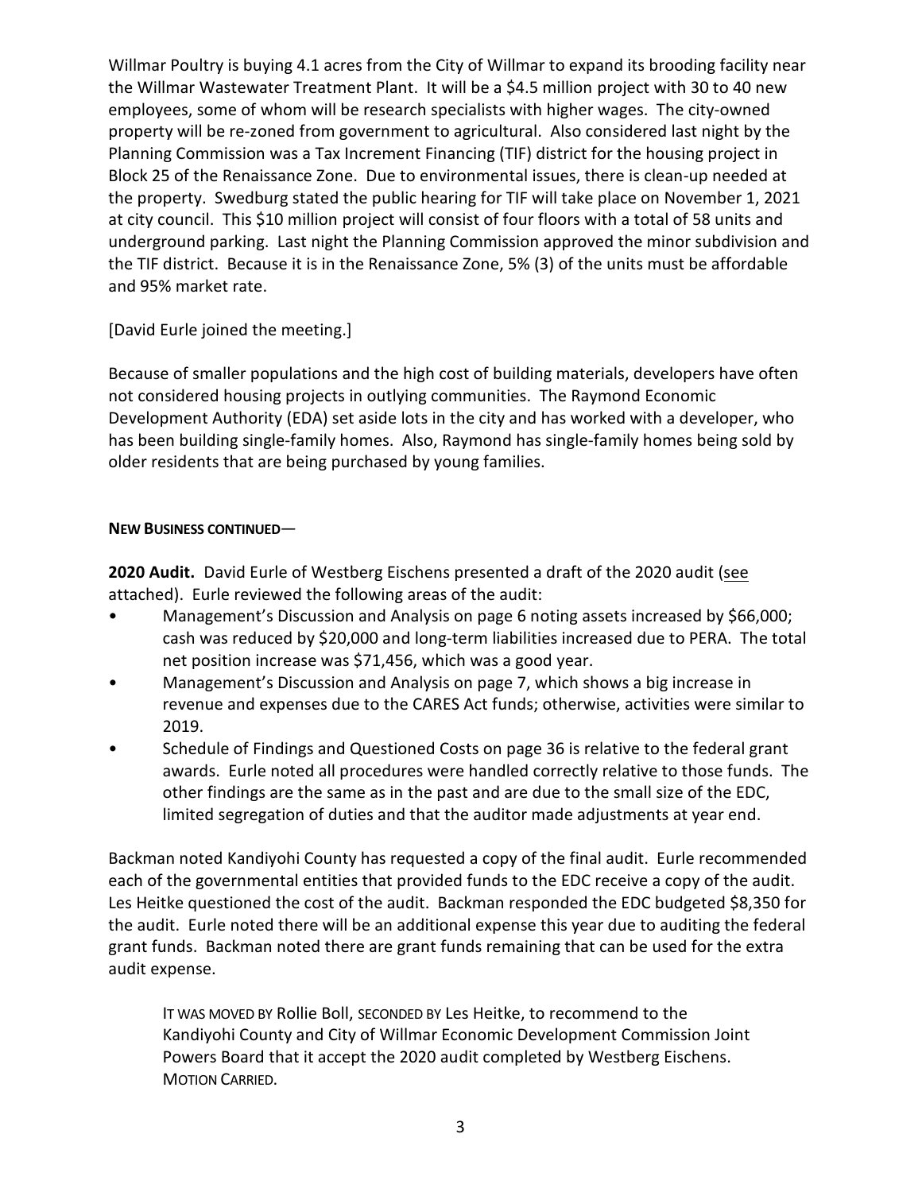Willmar Poultry is buying 4.1 acres from the City of Willmar to expand its brooding facility near the Willmar Wastewater Treatment Plant. It will be a $4.5 million project with 30 to 40 new employees, some of whom will be research specialists with higher wages. The city-owned property will be re-zoned from government to agricultural. Also considered last night by the Planning Commission was a Tax Increment Financing (TIF) district for the housing project in Block 25 of the Renaissance Zone. Due to environmental issues, there is clean-up needed at the property. Swedburg stated the public hearing for TIF will take place on November 1, 2021 at city council. This $10 million project will consist of four floors with a total of 58 units and underground parking. Last night the Planning Commission approved the minor subdivision and the TIF district. Because it is in the Renaissance Zone, 5% (3) of the units must be affordable and 95% market rate.

[David Eurle joined the meeting.]

Because of smaller populations and the high cost of building materials, developers have often not considered housing projects in outlying communities. The Raymond Economic Development Authority (EDA) set aside lots in the city and has worked with a developer, who has been building single-family homes. Also, Raymond has single-family homes being sold by older residents that are being purchased by young families.

**NEW BUSINESS CONTINUED**—

**2020 Audit.** David Eurle of Westberg Eischens presented a draft of the 2020 audit (see attached). Eurle reviewed the following areas of the audit:

- Management's Discussion and Analysis on page 6 noting assets increased by $66,000; cash was reduced by $20,000 and long-term liabilities increased due to PERA. The total net position increase was $71,456, which was a good year.
- Management's Discussion and Analysis on page 7, which shows a big increase in revenue and expenses due to the CARES Act funds; otherwise, activities were similar to 2019.
- Schedule of Findings and Questioned Costs on page 36 is relative to the federal grant awards. Eurle noted all procedures were handled correctly relative to those funds. The other findings are the same as in the past and are due to the small size of the EDC, limited segregation of duties and that the auditor made adjustments at year end.

Backman noted Kandiyohi County has requested a copy of the final audit. Eurle recommended each of the governmental entities that provided funds to the EDC receive a copy of the audit. Les Heitke questioned the cost of the audit. Backman responded the EDC budgeted $8,350 for the audit. Eurle noted there will be an additional expense this year due to auditing the federal grant funds. Backman noted there are grant funds remaining that can be used for the extra audit expense.

> IT WAS MOVED BY Rollie Boll, SECONDED BY Les Heitke, to recommend to the Kandiyohi County and City of Willmar Economic Development Commission Joint Powers Board that it accept the 2020 audit completed by Westberg Eischens.
> MOTION CARRIED.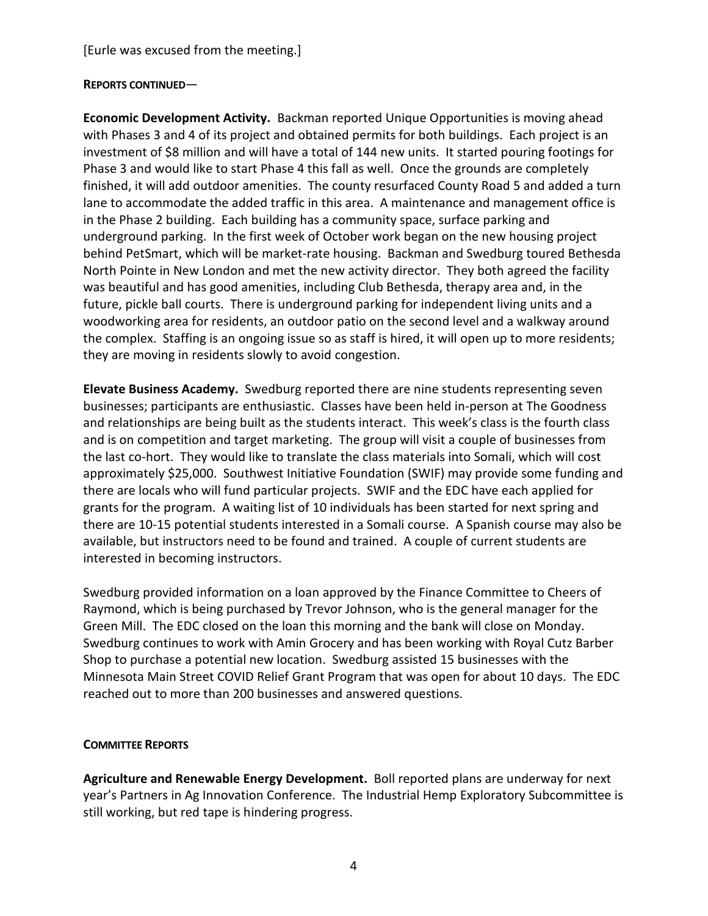[Eurle was excused from the meeting.]

**REPORTS CONTINUED**—

**Economic Development Activity.** Backman reported Unique Opportunities is moving ahead with Phases 3 and 4 of its project and obtained permits for both buildings. Each project is an investment of $8 million and will have a total of 144 new units. It started pouring footings for Phase 3 and would like to start Phase 4 this fall as well. Once the grounds are completely finished, it will add outdoor amenities. The county resurfaced County Road 5 and added a turn lane to accommodate the added traffic in this area. A maintenance and management office is in the Phase 2 building. Each building has a community space, surface parking and underground parking. In the first week of October work began on the new housing project behind PetSmart, which will be market-rate housing. Backman and Swedburg toured Bethesda North Pointe in New London and met the new activity director. They both agreed the facility was beautiful and has good amenities, including Club Bethesda, therapy area and, in the future, pickle ball courts. There is underground parking for independent living units and a woodworking area for residents, an outdoor patio on the second level and a walkway around the complex. Staffing is an ongoing issue so as staff is hired, it will open up to more residents; they are moving in residents slowly to avoid congestion.

**Elevate Business Academy.** Swedburg reported there are nine students representing seven businesses; participants are enthusiastic. Classes have been held in-person at The Goodness and relationships are being built as the students interact. This week's class is the fourth class and is on competition and target marketing. The group will visit a couple of businesses from the last co-hort. They would like to translate the class materials into Somali, which will cost approximately $25,000. Southwest Initiative Foundation (SWIF) may provide some funding and there are locals who will fund particular projects. SWIF and the EDC have each applied for grants for the program. A waiting list of 10 individuals has been started for next spring and there are 10-15 potential students interested in a Somali course. A Spanish course may also be available, but instructors need to be found and trained. A couple of current students are interested in becoming instructors.

Swedburg provided information on a loan approved by the Finance Committee to Cheers of Raymond, which is being purchased by Trevor Johnson, who is the general manager for the Green Mill. The EDC closed on the loan this morning and the bank will close on Monday. Swedburg continues to work with Amin Grocery and has been working with Royal Cutz Barber Shop to purchase a potential new location. Swedburg assisted 15 businesses with the Minnesota Main Street COVID Relief Grant Program that was open for about 10 days. The EDC reached out to more than 200 businesses and answered questions.

**COMMITTEE REPORTS**

**Agriculture and Renewable Energy Development.** Boll reported plans are underway for next year's Partners in Ag Innovation Conference. The Industrial Hemp Exploratory Subcommittee is still working, but red tape is hindering progress.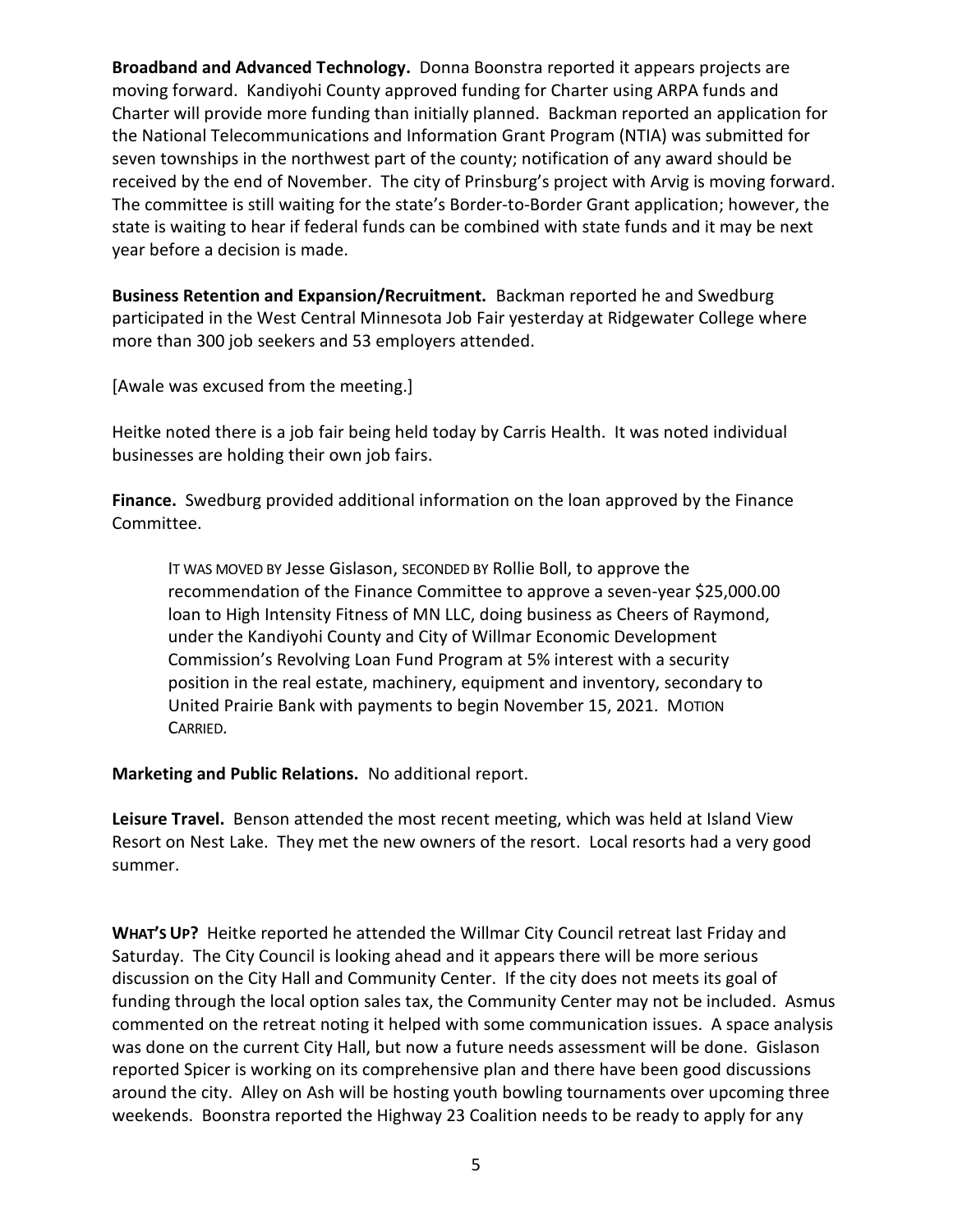**Broadband and Advanced Technology.** Donna Boonstra reported it appears projects are moving forward. Kandiyohi County approved funding for Charter using ARPA funds and Charter will provide more funding than initially planned. Backman reported an application for the National Telecommunications and Information Grant Program (NTIA) was submitted for seven townships in the northwest part of the county; notification of any award should be received by the end of November. The city of Prinsburg's project with Arvig is moving forward. The committee is still waiting for the state's Border-to-Border Grant application; however, the state is waiting to hear if federal funds can be combined with state funds and it may be next year before a decision is made.

**Business Retention and Expansion/Recruitment.** Backman reported he and Swedburg participated in the West Central Minnesota Job Fair yesterday at Ridgewater College where more than 300 job seekers and 53 employers attended.

[Awale was excused from the meeting.]

Heitke noted there is a job fair being held today by Carris Health. It was noted individual businesses are holding their own job fairs.

**Finance.** Swedburg provided additional information on the loan approved by the Finance Committee.

> IT WAS MOVED BY Jesse Gislason, SECONDED BY Rollie Boll, to approve the recommendation of the Finance Committee to approve a seven-year $25,000.00 loan to High Intensity Fitness of MN LLC, doing business as Cheers of Raymond, under the Kandiyohi County and City of Willmar Economic Development Commission's Revolving Loan Fund Program at 5% interest with a security position in the real estate, machinery, equipment and inventory, secondary to United Prairie Bank with payments to begin November 15, 2021. MOTION CARRIED.

**Marketing and Public Relations.** No additional report.

**Leisure Travel.** Benson attended the most recent meeting, which was held at Island View Resort on Nest Lake. They met the new owners of the resort. Local resorts had a very good summer.

**WHAT'S UP?** Heitke reported he attended the Willmar City Council retreat last Friday and Saturday. The City Council is looking ahead and it appears there will be more serious discussion on the City Hall and Community Center. If the city does not meets its goal of funding through the local option sales tax, the Community Center may not be included. Asmus commented on the retreat noting it helped with some communication issues. A space analysis was done on the current City Hall, but now a future needs assessment will be done. Gislason reported Spicer is working on its comprehensive plan and there have been good discussions around the city. Alley on Ash will be hosting youth bowling tournaments over upcoming three weekends. Boonstra reported the Highway 23 Coalition needs to be ready to apply for any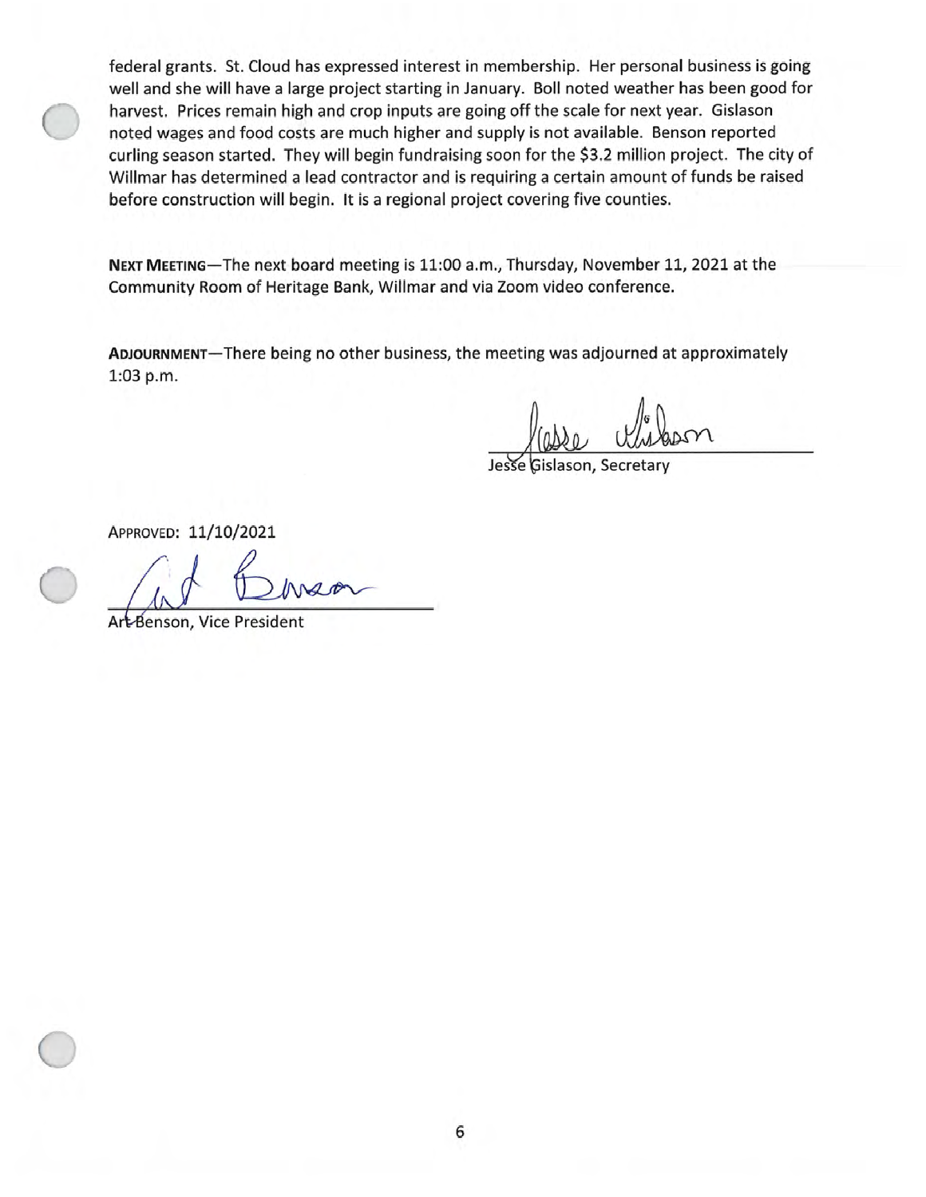federal grants. St. Cloud has expressed interest in membership. Her personal business is going well and she will have a large project starting in January. Boll noted weather has been good for harvest. Prices remain high and crop inputs are going off the scale for next year. Gislason noted wages and food costs are much higher and supply is not available. Benson reported curling season started. They will begin fundraising soon for the $3.2 million project. The city of Willmar has determined a lead contractor and is requiring a certain amount of funds be raised before construction will begin. It is a regional project covering five counties.

**NEXT MEETING**—The next board meeting is 11:00 a.m., Thursday, November 11, 2021 at the Community Room of Heritage Bank, Willmar and via Zoom video conference.

**ADJOURNMENT**—There being no other business, the meeting was adjourned at approximately 1:03 p.m.

Jesse Gislason, Secretary

APPROVED: 11/10/2021

Art Benson, Vice President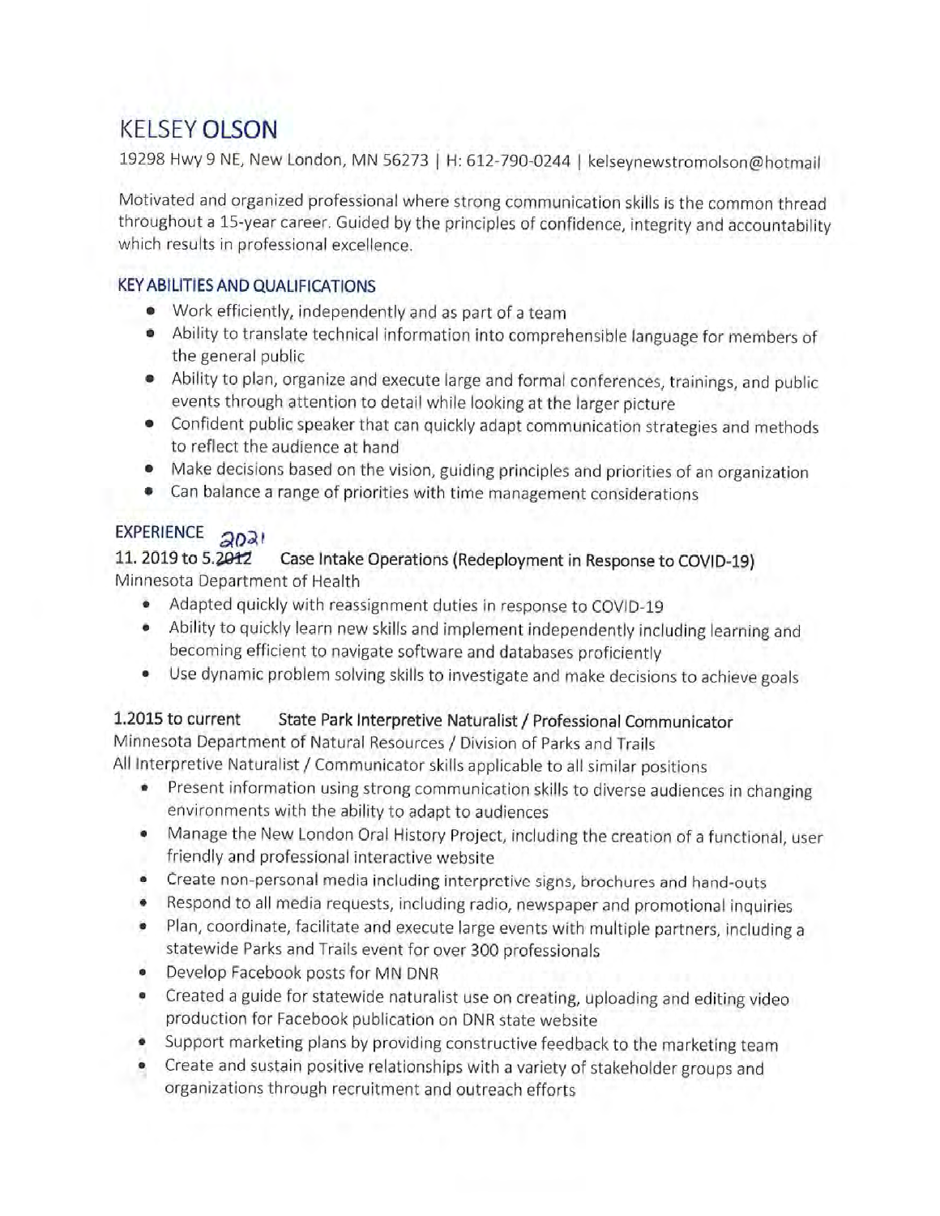# KELSEY OLSON

19298 Hwy 9 NE, New London, MN 56273 | H: 612-790-0244 | kelseynewstromolson@hotmail

Motivated and organized professional where strong communication skills is the common thread throughout a 15-year career. Guided by the principles of confidence, integrity and accountability which results in professional excellence.

## KEY ABILITIES AND QUALIFICATIONS

- Work efficiently, independently and as part of a team
- Ability to translate technical information into comprehensible language for members of the general public
- Ability to plan, organize and execute large and formal conferences, trainings, and public events through attention to detail while looking at the larger picture
- Confident public speaker that can quickly adapt communication strategies and methods to reflect the audience at hand
- Make decisions based on the vision, guiding principles and priorities of an organization
- Can balance a range of priorities with time management considerations

## EXPERIENCE

**11. 2019 to 5.~~2012~~ 2021** **Case Intake Operations (Redeployment in Response to COVID-19)**
Minnesota Department of Health

- Adapted quickly with reassignment duties in response to COVID-19
- Ability to quickly learn new skills and implement independently including learning and becoming efficient to navigate software and databases proficiently
- Use dynamic problem solving skills to investigate and make decisions to achieve goals

**1.2015 to current** **State Park Interpretive Naturalist / Professional Communicator**
Minnesota Department of Natural Resources / Division of Parks and Trails
All Interpretive Naturalist / Communicator skills applicable to all similar positions

- Present information using strong communication skills to diverse audiences in changing environments with the ability to adapt to audiences
- Manage the New London Oral History Project, including the creation of a functional, user friendly and professional interactive website
- Create non-personal media including interpretive signs, brochures and hand-outs
- Respond to all media requests, including radio, newspaper and promotional inquiries
- Plan, coordinate, facilitate and execute large events with multiple partners, including a statewide Parks and Trails event for over 300 professionals
- Develop Facebook posts for MN DNR
- Created a guide for statewide naturalist use on creating, uploading and editing video production for Facebook publication on DNR state website
- Support marketing plans by providing constructive feedback to the marketing team
- Create and sustain positive relationships with a variety of stakeholder groups and organizations through recruitment and outreach efforts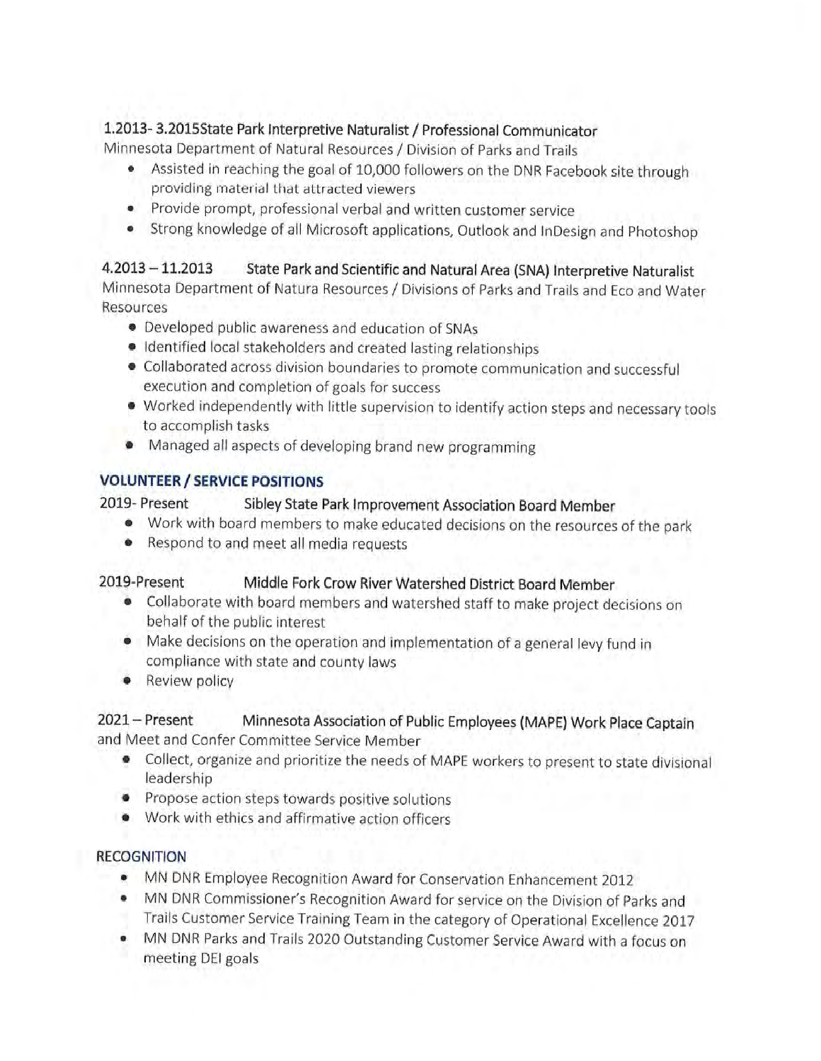**1.2013- 3.2015State Park Interpretive Naturalist / Professional Communicator**
Minnesota Department of Natural Resources / Division of Parks and Trails

- Assisted in reaching the goal of 10,000 followers on the DNR Facebook site through providing material that attracted viewers
- Provide prompt, professional verbal and written customer service
- Strong knowledge of all Microsoft applications, Outlook and InDesign and Photoshop

**4.2013 – 11.2013 State Park and Scientific and Natural Area (SNA) Interpretive Naturalist**
Minnesota Department of Natura Resources / Divisions of Parks and Trails and Eco and Water Resources

- Developed public awareness and education of SNAs
- Identified local stakeholders and created lasting relationships
- Collaborated across division boundaries to promote communication and successful execution and completion of goals for success
- Worked independently with little supervision to identify action steps and necessary tools to accomplish tasks
- Managed all aspects of developing brand new programming

## VOLUNTEER / SERVICE POSITIONS

**2019- Present Sibley State Park Improvement Association Board Member**

- Work with board members to make educated decisions on the resources of the park
- Respond to and meet all media requests

**2019-Present Middle Fork Crow River Watershed District Board Member**

- Collaborate with board members and watershed staff to make project decisions on behalf of the public interest
- Make decisions on the operation and implementation of a general levy fund in compliance with state and county laws
- Review policy

**2021 – Present Minnesota Association of Public Employees (MAPE) Work Place Captain** and Meet and Confer Committee Service Member

- Collect, organize and prioritize the needs of MAPE workers to present to state divisional leadership
- Propose action steps towards positive solutions
- Work with ethics and affirmative action officers

## RECOGNITION

- MN DNR Employee Recognition Award for Conservation Enhancement 2012
- MN DNR Commissioner's Recognition Award for service on the Division of Parks and Trails Customer Service Training Team in the category of Operational Excellence 2017
- MN DNR Parks and Trails 2020 Outstanding Customer Service Award with a focus on meeting DEI goals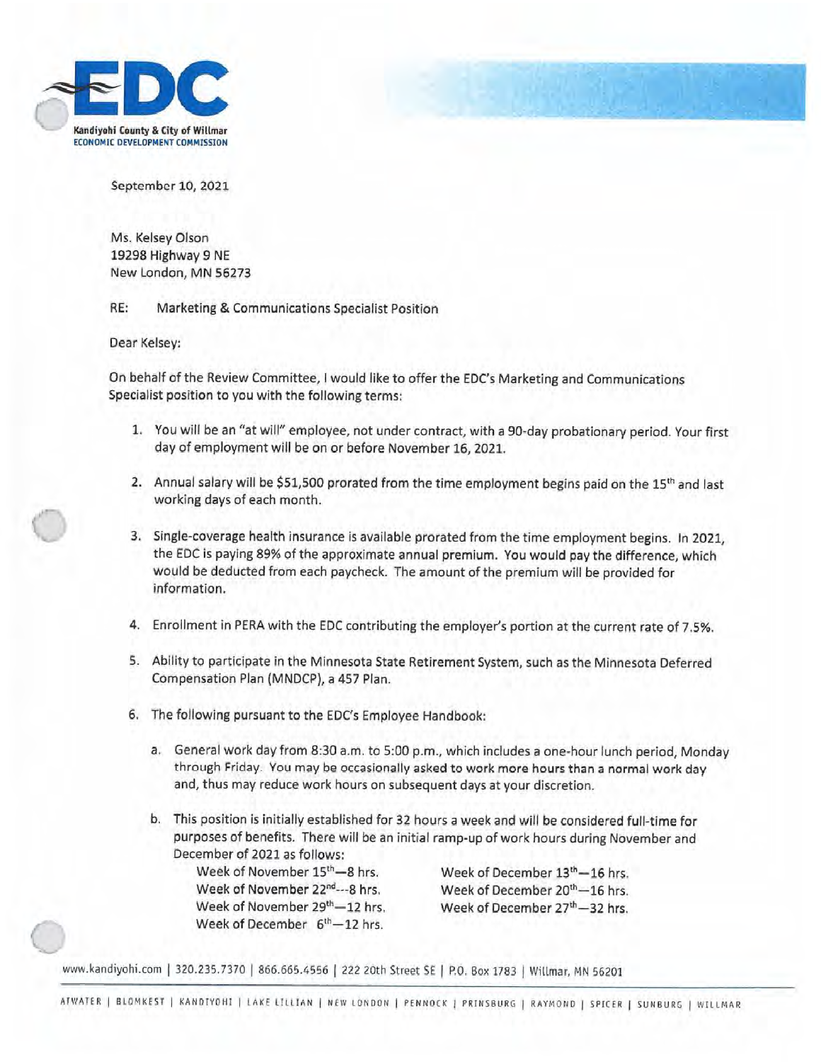EDC

Kandiyohi County & City of Willmar
ECONOMIC DEVELOPMENT COMMISSION

September 10, 2021

Ms. Kelsey Olson
19298 Highway 9 NE
New London, MN 56273

RE: Marketing & Communications Specialist Position

Dear Kelsey:

On behalf of the Review Committee, I would like to offer the EDC's Marketing and Communications Specialist position to you with the following terms:

1. You will be an "at will" employee, not under contract, with a 90-day probationary period. Your first day of employment will be on or before November 16, 2021.
2. Annual salary will be $51,500 prorated from the time employment begins paid on the 15th and last working days of each month.
3. Single-coverage health insurance is available prorated from the time employment begins. In 2021, the EDC is paying 89% of the approximate annual premium. You would pay the difference, which would be deducted from each paycheck. The amount of the premium will be provided for information.
4. Enrollment in PERA with the EDC contributing the employer's portion at the current rate of 7.5%.
5. Ability to participate in the Minnesota State Retirement System, such as the Minnesota Deferred Compensation Plan (MNDCP), a 457 Plan.
6. The following pursuant to the EDC's Employee Handbook:
   a. General work day from 8:30 a.m. to 5:00 p.m., which includes a one-hour lunch period, Monday through Friday. You may be occasionally asked to work more hours than a normal work day and, thus may reduce work hours on subsequent days at your discretion.
   b. This position is initially established for 32 hours a week and will be considered full-time for purposes of benefits. There will be an initial ramp-up of work hours during November and December of 2021 as follows:

      Week of November 15th—8 hrs.
      Week of November 22nd---8 hrs.
      Week of November 29th—12 hrs.
      Week of December 6th—12 hrs.
      Week of December 13th—16 hrs.
      Week of December 20th—16 hrs.
      Week of December 27th—32 hrs.

www.kandiyohi.com | 320.235.7370 | 866.665.4556 | 222 20th Street SE | P.O. Box 1783 | Willmar, MN 56201

ATWATER | BLOMKEST | KANDIYOHI | LAKE LILLIAN | NEW LONDON | PENNOCK | PRINSBURG | RAYMOND | SPICER | SUNBURG | WILLMAR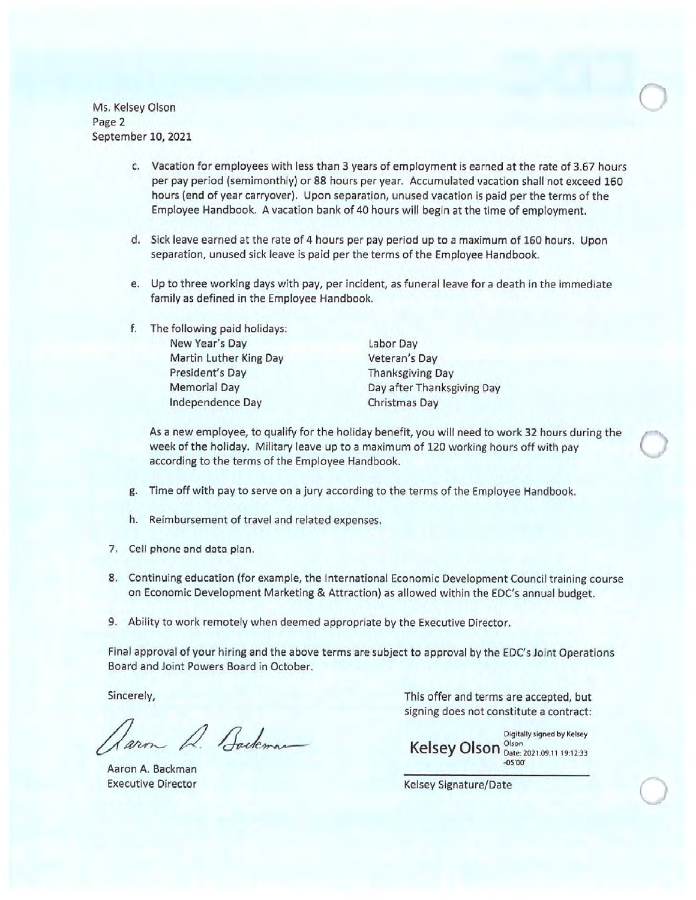Ms. Kelsey Olson
Page 2
September 10, 2021

c. Vacation for employees with less than 3 years of employment is earned at the rate of 3.67 hours per pay period (semimonthly) or 88 hours per year. Accumulated vacation shall not exceed 160 hours (end of year carryover). Upon separation, unused vacation is paid per the terms of the Employee Handbook. A vacation bank of 40 hours will begin at the time of employment.

d. Sick leave earned at the rate of 4 hours per pay period up to a maximum of 160 hours. Upon separation, unused sick leave is paid per the terms of the Employee Handbook.

e. Up to three working days with pay, per incident, as funeral leave for a death in the immediate family as defined in the Employee Handbook.

f. The following paid holidays:

| | |
|---|---|
| New Year's Day | Labor Day |
| Martin Luther King Day | Veteran's Day |
| President's Day | Thanksgiving Day |
| Memorial Day | Day after Thanksgiving Day |
| Independence Day | Christmas Day |

As a new employee, to qualify for the holiday benefit, you will need to work 32 hours during the week of the holiday. Military leave up to a maximum of 120 working hours off with pay according to the terms of the Employee Handbook.

g. Time off with pay to serve on a jury according to the terms of the Employee Handbook.

h. Reimbursement of travel and related expenses.

7. Cell phone and data plan.

8. Continuing education (for example, the International Economic Development Council training course on Economic Development Marketing & Attraction) as allowed within the EDC's annual budget.

9. Ability to work remotely when deemed appropriate by the Executive Director.

Final approval of your hiring and the above terms are subject to approval by the EDC's Joint Operations Board and Joint Powers Board in October.

Sincerely,

Aaron A. Backman
Executive Director

This offer and terms are accepted, but signing does not constitute a contract:

Kelsey Olson — Digitally signed by Kelsey Olson Date: 2021.09.11 19:12:33 -05'00'

Kelsey Signature/Date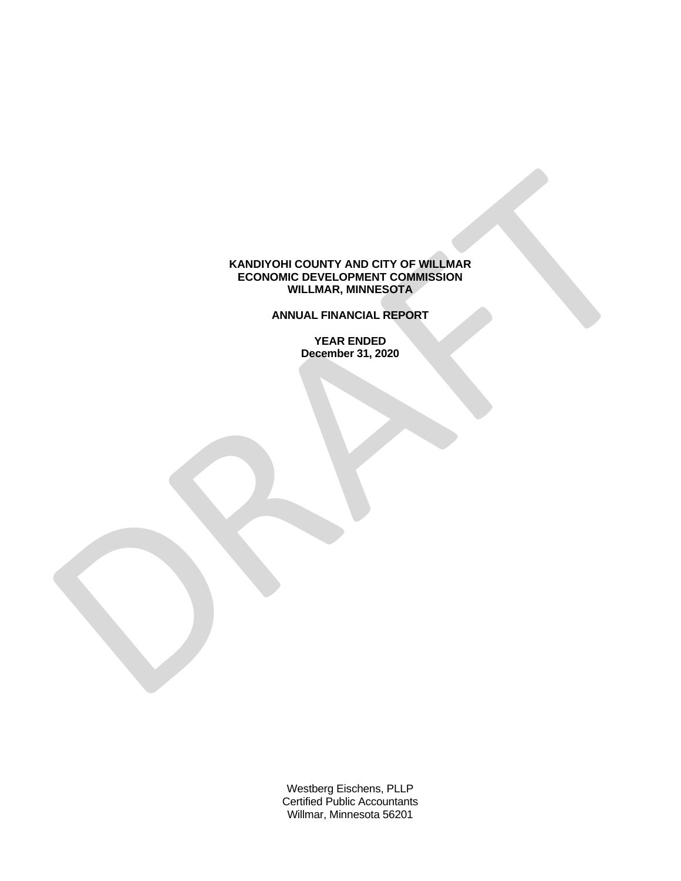**KANDIYOHI COUNTY AND CITY OF WILLMAR**
**ECONOMIC DEVELOPMENT COMMISSION**
**WILLMAR, MINNESOTA**

**ANNUAL FINANCIAL REPORT**

**YEAR ENDED**
**December 31, 2020**

Westberg Eischens, PLLP
Certified Public Accountants
Willmar, Minnesota 56201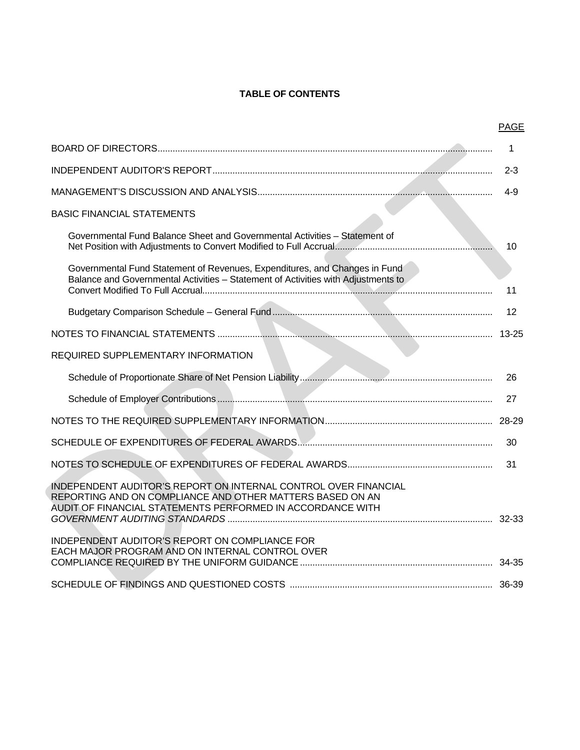# TABLE OF CONTENTS

| | PAGE |
|---|---|
| BOARD OF DIRECTORS | 1 |
| INDEPENDENT AUDITOR'S REPORT | 2-3 |
| MANAGEMENT'S DISCUSSION AND ANALYSIS | 4-9 |
| BASIC FINANCIAL STATEMENTS | |
| Governmental Fund Balance Sheet and Governmental Activities – Statement of Net Position with Adjustments to Convert Modified to Full Accrual | 10 |
| Governmental Fund Statement of Revenues, Expenditures, and Changes in Fund Balance and Governmental Activities – Statement of Activities with Adjustments to Convert Modified To Full Accrual | 11 |
| Budgetary Comparison Schedule – General Fund | 12 |
| NOTES TO FINANCIAL STATEMENTS | 13-25 |
| REQUIRED SUPPLEMENTARY INFORMATION | |
| Schedule of Proportionate Share of Net Pension Liability | 26 |
| Schedule of Employer Contributions | 27 |
| NOTES TO THE REQUIRED SUPPLEMENTARY INFORMATION | 28-29 |
| SCHEDULE OF EXPENDITURES OF FEDERAL AWARDS | 30 |
| NOTES TO SCHEDULE OF EXPENDITURES OF FEDERAL AWARDS | 31 |
| INDEPENDENT AUDITOR'S REPORT ON INTERNAL CONTROL OVER FINANCIAL REPORTING AND ON COMPLIANCE AND OTHER MATTERS BASED ON AN AUDIT OF FINANCIAL STATEMENTS PERFORMED IN ACCORDANCE WITH *GOVERNMENT AUDITING STANDARDS* | 32-33 |
| INDEPENDENT AUDITOR'S REPORT ON COMPLIANCE FOR EACH MAJOR PROGRAM AND ON INTERNAL CONTROL OVER COMPLIANCE REQUIRED BY THE UNIFORM GUIDANCE | 34-35 |
| SCHEDULE OF FINDINGS AND QUESTIONED COSTS | 36-39 |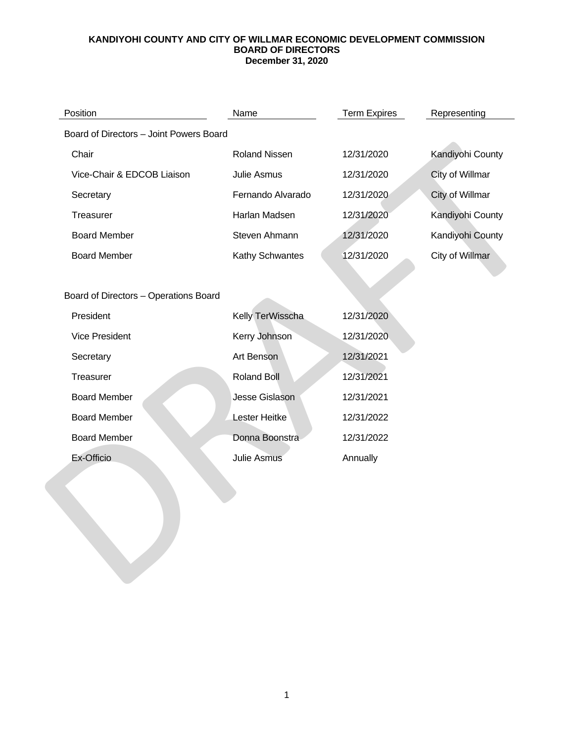**KANDIYOHI COUNTY AND CITY OF WILLMAR ECONOMIC DEVELOPMENT COMMISSION**
**BOARD OF DIRECTORS**
**December 31, 2020**

| Position | Name | Term Expires | Representing |
| --- | --- | --- | --- |
| Board of Directors – Joint Powers Board | | | |
| Chair | Roland Nissen | 12/31/2020 | Kandiyohi County |
| Vice-Chair & EDCOB Liaison | Julie Asmus | 12/31/2020 | City of Willmar |
| Secretary | Fernando Alvarado | 12/31/2020 | City of Willmar |
| Treasurer | Harlan Madsen | 12/31/2020 | Kandiyohi County |
| Board Member | Steven Ahmann | 12/31/2020 | Kandiyohi County |
| Board Member | Kathy Schwantes | 12/31/2020 | City of Willmar |
| | | | |
| Board of Directors – Operations Board | | | |
| President | Kelly TerWisscha | 12/31/2020 | |
| Vice President | Kerry Johnson | 12/31/2020 | |
| Secretary | Art Benson | 12/31/2021 | |
| Treasurer | Roland Boll | 12/31/2021 | |
| Board Member | Jesse Gislason | 12/31/2021 | |
| Board Member | Lester Heitke | 12/31/2022 | |
| Board Member | Donna Boonstra | 12/31/2022 | |
| Ex-Officio | Julie Asmus | Annually | |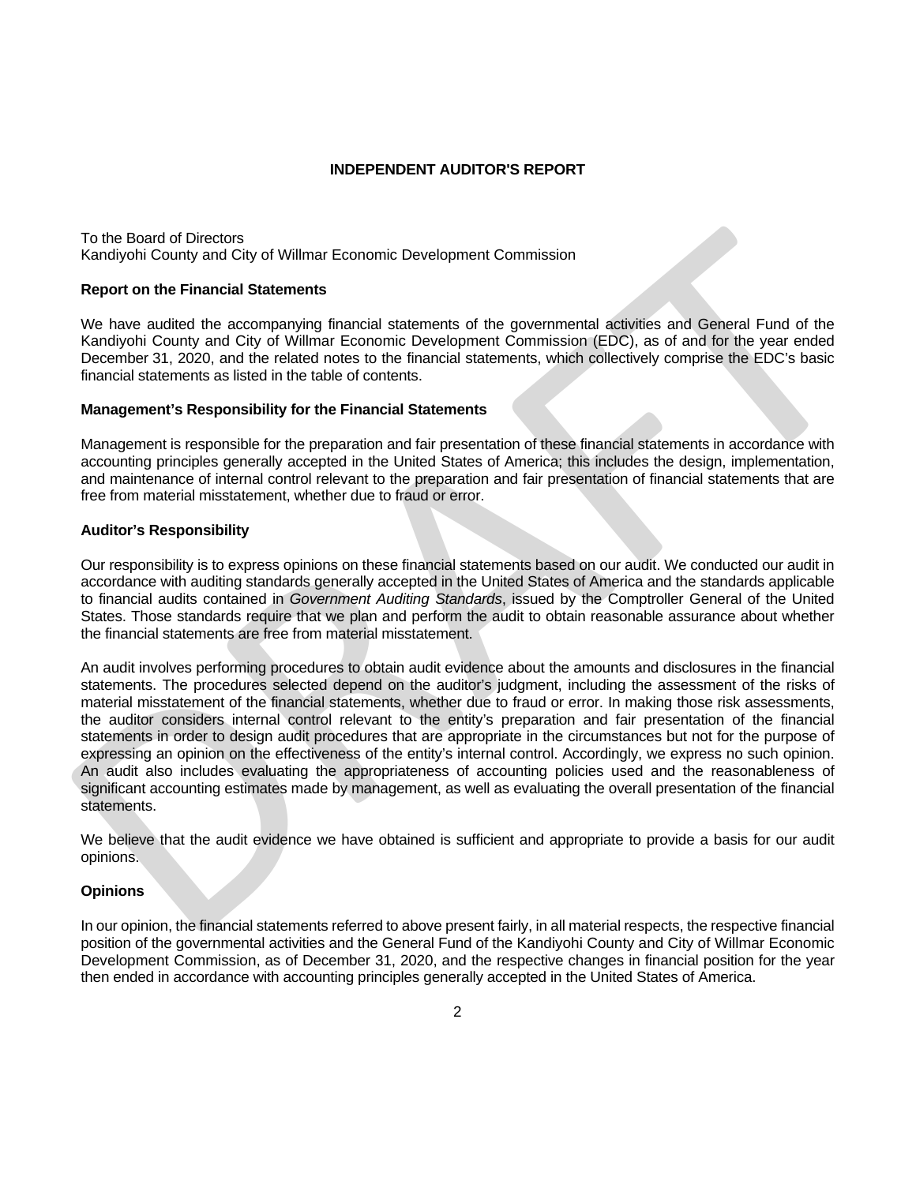# INDEPENDENT AUDITOR'S REPORT

To the Board of Directors
Kandiyohi County and City of Willmar Economic Development Commission

### Report on the Financial Statements

We have audited the accompanying financial statements of the governmental activities and General Fund of the Kandiyohi County and City of Willmar Economic Development Commission (EDC), as of and for the year ended December 31, 2020, and the related notes to the financial statements, which collectively comprise the EDC's basic financial statements as listed in the table of contents.

### Management's Responsibility for the Financial Statements

Management is responsible for the preparation and fair presentation of these financial statements in accordance with accounting principles generally accepted in the United States of America; this includes the design, implementation, and maintenance of internal control relevant to the preparation and fair presentation of financial statements that are free from material misstatement, whether due to fraud or error.

### Auditor's Responsibility

Our responsibility is to express opinions on these financial statements based on our audit. We conducted our audit in accordance with auditing standards generally accepted in the United States of America and the standards applicable to financial audits contained in *Government Auditing Standards*, issued by the Comptroller General of the United States. Those standards require that we plan and perform the audit to obtain reasonable assurance about whether the financial statements are free from material misstatement.

An audit involves performing procedures to obtain audit evidence about the amounts and disclosures in the financial statements. The procedures selected depend on the auditor's judgment, including the assessment of the risks of material misstatement of the financial statements, whether due to fraud or error. In making those risk assessments, the auditor considers internal control relevant to the entity's preparation and fair presentation of the financial statements in order to design audit procedures that are appropriate in the circumstances but not for the purpose of expressing an opinion on the effectiveness of the entity's internal control. Accordingly, we express no such opinion. An audit also includes evaluating the appropriateness of accounting policies used and the reasonableness of significant accounting estimates made by management, as well as evaluating the overall presentation of the financial statements.

We believe that the audit evidence we have obtained is sufficient and appropriate to provide a basis for our audit opinions.

### Opinions

In our opinion, the financial statements referred to above present fairly, in all material respects, the respective financial position of the governmental activities and the General Fund of the Kandiyohi County and City of Willmar Economic Development Commission, as of December 31, 2020, and the respective changes in financial position for the year then ended in accordance with accounting principles generally accepted in the United States of America.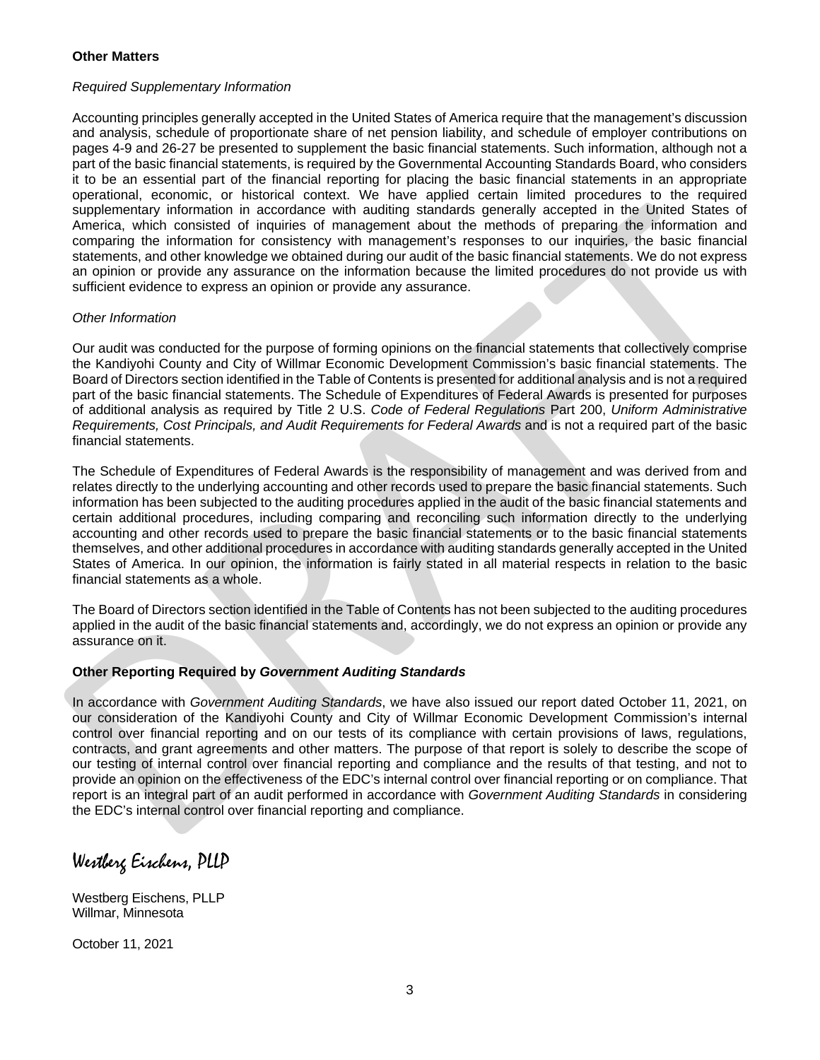**Other Matters**

*Required Supplementary Information*

Accounting principles generally accepted in the United States of America require that the management's discussion and analysis, schedule of proportionate share of net pension liability, and schedule of employer contributions on pages 4-9 and 26-27 be presented to supplement the basic financial statements. Such information, although not a part of the basic financial statements, is required by the Governmental Accounting Standards Board, who considers it to be an essential part of the financial reporting for placing the basic financial statements in an appropriate operational, economic, or historical context. We have applied certain limited procedures to the required supplementary information in accordance with auditing standards generally accepted in the United States of America, which consisted of inquiries of management about the methods of preparing the information and comparing the information for consistency with management's responses to our inquiries, the basic financial statements, and other knowledge we obtained during our audit of the basic financial statements. We do not express an opinion or provide any assurance on the information because the limited procedures do not provide us with sufficient evidence to express an opinion or provide any assurance.

*Other Information*

Our audit was conducted for the purpose of forming opinions on the financial statements that collectively comprise the Kandiyohi County and City of Willmar Economic Development Commission's basic financial statements. The Board of Directors section identified in the Table of Contents is presented for additional analysis and is not a required part of the basic financial statements. The Schedule of Expenditures of Federal Awards is presented for purposes of additional analysis as required by Title 2 U.S. *Code of Federal Regulations* Part 200, *Uniform Administrative Requirements, Cost Principals, and Audit Requirements for Federal Awards* and is not a required part of the basic financial statements.

The Schedule of Expenditures of Federal Awards is the responsibility of management and was derived from and relates directly to the underlying accounting and other records used to prepare the basic financial statements. Such information has been subjected to the auditing procedures applied in the audit of the basic financial statements and certain additional procedures, including comparing and reconciling such information directly to the underlying accounting and other records used to prepare the basic financial statements or to the basic financial statements themselves, and other additional procedures in accordance with auditing standards generally accepted in the United States of America. In our opinion, the information is fairly stated in all material respects in relation to the basic financial statements as a whole.

The Board of Directors section identified in the Table of Contents has not been subjected to the auditing procedures applied in the audit of the basic financial statements and, accordingly, we do not express an opinion or provide any assurance on it.

**Other Reporting Required by *Government Auditing Standards***

In accordance with *Government Auditing Standards*, we have also issued our report dated October 11, 2021, on our consideration of the Kandiyohi County and City of Willmar Economic Development Commission's internal control over financial reporting and on our tests of its compliance with certain provisions of laws, regulations, contracts, and grant agreements and other matters. The purpose of that report is solely to describe the scope of our testing of internal control over financial reporting and compliance and the results of that testing, and not to provide an opinion on the effectiveness of the EDC's internal control over financial reporting or on compliance. That report is an integral part of an audit performed in accordance with *Government Auditing Standards* in considering the EDC's internal control over financial reporting and compliance.

Westberg Eischens, PLLP

Westberg Eischens, PLLP
Willmar, Minnesota

October 11, 2021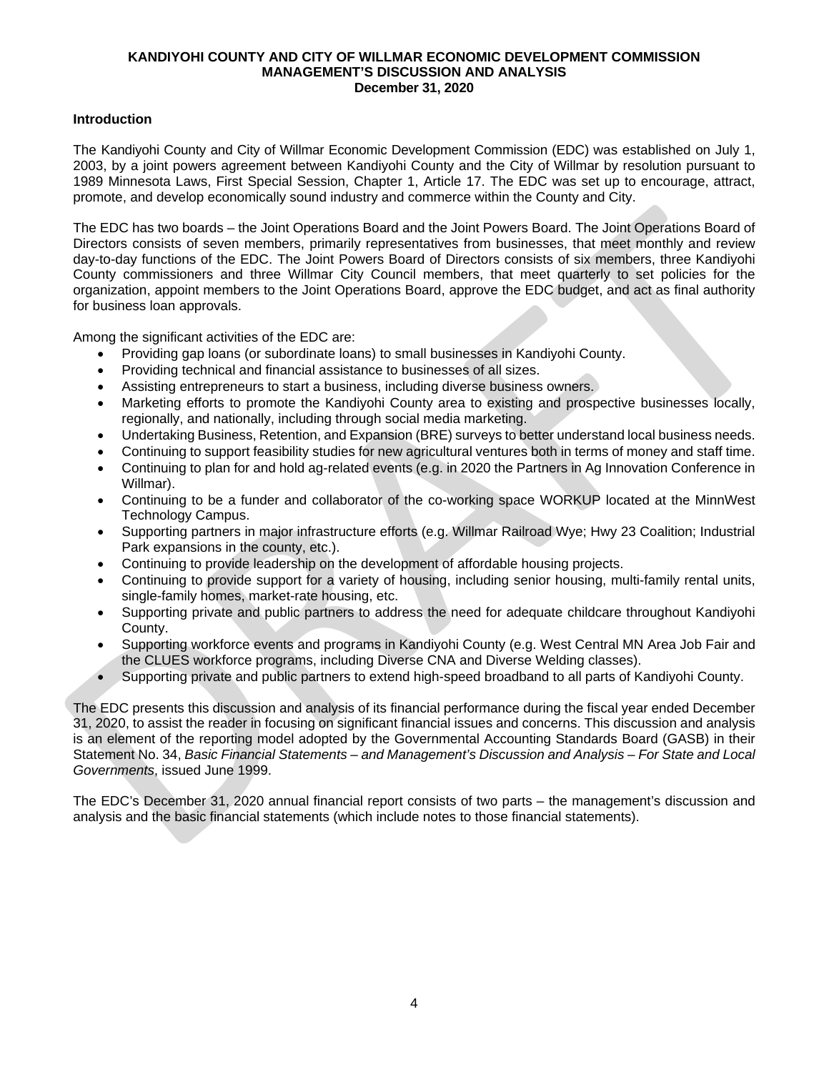# KANDIYOHI COUNTY AND CITY OF WILLMAR ECONOMIC DEVELOPMENT COMMISSION
## MANAGEMENT'S DISCUSSION AND ANALYSIS
### December 31, 2020

**Introduction**

The Kandiyohi County and City of Willmar Economic Development Commission (EDC) was established on July 1, 2003, by a joint powers agreement between Kandiyohi County and the City of Willmar by resolution pursuant to 1989 Minnesota Laws, First Special Session, Chapter 1, Article 17. The EDC was set up to encourage, attract, promote, and develop economically sound industry and commerce within the County and City.

The EDC has two boards – the Joint Operations Board and the Joint Powers Board. The Joint Operations Board of Directors consists of seven members, primarily representatives from businesses, that meet monthly and review day-to-day functions of the EDC. The Joint Powers Board of Directors consists of six members, three Kandiyohi County commissioners and three Willmar City Council members, that meet quarterly to set policies for the organization, appoint members to the Joint Operations Board, approve the EDC budget, and act as final authority for business loan approvals.

Among the significant activities of the EDC are:

- Providing gap loans (or subordinate loans) to small businesses in Kandiyohi County.
- Providing technical and financial assistance to businesses of all sizes.
- Assisting entrepreneurs to start a business, including diverse business owners.
- Marketing efforts to promote the Kandiyohi County area to existing and prospective businesses locally, regionally, and nationally, including through social media marketing.
- Undertaking Business, Retention, and Expansion (BRE) surveys to better understand local business needs.
- Continuing to support feasibility studies for new agricultural ventures both in terms of money and staff time.
- Continuing to plan for and hold ag-related events (e.g. in 2020 the Partners in Ag Innovation Conference in Willmar).
- Continuing to be a funder and collaborator of the co-working space WORKUP located at the MinnWest Technology Campus.
- Supporting partners in major infrastructure efforts (e.g. Willmar Railroad Wye; Hwy 23 Coalition; Industrial Park expansions in the county, etc.).
- Continuing to provide leadership on the development of affordable housing projects.
- Continuing to provide support for a variety of housing, including senior housing, multi-family rental units, single-family homes, market-rate housing, etc.
- Supporting private and public partners to address the need for adequate childcare throughout Kandiyohi County.
- Supporting workforce events and programs in Kandiyohi County (e.g. West Central MN Area Job Fair and the CLUES workforce programs, including Diverse CNA and Diverse Welding classes).
- Supporting private and public partners to extend high-speed broadband to all parts of Kandiyohi County.

The EDC presents this discussion and analysis of its financial performance during the fiscal year ended December 31, 2020, to assist the reader in focusing on significant financial issues and concerns. This discussion and analysis is an element of the reporting model adopted by the Governmental Accounting Standards Board (GASB) in their Statement No. 34, *Basic Financial Statements – and Management's Discussion and Analysis – For State and Local Governments*, issued June 1999.

The EDC's December 31, 2020 annual financial report consists of two parts – the management's discussion and analysis and the basic financial statements (which include notes to those financial statements).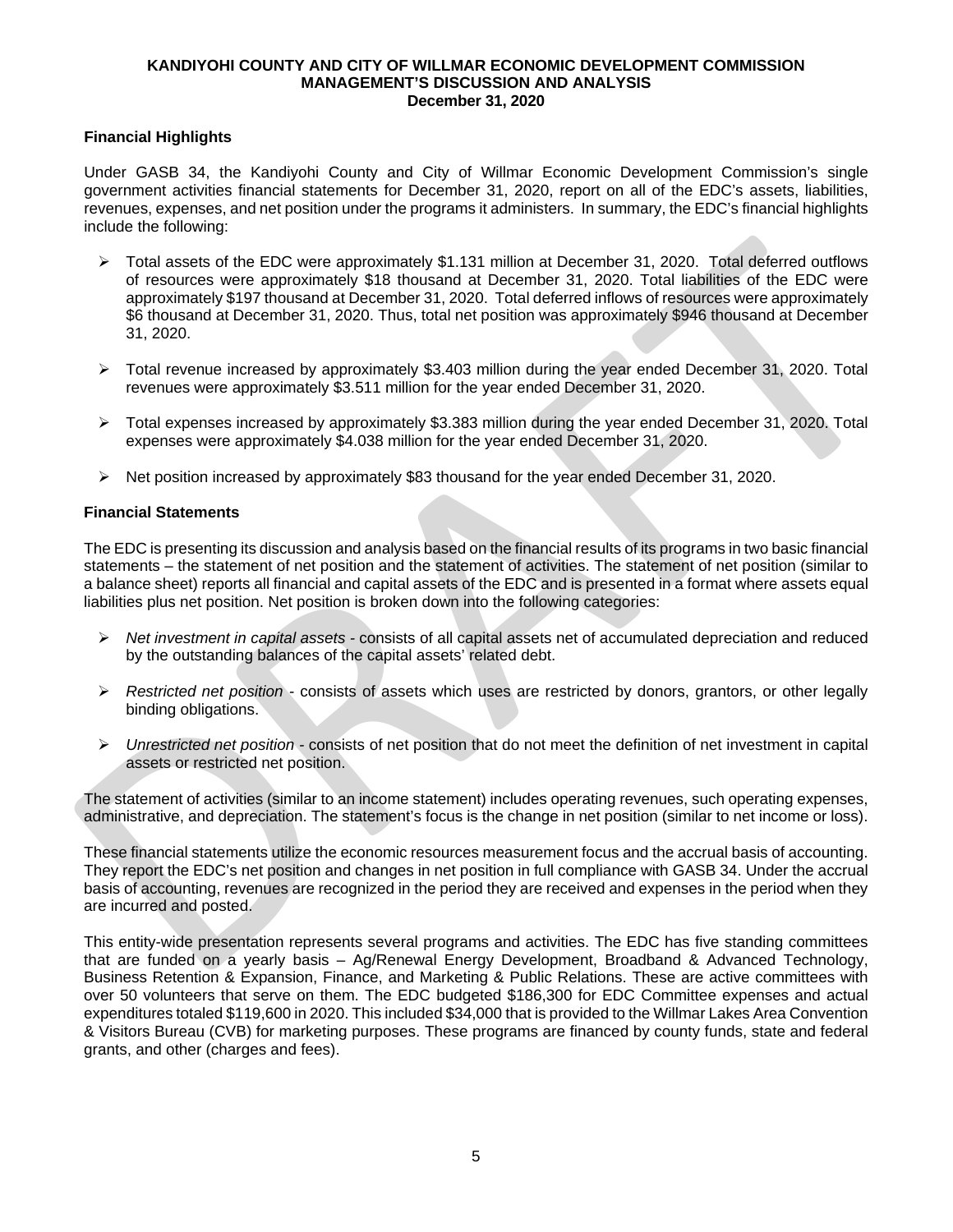# KANDIYOHI COUNTY AND CITY OF WILLMAR ECONOMIC DEVELOPMENT COMMISSION
## MANAGEMENT'S DISCUSSION AND ANALYSIS
### December 31, 2020

**Financial Highlights**

Under GASB 34, the Kandiyohi County and City of Willmar Economic Development Commission's single government activities financial statements for December 31, 2020, report on all of the EDC's assets, liabilities, revenues, expenses, and net position under the programs it administers. In summary, the EDC's financial highlights include the following:

- Total assets of the EDC were approximately $1.131 million at December 31, 2020. Total deferred outflows of resources were approximately $18 thousand at December 31, 2020. Total liabilities of the EDC were approximately $197 thousand at December 31, 2020. Total deferred inflows of resources were approximately $6 thousand at December 31, 2020. Thus, total net position was approximately $946 thousand at December 31, 2020.

- Total revenue increased by approximately $3.403 million during the year ended December 31, 2020. Total revenues were approximately $3.511 million for the year ended December 31, 2020.

- Total expenses increased by approximately $3.383 million during the year ended December 31, 2020. Total expenses were approximately $4.038 million for the year ended December 31, 2020.

- Net position increased by approximately $83 thousand for the year ended December 31, 2020.

**Financial Statements**

The EDC is presenting its discussion and analysis based on the financial results of its programs in two basic financial statements – the statement of net position and the statement of activities. The statement of net position (similar to a balance sheet) reports all financial and capital assets of the EDC and is presented in a format where assets equal liabilities plus net position. Net position is broken down into the following categories:

- *Net investment in capital assets* - consists of all capital assets net of accumulated depreciation and reduced by the outstanding balances of the capital assets' related debt.

- *Restricted net position* - consists of assets which uses are restricted by donors, grantors, or other legally binding obligations.

- *Unrestricted net position* - consists of net position that do not meet the definition of net investment in capital assets or restricted net position.

The statement of activities (similar to an income statement) includes operating revenues, such operating expenses, administrative, and depreciation. The statement's focus is the change in net position (similar to net income or loss).

These financial statements utilize the economic resources measurement focus and the accrual basis of accounting. They report the EDC's net position and changes in net position in full compliance with GASB 34. Under the accrual basis of accounting, revenues are recognized in the period they are received and expenses in the period when they are incurred and posted.

This entity-wide presentation represents several programs and activities. The EDC has five standing committees that are funded on a yearly basis – Ag/Renewal Energy Development, Broadband & Advanced Technology, Business Retention & Expansion, Finance, and Marketing & Public Relations. These are active committees with over 50 volunteers that serve on them. The EDC budgeted $186,300 for EDC Committee expenses and actual expenditures totaled $119,600 in 2020. This included $34,000 that is provided to the Willmar Lakes Area Convention & Visitors Bureau (CVB) for marketing purposes. These programs are financed by county funds, state and federal grants, and other (charges and fees).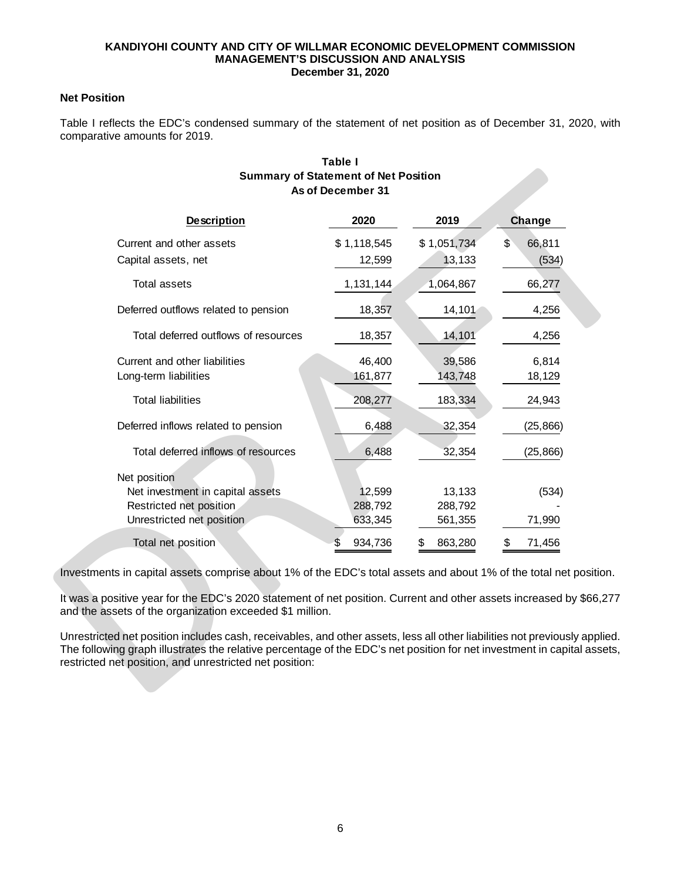**KANDIYOHI COUNTY AND CITY OF WILLMAR ECONOMIC DEVELOPMENT COMMISSION**
**MANAGEMENT'S DISCUSSION AND ANALYSIS**
**December 31, 2020**

### Net Position

Table I reflects the EDC's condensed summary of the statement of net position as of December 31, 2020, with comparative amounts for 2019.

**Table I**
**Summary of Statement of Net Position**
**As of December 31**

| Description | 2020 | 2019 | Change |
|---|---|---|---|
| Current and other assets | $ 1,118,545 | $ 1,051,734 | $ 66,811 |
| Capital assets, net | 12,599 | 13,133 | (534) |
| Total assets | 1,131,144 | 1,064,867 | 66,277 |
| Deferred outflows related to pension | 18,357 | 14,101 | 4,256 |
| Total deferred outflows of resources | 18,357 | 14,101 | 4,256 |
| Current and other liabilities | 46,400 | 39,586 | 6,814 |
| Long-term liabilities | 161,877 | 143,748 | 18,129 |
| Total liabilities | 208,277 | 183,334 | 24,943 |
| Deferred inflows related to pension | 6,488 | 32,354 | (25,866) |
| Total deferred inflows of resources | 6,488 | 32,354 | (25,866) |
| Net position | | | |
| Net investment in capital assets | 12,599 | 13,133 | (534) |
| Restricted net position | 288,792 | 288,792 | - |
| Unrestricted net position | 633,345 | 561,355 | 71,990 |
| Total net position | $ 934,736 | $ 863,280 | $ 71,456 |

Investments in capital assets comprise about 1% of the EDC's total assets and about 1% of the total net position.

It was a positive year for the EDC's 2020 statement of net position. Current and other assets increased by $66,277 and the assets of the organization exceeded $1 million.

Unrestricted net position includes cash, receivables, and other assets, less all other liabilities not previously applied. The following graph illustrates the relative percentage of the EDC's net position for net investment in capital assets, restricted net position, and unrestricted net position: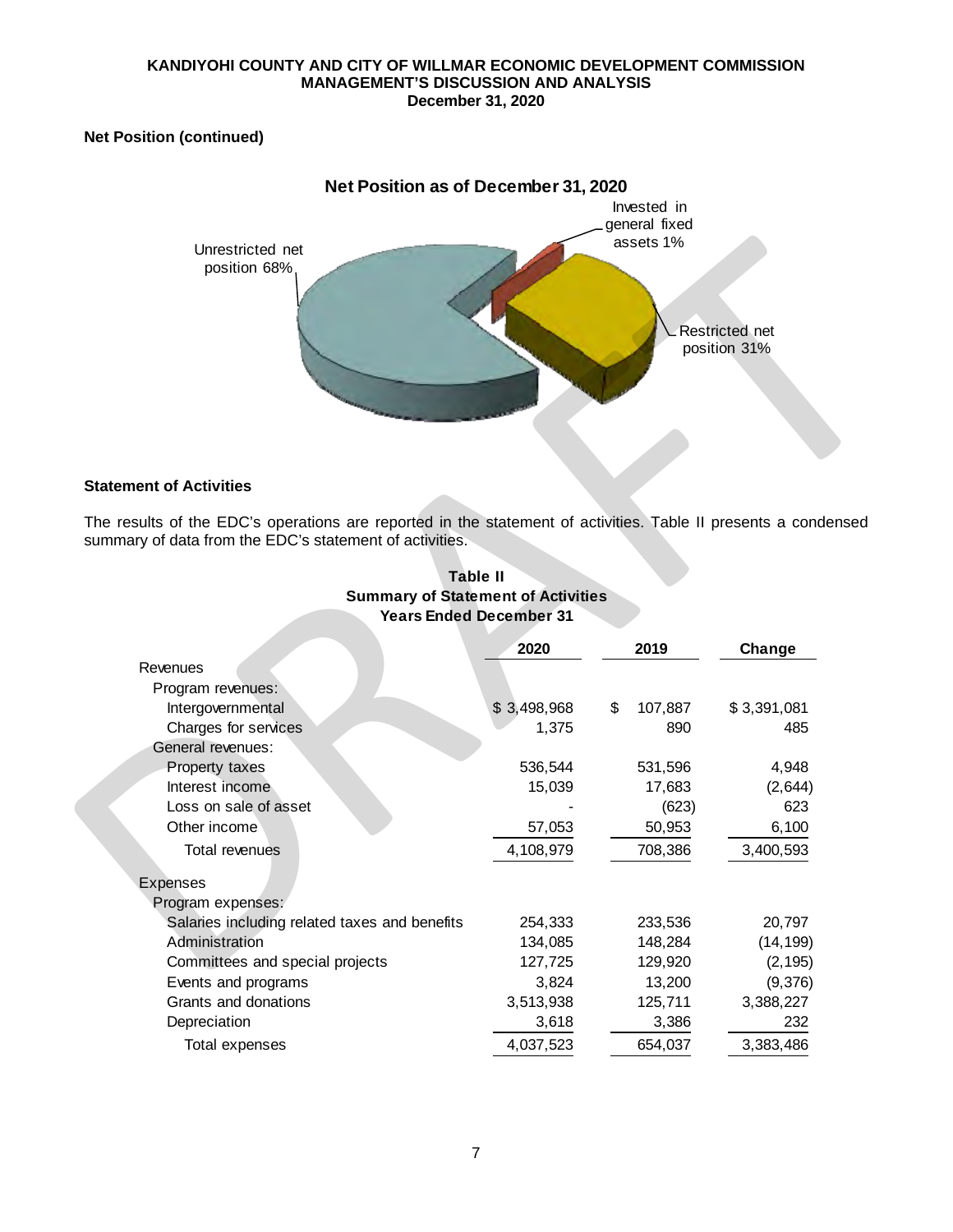**Net Position (continued)**

**Net Position as of December 31, 2020**

Unrestricted net position 68%

Invested in general fixed assets 1%

Restricted net position 31%

**Statement of Activities**

The results of the EDC's operations are reported in the statement of activities. Table II presents a condensed summary of data from the EDC's statement of activities.

**Table II**
**Summary of Statement of Activities**
**Years Ended December 31**

| | 2020 | 2019 | Change |
|---|---|---|---|
| Revenues | | | |
| Program revenues: | | | |
| Intergovernmental | $ 3,498,968 | $ 107,887 | $ 3,391,081 |
| Charges for services | 1,375 | 890 | 485 |
| General revenues: | | | |
| Property taxes | 536,544 | 531,596 | 4,948 |
| Interest income | 15,039 | 17,683 | (2,644) |
| Loss on sale of asset | - | (623) | 623 |
| Other income | 57,053 | 50,953 | 6,100 |
| Total revenues | 4,108,979 | 708,386 | 3,400,593 |
| Expenses | | | |
| Program expenses: | | | |
| Salaries including related taxes and benefits | 254,333 | 233,536 | 20,797 |
| Administration | 134,085 | 148,284 | (14,199) |
| Committees and special projects | 127,725 | 129,920 | (2,195) |
| Events and programs | 3,824 | 13,200 | (9,376) |
| Grants and donations | 3,513,938 | 125,711 | 3,388,227 |
| Depreciation | 3,618 | 3,386 | 232 |
| Total expenses | 4,037,523 | 654,037 | 3,383,486 |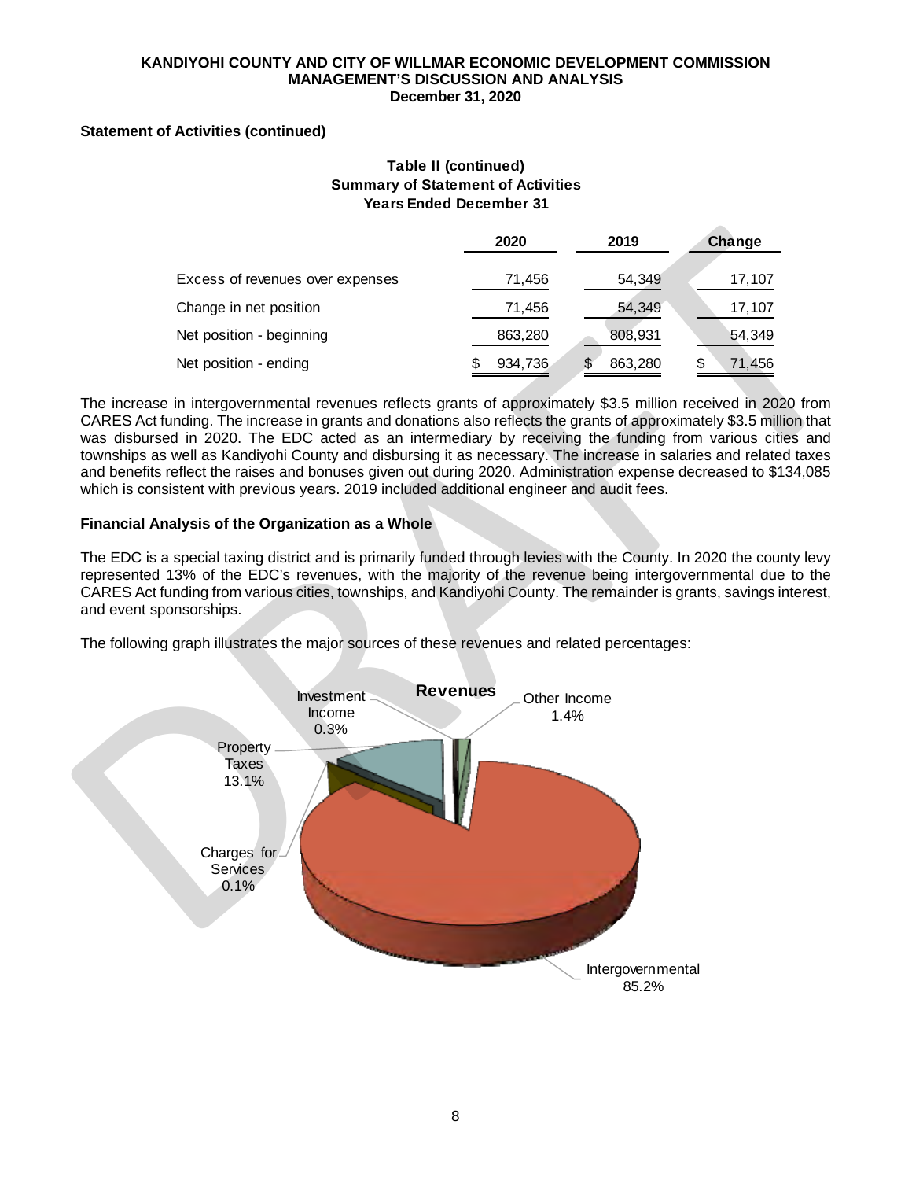**Statement of Activities (continued)**

**Table II (continued)**
**Summary of Statement of Activities**
**Years Ended December 31**

| | 2020 | 2019 | Change |
|---|---|---|---|
| Excess of revenues over expenses | 71,456 | 54,349 | 17,107 |
| Change in net position | 71,456 | 54,349 | 17,107 |
| Net position - beginning | 863,280 | 808,931 | 54,349 |
| Net position - ending | $ 934,736 | $ 863,280 | $ 71,456 |

The increase in intergovernmental revenues reflects grants of approximately $3.5 million received in 2020 from CARES Act funding. The increase in grants and donations also reflects the grants of approximately $3.5 million that was disbursed in 2020. The EDC acted as an intermediary by receiving the funding from various cities and townships as well as Kandiyohi County and disbursing it as necessary. The increase in salaries and related taxes and benefits reflect the raises and bonuses given out during 2020. Administration expense decreased to $134,085 which is consistent with previous years. 2019 included additional engineer and audit fees.

**Financial Analysis of the Organization as a Whole**

The EDC is a special taxing district and is primarily funded through levies with the County. In 2020 the county levy represented 13% of the EDC's revenues, with the majority of the revenue being intergovernmental due to the CARES Act funding from various cities, townships, and Kandiyohi County. The remainder is grants, savings interest, and event sponsorships.

The following graph illustrates the major sources of these revenues and related percentages:

**Revenues**

| Source | Percentage |
|---|---|
| Intergovernmental | 85.2% |
| Property Taxes | 13.1% |
| Other Income | 1.4% |
| Investment Income | 0.3% |
| Charges for Services | 0.1% |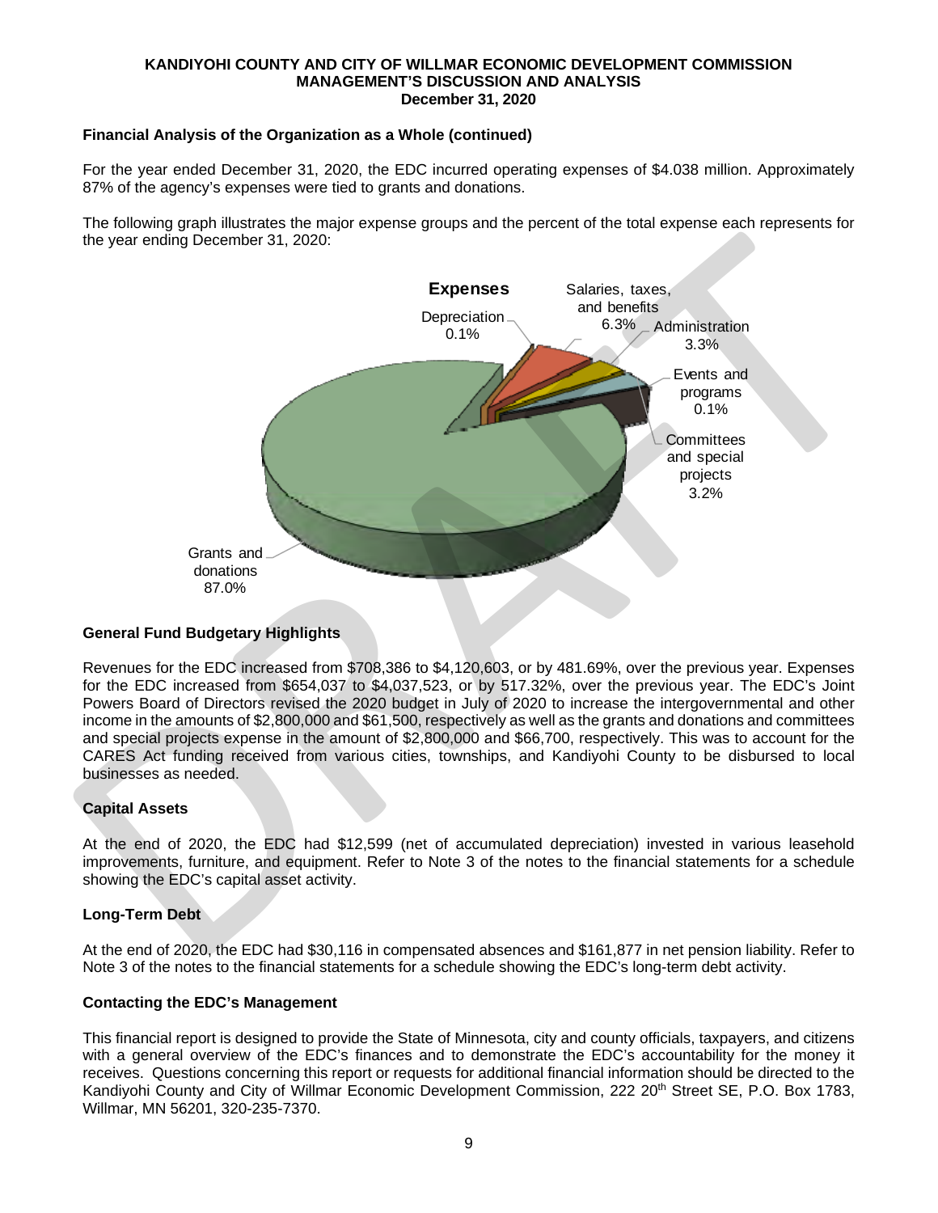## Financial Analysis of the Organization as a Whole (continued)

For the year ended December 31, 2020, the EDC incurred operating expenses of $4.038 million. Approximately 87% of the agency's expenses were tied to grants and donations.

The following graph illustrates the major expense groups and the percent of the total expense each represents for the year ending December 31, 2020:

**Expenses**

- Grants and donations 87.0%
- Salaries, taxes, and benefits 6.3%
- Administration 3.3%
- Committees and special projects 3.2%
- Depreciation 0.1%
- Events and programs 0.1%

## General Fund Budgetary Highlights

Revenues for the EDC increased from $708,386 to $4,120,603, or by 481.69%, over the previous year. Expenses for the EDC increased from $654,037 to $4,037,523, or by 517.32%, over the previous year. The EDC's Joint Powers Board of Directors revised the 2020 budget in July of 2020 to increase the intergovernmental and other income in the amounts of $2,800,000 and $61,500, respectively as well as the grants and donations and committees and special projects expense in the amount of $2,800,000 and $66,700, respectively. This was to account for the CARES Act funding received from various cities, townships, and Kandiyohi County to be disbursed to local businesses as needed.

## Capital Assets

At the end of 2020, the EDC had $12,599 (net of accumulated depreciation) invested in various leasehold improvements, furniture, and equipment. Refer to Note 3 of the notes to the financial statements for a schedule showing the EDC's capital asset activity.

## Long-Term Debt

At the end of 2020, the EDC had $30,116 in compensated absences and $161,877 in net pension liability. Refer to Note 3 of the notes to the financial statements for a schedule showing the EDC's long-term debt activity.

## Contacting the EDC's Management

This financial report is designed to provide the State of Minnesota, city and county officials, taxpayers, and citizens with a general overview of the EDC's finances and to demonstrate the EDC's accountability for the money it receives. Questions concerning this report or requests for additional financial information should be directed to the Kandiyohi County and City of Willmar Economic Development Commission, 222 20th Street SE, P.O. Box 1783, Willmar, MN 56201, 320-235-7370.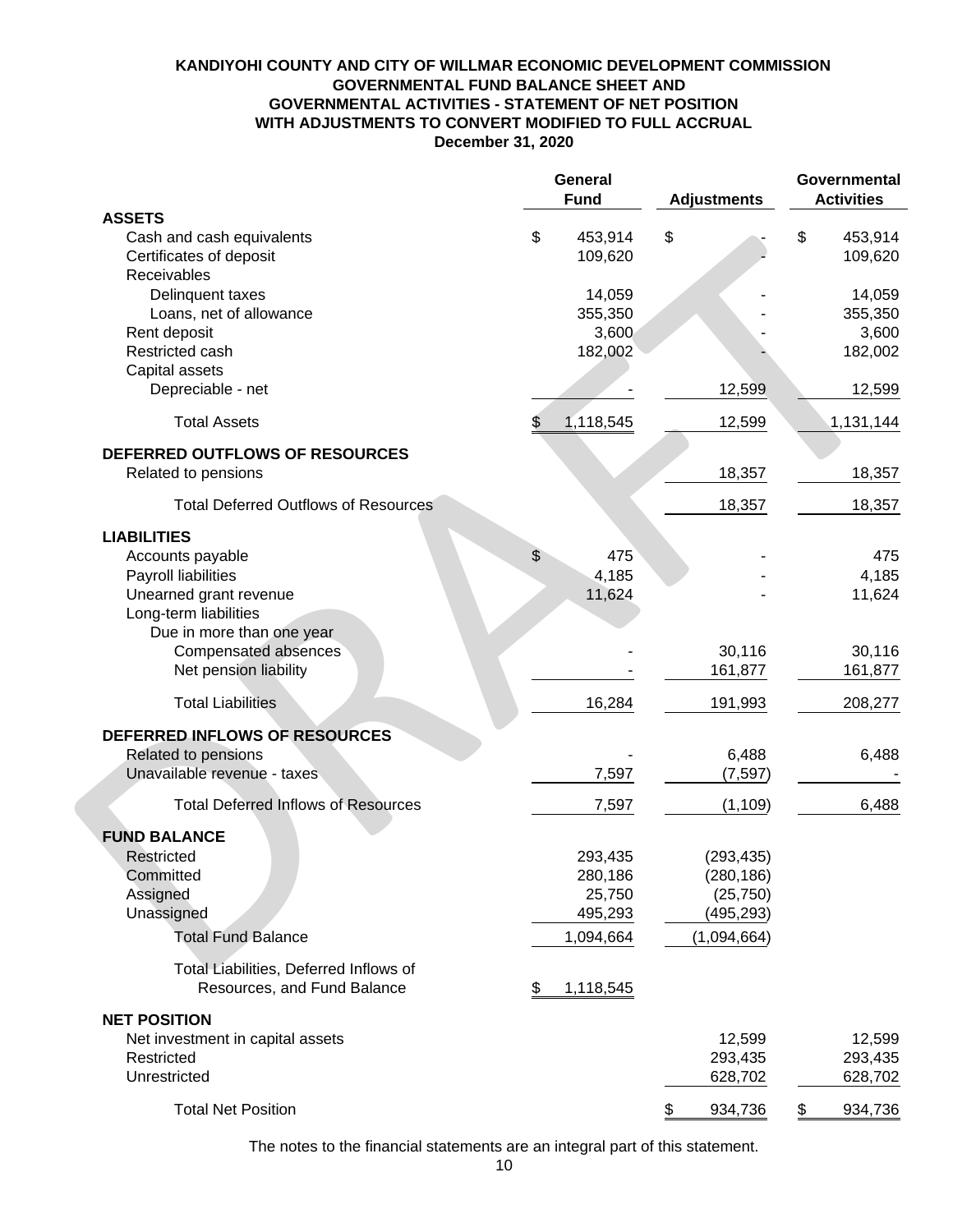# KANDIYOHI COUNTY AND CITY OF WILLMAR ECONOMIC DEVELOPMENT COMMISSION
## GOVERNMENTAL FUND BALANCE SHEET AND GOVERNMENTAL ACTIVITIES - STATEMENT OF NET POSITION WITH ADJUSTMENTS TO CONVERT MODIFIED TO FULL ACCRUAL
### December 31, 2020

| | General Fund | Adjustments | Governmental Activities |
|---|---|---|---|
| **ASSETS** | | | |
| Cash and cash equivalents | $ 453,914 | $ - | $ 453,914 |
| Certificates of deposit | 109,620 | - | 109,620 |
| Receivables | | | |
| Delinquent taxes | 14,059 | - | 14,059 |
| Loans, net of allowance | 355,350 | - | 355,350 |
| Rent deposit | 3,600 | - | 3,600 |
| Restricted cash | 182,002 | - | 182,002 |
| Capital assets | | | |
| Depreciable - net | - | 12,599 | 12,599 |
| Total Assets | $ 1,118,545 | 12,599 | 1,131,144 |
| **DEFERRED OUTFLOWS OF RESOURCES** | | | |
| Related to pensions | | 18,357 | 18,357 |
| Total Deferred Outflows of Resources | | 18,357 | 18,357 |
| **LIABILITIES** | | | |
| Accounts payable | $ 475 | - | 475 |
| Payroll liabilities | 4,185 | - | 4,185 |
| Unearned grant revenue | 11,624 | - | 11,624 |
| Long-term liabilities | | | |
| Due in more than one year | | | |
| Compensated absences | - | 30,116 | 30,116 |
| Net pension liability | - | 161,877 | 161,877 |
| Total Liabilities | 16,284 | 191,993 | 208,277 |
| **DEFERRED INFLOWS OF RESOURCES** | | | |
| Related to pensions | - | 6,488 | 6,488 |
| Unavailable revenue - taxes | 7,597 | (7,597) | - |
| Total Deferred Inflows of Resources | 7,597 | (1,109) | 6,488 |
| **FUND BALANCE** | | | |
| Restricted | 293,435 | (293,435) | |
| Committed | 280,186 | (280,186) | |
| Assigned | 25,750 | (25,750) | |
| Unassigned | 495,293 | (495,293) | |
| Total Fund Balance | 1,094,664 | (1,094,664) | |
| Total Liabilities, Deferred Inflows of Resources, and Fund Balance | $ 1,118,545 | | |
| **NET POSITION** | | | |
| Net investment in capital assets | | 12,599 | 12,599 |
| Restricted | | 293,435 | 293,435 |
| Unrestricted | | 628,702 | 628,702 |
| Total Net Position | | $ 934,736 | $ 934,736 |

The notes to the financial statements are an integral part of this statement.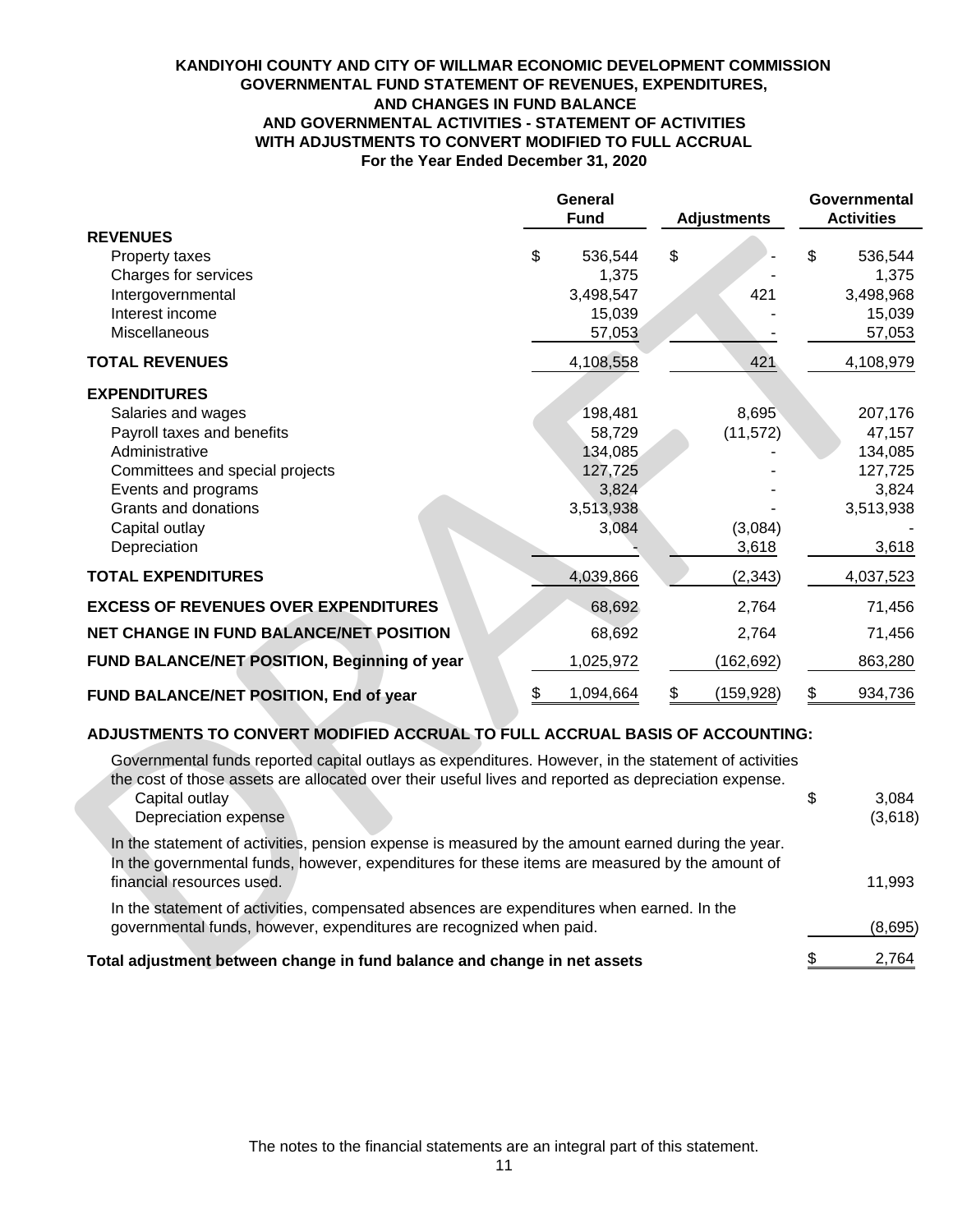# KANDIYOHI COUNTY AND CITY OF WILLMAR ECONOMIC DEVELOPMENT COMMISSION
## GOVERNMENTAL FUND STATEMENT OF REVENUES, EXPENDITURES, AND CHANGES IN FUND BALANCE AND GOVERNMENTAL ACTIVITIES - STATEMENT OF ACTIVITIES WITH ADJUSTMENTS TO CONVERT MODIFIED TO FULL ACCRUAL
### For the Year Ended December 31, 2020

| | General Fund | Adjustments | Governmental Activities |
|---|---|---|---|
| **REVENUES** | | | |
| Property taxes | $ 536,544 | $ - | $ 536,544 |
| Charges for services | 1,375 | - | 1,375 |
| Intergovernmental | 3,498,547 | 421 | 3,498,968 |
| Interest income | 15,039 | - | 15,039 |
| Miscellaneous | 57,053 | - | 57,053 |
| **TOTAL REVENUES** | 4,108,558 | 421 | 4,108,979 |
| **EXPENDITURES** | | | |
| Salaries and wages | 198,481 | 8,695 | 207,176 |
| Payroll taxes and benefits | 58,729 | (11,572) | 47,157 |
| Administrative | 134,085 | - | 134,085 |
| Committees and special projects | 127,725 | - | 127,725 |
| Events and programs | 3,824 | - | 3,824 |
| Grants and donations | 3,513,938 | - | 3,513,938 |
| Capital outlay | 3,084 | (3,084) | - |
| Depreciation | - | 3,618 | 3,618 |
| **TOTAL EXPENDITURES** | 4,039,866 | (2,343) | 4,037,523 |
| **EXCESS OF REVENUES OVER EXPENDITURES** | 68,692 | 2,764 | 71,456 |
| **NET CHANGE IN FUND BALANCE/NET POSITION** | 68,692 | 2,764 | 71,456 |
| **FUND BALANCE/NET POSITION, Beginning of year** | 1,025,972 | (162,692) | 863,280 |
| **FUND BALANCE/NET POSITION, End of year** | $ 1,094,664 | $ (159,928) | $ 934,736 |

**ADJUSTMENTS TO CONVERT MODIFIED ACCRUAL TO FULL ACCRUAL BASIS OF ACCOUNTING:**

| | |
|---|---|
| Governmental funds reported capital outlays as expenditures. However, in the statement of activities the cost of those assets are allocated over their useful lives and reported as depreciation expense. | |
| Capital outlay | $ 3,084 |
| Depreciation expense | (3,618) |
| In the statement of activities, pension expense is measured by the amount earned during the year. In the governmental funds, however, expenditures for these items are measured by the amount of financial resources used. | 11,993 |
| In the statement of activities, compensated absences are expenditures when earned. In the governmental funds, however, expenditures are recognized when paid. | (8,695) |
| **Total adjustment between change in fund balance and change in net assets** | $ 2,764 |

The notes to the financial statements are an integral part of this statement.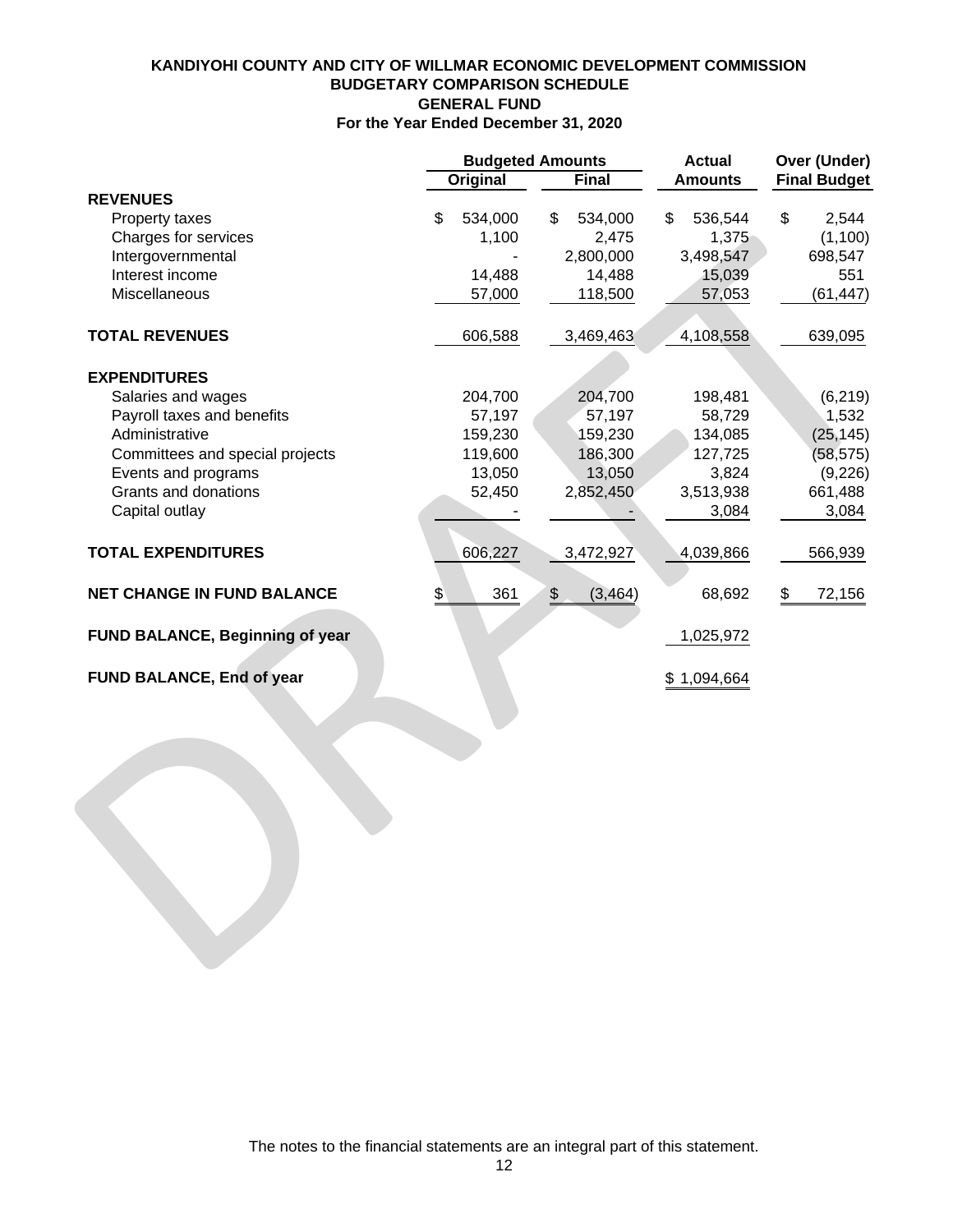# KANDIYOHI COUNTY AND CITY OF WILLMAR ECONOMIC DEVELOPMENT COMMISSION
## BUDGETARY COMPARISON SCHEDULE
## GENERAL FUND
### For the Year Ended December 31, 2020

| | Budgeted Amounts | | Actual | Over (Under) |
|---|---|---|---|---|
| | Original | Final | Amounts | Final Budget |
| **REVENUES** | | | | |
| Property taxes | $ 534,000 | $ 534,000 | $ 536,544 | $ 2,544 |
| Charges for services | 1,100 | 2,475 | 1,375 | (1,100) |
| Intergovernmental | - | 2,800,000 | 3,498,547 | 698,547 |
| Interest income | 14,488 | 14,488 | 15,039 | 551 |
| Miscellaneous | 57,000 | 118,500 | 57,053 | (61,447) |
| **TOTAL REVENUES** | 606,588 | 3,469,463 | 4,108,558 | 639,095 |
| **EXPENDITURES** | | | | |
| Salaries and wages | 204,700 | 204,700 | 198,481 | (6,219) |
| Payroll taxes and benefits | 57,197 | 57,197 | 58,729 | 1,532 |
| Administrative | 159,230 | 159,230 | 134,085 | (25,145) |
| Committees and special projects | 119,600 | 186,300 | 127,725 | (58,575) |
| Events and programs | 13,050 | 13,050 | 3,824 | (9,226) |
| Grants and donations | 52,450 | 2,852,450 | 3,513,938 | 661,488 |
| Capital outlay | - | - | 3,084 | 3,084 |
| **TOTAL EXPENDITURES** | 606,227 | 3,472,927 | 4,039,866 | 566,939 |
| **NET CHANGE IN FUND BALANCE** | $ 361 | $ (3,464) | 68,692 | $ 72,156 |
| **FUND BALANCE, Beginning of year** | | | 1,025,972 | |
| **FUND BALANCE, End of year** | | | $ 1,094,664 | |

The notes to the financial statements are an integral part of this statement.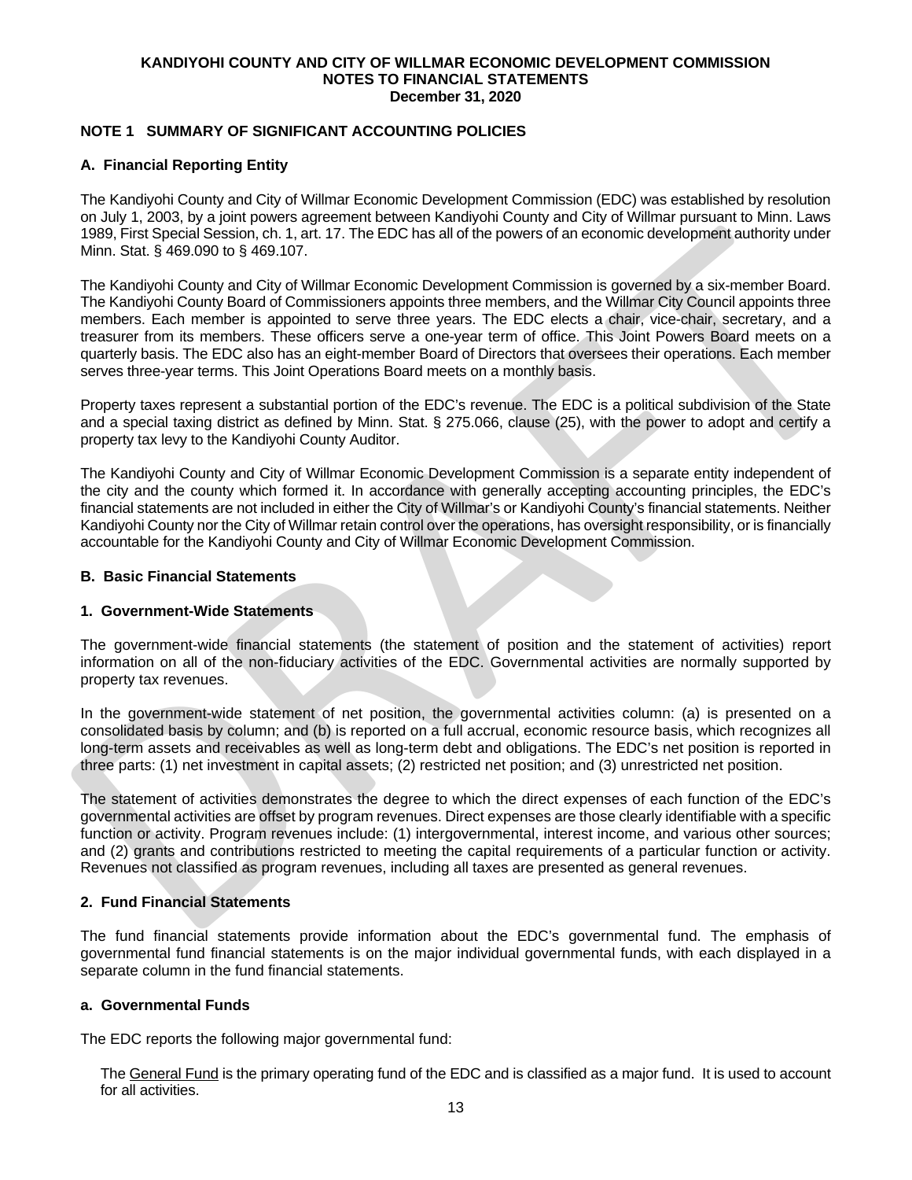**KANDIYOHI COUNTY AND CITY OF WILLMAR ECONOMIC DEVELOPMENT COMMISSION**
**NOTES TO FINANCIAL STATEMENTS**
**December 31, 2020**

## NOTE 1 SUMMARY OF SIGNIFICANT ACCOUNTING POLICIES

### A. Financial Reporting Entity

The Kandiyohi County and City of Willmar Economic Development Commission (EDC) was established by resolution on July 1, 2003, by a joint powers agreement between Kandiyohi County and City of Willmar pursuant to Minn. Laws 1989, First Special Session, ch. 1, art. 17. The EDC has all of the powers of an economic development authority under Minn. Stat. § 469.090 to § 469.107.

The Kandiyohi County and City of Willmar Economic Development Commission is governed by a six-member Board. The Kandiyohi County Board of Commissioners appoints three members, and the Willmar City Council appoints three members. Each member is appointed to serve three years. The EDC elects a chair, vice-chair, secretary, and a treasurer from its members. These officers serve a one-year term of office. This Joint Powers Board meets on a quarterly basis. The EDC also has an eight-member Board of Directors that oversees their operations. Each member serves three-year terms. This Joint Operations Board meets on a monthly basis.

Property taxes represent a substantial portion of the EDC's revenue. The EDC is a political subdivision of the State and a special taxing district as defined by Minn. Stat. § 275.066, clause (25), with the power to adopt and certify a property tax levy to the Kandiyohi County Auditor.

The Kandiyohi County and City of Willmar Economic Development Commission is a separate entity independent of the city and the county which formed it. In accordance with generally accepting accounting principles, the EDC's financial statements are not included in either the City of Willmar's or Kandiyohi County's financial statements. Neither Kandiyohi County nor the City of Willmar retain control over the operations, has oversight responsibility, or is financially accountable for the Kandiyohi County and City of Willmar Economic Development Commission.

### B. Basic Financial Statements

#### 1. Government-Wide Statements

The government-wide financial statements (the statement of position and the statement of activities) report information on all of the non-fiduciary activities of the EDC. Governmental activities are normally supported by property tax revenues.

In the government-wide statement of net position, the governmental activities column: (a) is presented on a consolidated basis by column; and (b) is reported on a full accrual, economic resource basis, which recognizes all long-term assets and receivables as well as long-term debt and obligations. The EDC's net position is reported in three parts: (1) net investment in capital assets; (2) restricted net position; and (3) unrestricted net position.

The statement of activities demonstrates the degree to which the direct expenses of each function of the EDC's governmental activities are offset by program revenues. Direct expenses are those clearly identifiable with a specific function or activity. Program revenues include: (1) intergovernmental, interest income, and various other sources; and (2) grants and contributions restricted to meeting the capital requirements of a particular function or activity. Revenues not classified as program revenues, including all taxes are presented as general revenues.

#### 2. Fund Financial Statements

The fund financial statements provide information about the EDC's governmental fund. The emphasis of governmental fund financial statements is on the major individual governmental funds, with each displayed in a separate column in the fund financial statements.

##### a. Governmental Funds

The EDC reports the following major governmental fund:

The General Fund is the primary operating fund of the EDC and is classified as a major fund. It is used to account for all activities.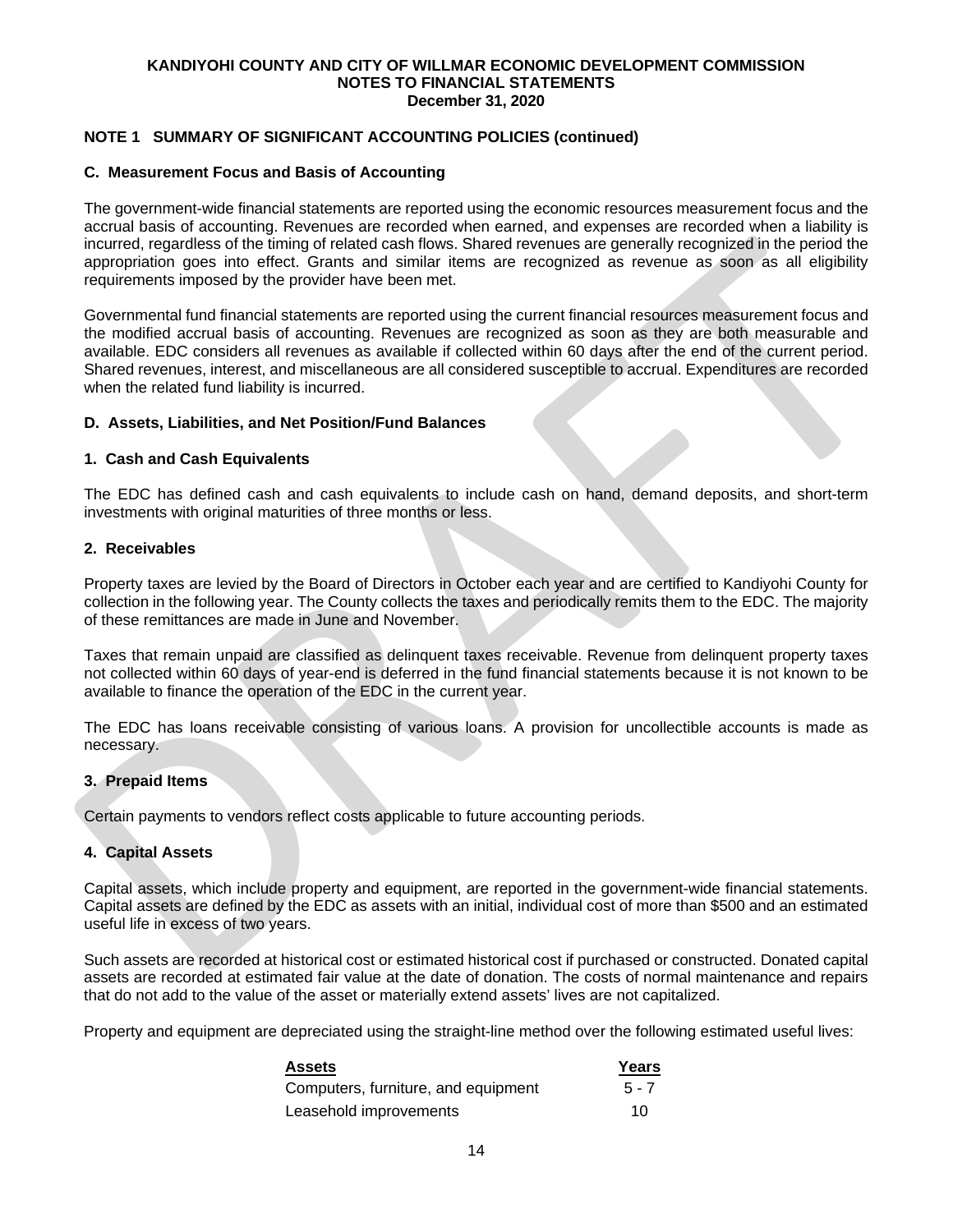**KANDIYOHI COUNTY AND CITY OF WILLMAR ECONOMIC DEVELOPMENT COMMISSION**
**NOTES TO FINANCIAL STATEMENTS**
**December 31, 2020**

## NOTE 1 SUMMARY OF SIGNIFICANT ACCOUNTING POLICIES (continued)

### C. Measurement Focus and Basis of Accounting

The government-wide financial statements are reported using the economic resources measurement focus and the accrual basis of accounting. Revenues are recorded when earned, and expenses are recorded when a liability is incurred, regardless of the timing of related cash flows. Shared revenues are generally recognized in the period the appropriation goes into effect. Grants and similar items are recognized as revenue as soon as all eligibility requirements imposed by the provider have been met.

Governmental fund financial statements are reported using the current financial resources measurement focus and the modified accrual basis of accounting. Revenues are recognized as soon as they are both measurable and available. EDC considers all revenues as available if collected within 60 days after the end of the current period. Shared revenues, interest, and miscellaneous are all considered susceptible to accrual. Expenditures are recorded when the related fund liability is incurred.

### D. Assets, Liabilities, and Net Position/Fund Balances

#### 1. Cash and Cash Equivalents

The EDC has defined cash and cash equivalents to include cash on hand, demand deposits, and short-term investments with original maturities of three months or less.

#### 2. Receivables

Property taxes are levied by the Board of Directors in October each year and are certified to Kandiyohi County for collection in the following year. The County collects the taxes and periodically remits them to the EDC. The majority of these remittances are made in June and November.

Taxes that remain unpaid are classified as delinquent taxes receivable. Revenue from delinquent property taxes not collected within 60 days of year-end is deferred in the fund financial statements because it is not known to be available to finance the operation of the EDC in the current year.

The EDC has loans receivable consisting of various loans. A provision for uncollectible accounts is made as necessary.

#### 3. Prepaid Items

Certain payments to vendors reflect costs applicable to future accounting periods.

#### 4. Capital Assets

Capital assets, which include property and equipment, are reported in the government-wide financial statements. Capital assets are defined by the EDC as assets with an initial, individual cost of more than $500 and an estimated useful life in excess of two years.

Such assets are recorded at historical cost or estimated historical cost if purchased or constructed. Donated capital assets are recorded at estimated fair value at the date of donation. The costs of normal maintenance and repairs that do not add to the value of the asset or materially extend assets' lives are not capitalized.

Property and equipment are depreciated using the straight-line method over the following estimated useful lives:

| Assets | Years |
|---|---|
| Computers, furniture, and equipment | 5 - 7 |
| Leasehold improvements | 10 |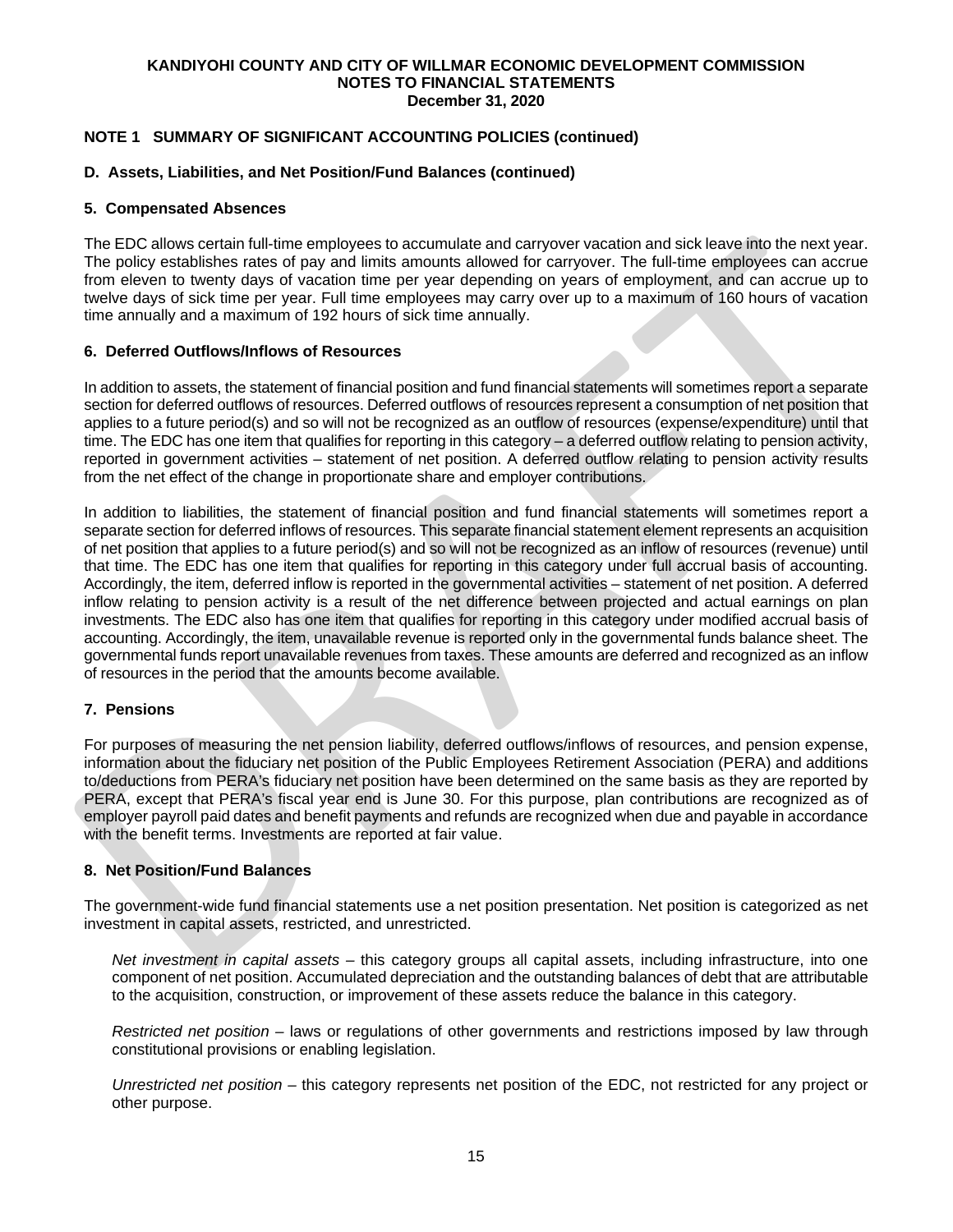**KANDIYOHI COUNTY AND CITY OF WILLMAR ECONOMIC DEVELOPMENT COMMISSION**
**NOTES TO FINANCIAL STATEMENTS**
**December 31, 2020**

## NOTE 1 SUMMARY OF SIGNIFICANT ACCOUNTING POLICIES (continued)

### D. Assets, Liabilities, and Net Position/Fund Balances (continued)

#### 5. Compensated Absences

The EDC allows certain full-time employees to accumulate and carryover vacation and sick leave into the next year. The policy establishes rates of pay and limits amounts allowed for carryover. The full-time employees can accrue from eleven to twenty days of vacation time per year depending on years of employment, and can accrue up to twelve days of sick time per year. Full time employees may carry over up to a maximum of 160 hours of vacation time annually and a maximum of 192 hours of sick time annually.

#### 6. Deferred Outflows/Inflows of Resources

In addition to assets, the statement of financial position and fund financial statements will sometimes report a separate section for deferred outflows of resources. Deferred outflows of resources represent a consumption of net position that applies to a future period(s) and so will not be recognized as an outflow of resources (expense/expenditure) until that time. The EDC has one item that qualifies for reporting in this category – a deferred outflow relating to pension activity, reported in government activities – statement of net position. A deferred outflow relating to pension activity results from the net effect of the change in proportionate share and employer contributions.

In addition to liabilities, the statement of financial position and fund financial statements will sometimes report a separate section for deferred inflows of resources. This separate financial statement element represents an acquisition of net position that applies to a future period(s) and so will not be recognized as an inflow of resources (revenue) until that time. The EDC has one item that qualifies for reporting in this category under full accrual basis of accounting. Accordingly, the item, deferred inflow is reported in the governmental activities – statement of net position. A deferred inflow relating to pension activity is a result of the net difference between projected and actual earnings on plan investments. The EDC also has one item that qualifies for reporting in this category under modified accrual basis of accounting. Accordingly, the item, unavailable revenue is reported only in the governmental funds balance sheet. The governmental funds report unavailable revenues from taxes. These amounts are deferred and recognized as an inflow of resources in the period that the amounts become available.

#### 7. Pensions

For purposes of measuring the net pension liability, deferred outflows/inflows of resources, and pension expense, information about the fiduciary net position of the Public Employees Retirement Association (PERA) and additions to/deductions from PERA's fiduciary net position have been determined on the same basis as they are reported by PERA, except that PERA's fiscal year end is June 30. For this purpose, plan contributions are recognized as of employer payroll paid dates and benefit payments and refunds are recognized when due and payable in accordance with the benefit terms. Investments are reported at fair value.

#### 8. Net Position/Fund Balances

The government-wide fund financial statements use a net position presentation. Net position is categorized as net investment in capital assets, restricted, and unrestricted.

*Net investment in capital assets* – this category groups all capital assets, including infrastructure, into one component of net position. Accumulated depreciation and the outstanding balances of debt that are attributable to the acquisition, construction, or improvement of these assets reduce the balance in this category.

*Restricted net position* – laws or regulations of other governments and restrictions imposed by law through constitutional provisions or enabling legislation.

*Unrestricted net position* – this category represents net position of the EDC, not restricted for any project or other purpose.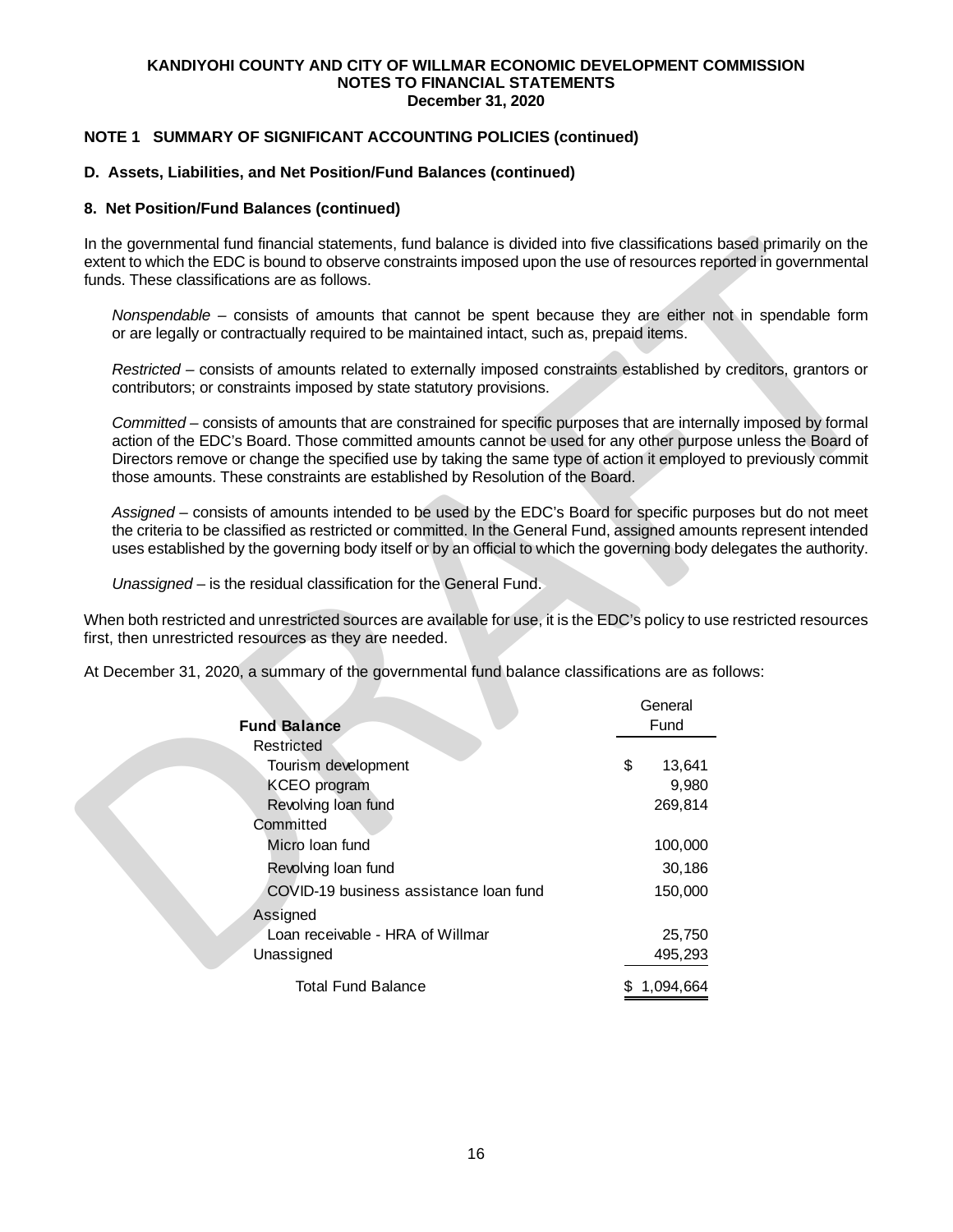**KANDIYOHI COUNTY AND CITY OF WILLMAR ECONOMIC DEVELOPMENT COMMISSION**
**NOTES TO FINANCIAL STATEMENTS**
**December 31, 2020**

### NOTE 1 SUMMARY OF SIGNIFICANT ACCOUNTING POLICIES (continued)

#### D. Assets, Liabilities, and Net Position/Fund Balances (continued)

#### 8. Net Position/Fund Balances (continued)

In the governmental fund financial statements, fund balance is divided into five classifications based primarily on the extent to which the EDC is bound to observe constraints imposed upon the use of resources reported in governmental funds. These classifications are as follows.

*Nonspendable* – consists of amounts that cannot be spent because they are either not in spendable form or are legally or contractually required to be maintained intact, such as, prepaid items.

*Restricted* – consists of amounts related to externally imposed constraints established by creditors, grantors or contributors; or constraints imposed by state statutory provisions.

*Committed* – consists of amounts that are constrained for specific purposes that are internally imposed by formal action of the EDC's Board. Those committed amounts cannot be used for any other purpose unless the Board of Directors remove or change the specified use by taking the same type of action it employed to previously commit those amounts. These constraints are established by Resolution of the Board.

*Assigned* – consists of amounts intended to be used by the EDC's Board for specific purposes but do not meet the criteria to be classified as restricted or committed. In the General Fund, assigned amounts represent intended uses established by the governing body itself or by an official to which the governing body delegates the authority.

*Unassigned* – is the residual classification for the General Fund.

When both restricted and unrestricted sources are available for use, it is the EDC's policy to use restricted resources first, then unrestricted resources as they are needed.

At December 31, 2020, a summary of the governmental fund balance classifications are as follows:

| **Fund Balance** | General Fund |
|---|---|
| Restricted | |
| Tourism development | $ 13,641 |
| KCEO program | 9,980 |
| Revolving loan fund | 269,814 |
| Committed | |
| Micro loan fund | 100,000 |
| Revolving loan fund | 30,186 |
| COVID-19 business assistance loan fund | 150,000 |
| Assigned | |
| Loan receivable - HRA of Willmar | 25,750 |
| Unassigned | 495,293 |
| Total Fund Balance | $ 1,094,664 |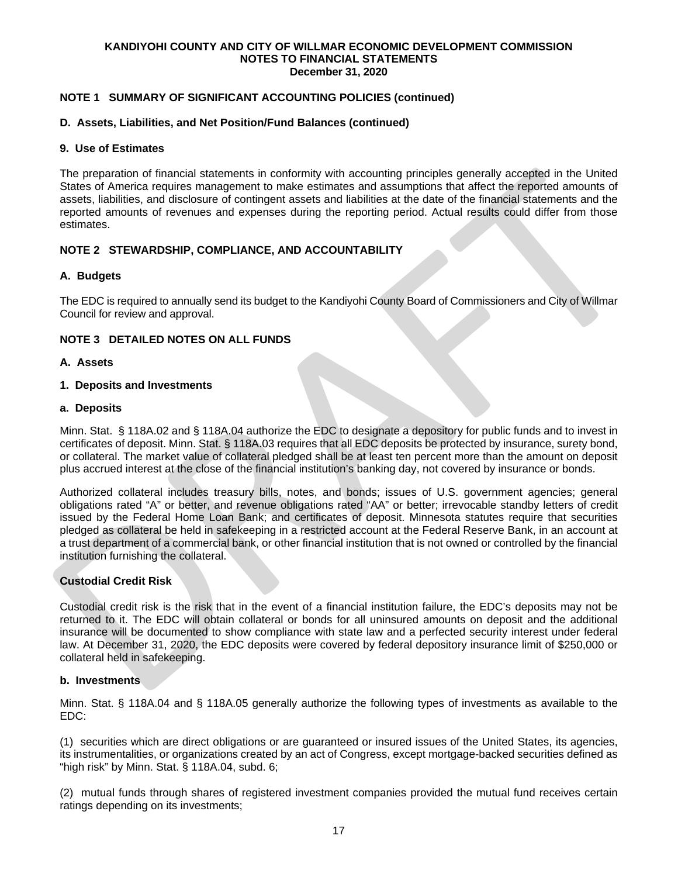## NOTE 1 SUMMARY OF SIGNIFICANT ACCOUNTING POLICIES (continued)

### D. Assets, Liabilities, and Net Position/Fund Balances (continued)

#### 9. Use of Estimates

The preparation of financial statements in conformity with accounting principles generally accepted in the United States of America requires management to make estimates and assumptions that affect the reported amounts of assets, liabilities, and disclosure of contingent assets and liabilities at the date of the financial statements and the reported amounts of revenues and expenses during the reporting period. Actual results could differ from those estimates.

## NOTE 2 STEWARDSHIP, COMPLIANCE, AND ACCOUNTABILITY

### A. Budgets

The EDC is required to annually send its budget to the Kandiyohi County Board of Commissioners and City of Willmar Council for review and approval.

## NOTE 3 DETAILED NOTES ON ALL FUNDS

### A. Assets

#### 1. Deposits and Investments

##### a. Deposits

Minn. Stat. § 118A.02 and § 118A.04 authorize the EDC to designate a depository for public funds and to invest in certificates of deposit. Minn. Stat. § 118A.03 requires that all EDC deposits be protected by insurance, surety bond, or collateral. The market value of collateral pledged shall be at least ten percent more than the amount on deposit plus accrued interest at the close of the financial institution's banking day, not covered by insurance or bonds.

Authorized collateral includes treasury bills, notes, and bonds; issues of U.S. government agencies; general obligations rated "A" or better, and revenue obligations rated "AA" or better; irrevocable standby letters of credit issued by the Federal Home Loan Bank; and certificates of deposit. Minnesota statutes require that securities pledged as collateral be held in safekeeping in a restricted account at the Federal Reserve Bank, in an account at a trust department of a commercial bank, or other financial institution that is not owned or controlled by the financial institution furnishing the collateral.

**Custodial Credit Risk**

Custodial credit risk is the risk that in the event of a financial institution failure, the EDC's deposits may not be returned to it. The EDC will obtain collateral or bonds for all uninsured amounts on deposit and the additional insurance will be documented to show compliance with state law and a perfected security interest under federal law. At December 31, 2020, the EDC deposits were covered by federal depository insurance limit of $250,000 or collateral held in safekeeping.

##### b. Investments

Minn. Stat. § 118A.04 and § 118A.05 generally authorize the following types of investments as available to the EDC:

(1) securities which are direct obligations or are guaranteed or insured issues of the United States, its agencies, its instrumentalities, or organizations created by an act of Congress, except mortgage-backed securities defined as "high risk" by Minn. Stat. § 118A.04, subd. 6;

(2) mutual funds through shares of registered investment companies provided the mutual fund receives certain ratings depending on its investments;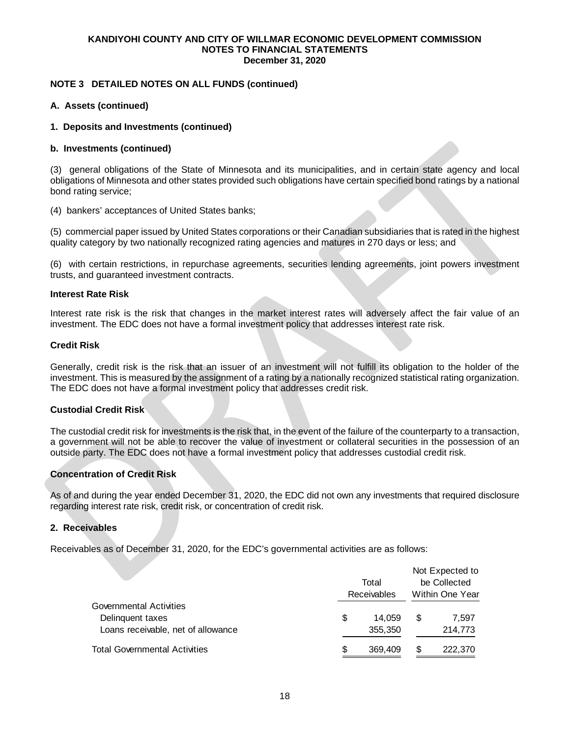**KANDIYOHI COUNTY AND CITY OF WILLMAR ECONOMIC DEVELOPMENT COMMISSION**
**NOTES TO FINANCIAL STATEMENTS**
**December 31, 2020**

## NOTE 3 DETAILED NOTES ON ALL FUNDS (continued)

### A. Assets (continued)

### 1. Deposits and Investments (continued)

### b. Investments (continued)

(3) general obligations of the State of Minnesota and its municipalities, and in certain state agency and local obligations of Minnesota and other states provided such obligations have certain specified bond ratings by a national bond rating service;

(4) bankers' acceptances of United States banks;

(5) commercial paper issued by United States corporations or their Canadian subsidiaries that is rated in the highest quality category by two nationally recognized rating agencies and matures in 270 days or less; and

(6) with certain restrictions, in repurchase agreements, securities lending agreements, joint powers investment trusts, and guaranteed investment contracts.

**Interest Rate Risk**

Interest rate risk is the risk that changes in the market interest rates will adversely affect the fair value of an investment. The EDC does not have a formal investment policy that addresses interest rate risk.

**Credit Risk**

Generally, credit risk is the risk that an issuer of an investment will not fulfill its obligation to the holder of the investment. This is measured by the assignment of a rating by a nationally recognized statistical rating organization. The EDC does not have a formal investment policy that addresses credit risk.

**Custodial Credit Risk**

The custodial credit risk for investments is the risk that, in the event of the failure of the counterparty to a transaction, a government will not be able to recover the value of investment or collateral securities in the possession of an outside party. The EDC does not have a formal investment policy that addresses custodial credit risk.

**Concentration of Credit Risk**

As of and during the year ended December 31, 2020, the EDC did not own any investments that required disclosure regarding interest rate risk, credit risk, or concentration of credit risk.

### 2. Receivables

Receivables as of December 31, 2020, for the EDC's governmental activities are as follows:

| | Total Receivables | Not Expected to be Collected Within One Year |
|---|---|---|
| Governmental Activities | | |
| Delinquent taxes | $ 14,059 | $ 7,597 |
| Loans receivable, net of allowance | 355,350 | 214,773 |
| Total Governmental Activities | $ 369,409 | $ 222,370 |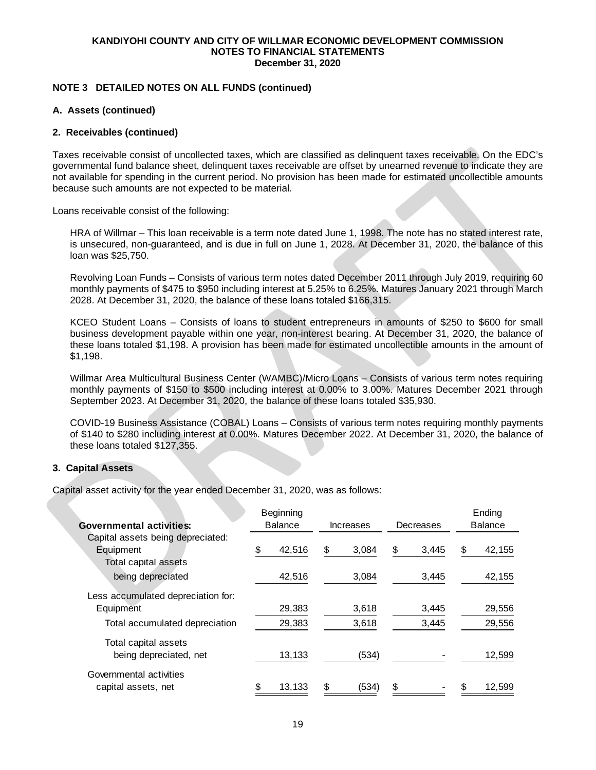**KANDIYOHI COUNTY AND CITY OF WILLMAR ECONOMIC DEVELOPMENT COMMISSION**
**NOTES TO FINANCIAL STATEMENTS**
**December 31, 2020**

## NOTE 3 DETAILED NOTES ON ALL FUNDS (continued)

### A. Assets (continued)

### 2. Receivables (continued)

Taxes receivable consist of uncollected taxes, which are classified as delinquent taxes receivable. On the EDC's governmental fund balance sheet, delinquent taxes receivable are offset by unearned revenue to indicate they are not available for spending in the current period. No provision has been made for estimated uncollectible amounts because such amounts are not expected to be material.

Loans receivable consist of the following:

HRA of Willmar – This loan receivable is a term note dated June 1, 1998. The note has no stated interest rate, is unsecured, non-guaranteed, and is due in full on June 1, 2028. At December 31, 2020, the balance of this loan was $25,750.

Revolving Loan Funds – Consists of various term notes dated December 2011 through July 2019, requiring 60 monthly payments of $475 to $950 including interest at 5.25% to 6.25%. Matures January 2021 through March 2028. At December 31, 2020, the balance of these loans totaled $166,315.

KCEO Student Loans – Consists of loans to student entrepreneurs in amounts of $250 to $600 for small business development payable within one year, non-interest bearing. At December 31, 2020, the balance of these loans totaled $1,198. A provision has been made for estimated uncollectible amounts in the amount of $1,198.

Willmar Area Multicultural Business Center (WAMBC)/Micro Loans – Consists of various term notes requiring monthly payments of $150 to $500 including interest at 0.00% to 3.00%. Matures December 2021 through September 2023. At December 31, 2020, the balance of these loans totaled $35,930.

COVID-19 Business Assistance (COBAL) Loans – Consists of various term notes requiring monthly payments of $140 to $280 including interest at 0.00%. Matures December 2022. At December 31, 2020, the balance of these loans totaled $127,355.

### 3. Capital Assets

Capital asset activity for the year ended December 31, 2020, was as follows:

| Governmental activities: | Beginning Balance | Increases | Decreases | Ending Balance |
|---|---|---|---|---|
| Capital assets being depreciated: | | | | |
| Equipment | $ 42,516 | $ 3,084 | $ 3,445 | $ 42,155 |
| Total capital assets being depreciated | 42,516 | 3,084 | 3,445 | 42,155 |
| Less accumulated depreciation for: | | | | |
| Equipment | 29,383 | 3,618 | 3,445 | 29,556 |
| Total accumulated depreciation | 29,383 | 3,618 | 3,445 | 29,556 |
| Total capital assets being depreciated, net | 13,133 | (534) | - | 12,599 |
| Governmental activities capital assets, net | $ 13,133 | $ (534) | $ - | $ 12,599 |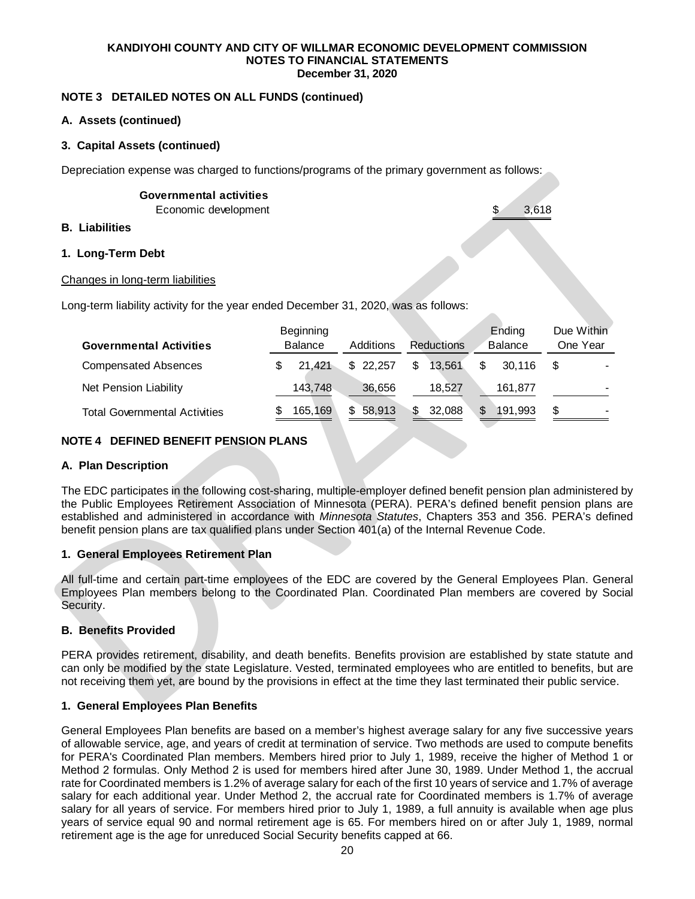## NOTE 3 DETAILED NOTES ON ALL FUNDS (continued)

### A. Assets (continued)

### 3. Capital Assets (continued)

Depreciation expense was charged to functions/programs of the primary government as follows:

| | |
|---|---|
| **Governmental activities** | |
| Economic development | $ 3,618 |

### B. Liabilities

### 1. Long-Term Debt

Changes in long-term liabilities

Long-term liability activity for the year ended December 31, 2020, was as follows:

| Governmental Activities | Beginning Balance | Additions | Reductions | Ending Balance | Due Within One Year |
|---|---|---|---|---|---|
| Compensated Absences | $ 21,421 | $ 22,257 | $ 13,561 | $ 30,116 | $ - |
| Net Pension Liability | 143,748 | 36,656 | 18,527 | 161,877 | - |
| Total Governmental Activities | $ 165,169 | $ 58,913 | $ 32,088 | $ 191,993 | $ - |

## NOTE 4 DEFINED BENEFIT PENSION PLANS

### A. Plan Description

The EDC participates in the following cost-sharing, multiple-employer defined benefit pension plan administered by the Public Employees Retirement Association of Minnesota (PERA). PERA's defined benefit pension plans are established and administered in accordance with *Minnesota Statutes*, Chapters 353 and 356. PERA's defined benefit pension plans are tax qualified plans under Section 401(a) of the Internal Revenue Code.

### 1. General Employees Retirement Plan

All full-time and certain part-time employees of the EDC are covered by the General Employees Plan. General Employees Plan members belong to the Coordinated Plan. Coordinated Plan members are covered by Social Security.

### B. Benefits Provided

PERA provides retirement, disability, and death benefits. Benefits provision are established by state statute and can only be modified by the state Legislature. Vested, terminated employees who are entitled to benefits, but are not receiving them yet, are bound by the provisions in effect at the time they last terminated their public service.

### 1. General Employees Plan Benefits

General Employees Plan benefits are based on a member's highest average salary for any five successive years of allowable service, age, and years of credit at termination of service. Two methods are used to compute benefits for PERA's Coordinated Plan members. Members hired prior to July 1, 1989, receive the higher of Method 1 or Method 2 formulas. Only Method 2 is used for members hired after June 30, 1989. Under Method 1, the accrual rate for Coordinated members is 1.2% of average salary for each of the first 10 years of service and 1.7% of average salary for each additional year. Under Method 2, the accrual rate for Coordinated members is 1.7% of average salary for all years of service. For members hired prior to July 1, 1989, a full annuity is available when age plus years of service equal 90 and normal retirement age is 65. For members hired on or after July 1, 1989, normal retirement age is the age for unreduced Social Security benefits capped at 66.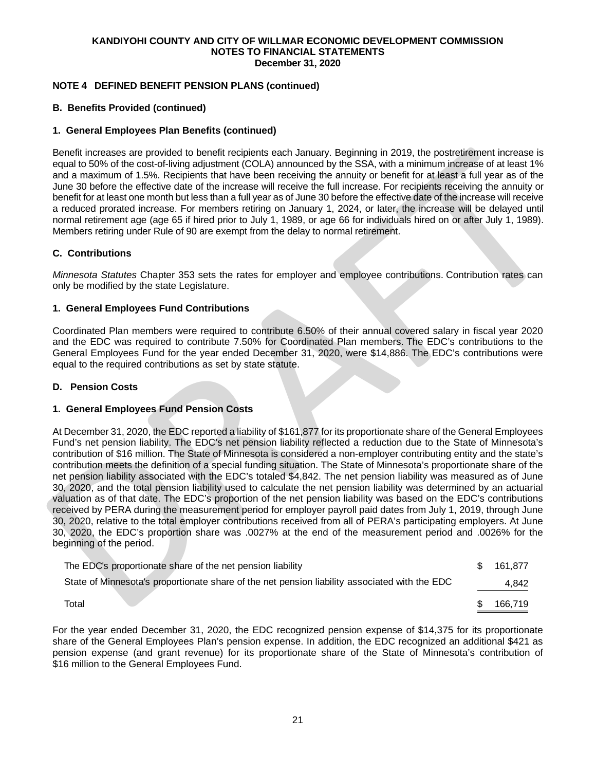**KANDIYOHI COUNTY AND CITY OF WILLMAR ECONOMIC DEVELOPMENT COMMISSION**
**NOTES TO FINANCIAL STATEMENTS**
**December 31, 2020**

### NOTE 4 DEFINED BENEFIT PENSION PLANS (continued)

#### B. Benefits Provided (continued)

#### 1. General Employees Plan Benefits (continued)

Benefit increases are provided to benefit recipients each January. Beginning in 2019, the postretirement increase is equal to 50% of the cost-of-living adjustment (COLA) announced by the SSA, with a minimum increase of at least 1% and a maximum of 1.5%. Recipients that have been receiving the annuity or benefit for at least a full year as of the June 30 before the effective date of the increase will receive the full increase. For recipients receiving the annuity or benefit for at least one month but less than a full year as of June 30 before the effective date of the increase will receive a reduced prorated increase. For members retiring on January 1, 2024, or later, the increase will be delayed until normal retirement age (age 65 if hired prior to July 1, 1989, or age 66 for individuals hired on or after July 1, 1989). Members retiring under Rule of 90 are exempt from the delay to normal retirement.

#### C. Contributions

*Minnesota Statutes* Chapter 353 sets the rates for employer and employee contributions. Contribution rates can only be modified by the state Legislature.

#### 1. General Employees Fund Contributions

Coordinated Plan members were required to contribute 6.50% of their annual covered salary in fiscal year 2020 and the EDC was required to contribute 7.50% for Coordinated Plan members. The EDC's contributions to the General Employees Fund for the year ended December 31, 2020, were $14,886. The EDC's contributions were equal to the required contributions as set by state statute.

#### D. Pension Costs

#### 1. General Employees Fund Pension Costs

At December 31, 2020, the EDC reported a liability of $161,877 for its proportionate share of the General Employees Fund's net pension liability. The EDC's net pension liability reflected a reduction due to the State of Minnesota's contribution of $16 million. The State of Minnesota is considered a non-employer contributing entity and the state's contribution meets the definition of a special funding situation. The State of Minnesota's proportionate share of the net pension liability associated with the EDC's totaled $4,842. The net pension liability was measured as of June 30, 2020, and the total pension liability used to calculate the net pension liability was determined by an actuarial valuation as of that date. The EDC's proportion of the net pension liability was based on the EDC's contributions received by PERA during the measurement period for employer payroll paid dates from July 1, 2019, through June 30, 2020, relative to the total employer contributions received from all of PERA's participating employers. At June 30, 2020, the EDC's proportion share was .0027% at the end of the measurement period and .0026% for the beginning of the period.

| | |
|---|---|
| The EDC's proportionate share of the net pension liability | $ 161,877 |
| State of Minnesota's proportionate share of the net pension liability associated with the EDC | 4,842 |
| Total | $ 166,719 |

For the year ended December 31, 2020, the EDC recognized pension expense of $14,375 for its proportionate share of the General Employees Plan's pension expense. In addition, the EDC recognized an additional $421 as pension expense (and grant revenue) for its proportionate share of the State of Minnesota's contribution of $16 million to the General Employees Fund.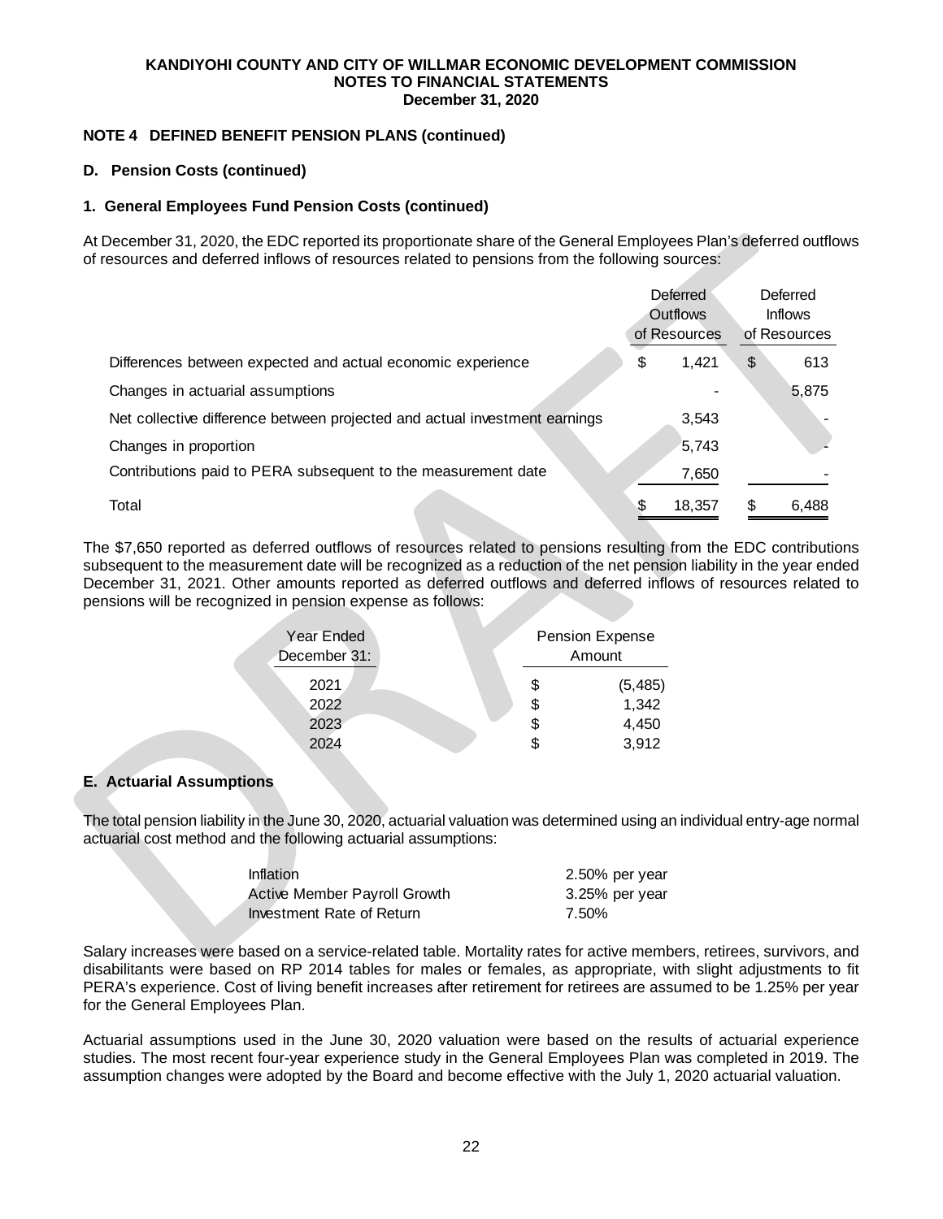**KANDIYOHI COUNTY AND CITY OF WILLMAR ECONOMIC DEVELOPMENT COMMISSION**
**NOTES TO FINANCIAL STATEMENTS**
**December 31, 2020**

## NOTE 4 DEFINED BENEFIT PENSION PLANS (continued)

### D. Pension Costs (continued)

### 1. General Employees Fund Pension Costs (continued)

At December 31, 2020, the EDC reported its proportionate share of the General Employees Plan's deferred outflows of resources and deferred inflows of resources related to pensions from the following sources:

| | Deferred Outflows of Resources | Deferred Inflows of Resources |
|---|---|---|
| Differences between expected and actual economic experience | $ 1,421 | $ 613 |
| Changes in actuarial assumptions | - | 5,875 |
| Net collective difference between projected and actual investment earnings | 3,543 | - |
| Changes in proportion | 5,743 | - |
| Contributions paid to PERA subsequent to the measurement date | 7,650 | - |
| Total | $ 18,357 | $ 6,488 |

The $7,650 reported as deferred outflows of resources related to pensions resulting from the EDC contributions subsequent to the measurement date will be recognized as a reduction of the net pension liability in the year ended December 31, 2021. Other amounts reported as deferred outflows and deferred inflows of resources related to pensions will be recognized in pension expense as follows:

| Year Ended December 31: | Pension Expense Amount |
|---|---|
| 2021 | $ (5,485) |
| 2022 | $ 1,342 |
| 2023 | $ 4,450 |
| 2024 | $ 3,912 |

### E. Actuarial Assumptions

The total pension liability in the June 30, 2020, actuarial valuation was determined using an individual entry-age normal actuarial cost method and the following actuarial assumptions:

| | |
|---|---|
| Inflation | 2.50% per year |
| Active Member Payroll Growth | 3.25% per year |
| Investment Rate of Return | 7.50% |

Salary increases were based on a service-related table. Mortality rates for active members, retirees, survivors, and disabilitants were based on RP 2014 tables for males or females, as appropriate, with slight adjustments to fit PERA's experience. Cost of living benefit increases after retirement for retirees are assumed to be 1.25% per year for the General Employees Plan.

Actuarial assumptions used in the June 30, 2020 valuation were based on the results of actuarial experience studies. The most recent four-year experience study in the General Employees Plan was completed in 2019. The assumption changes were adopted by the Board and become effective with the July 1, 2020 actuarial valuation.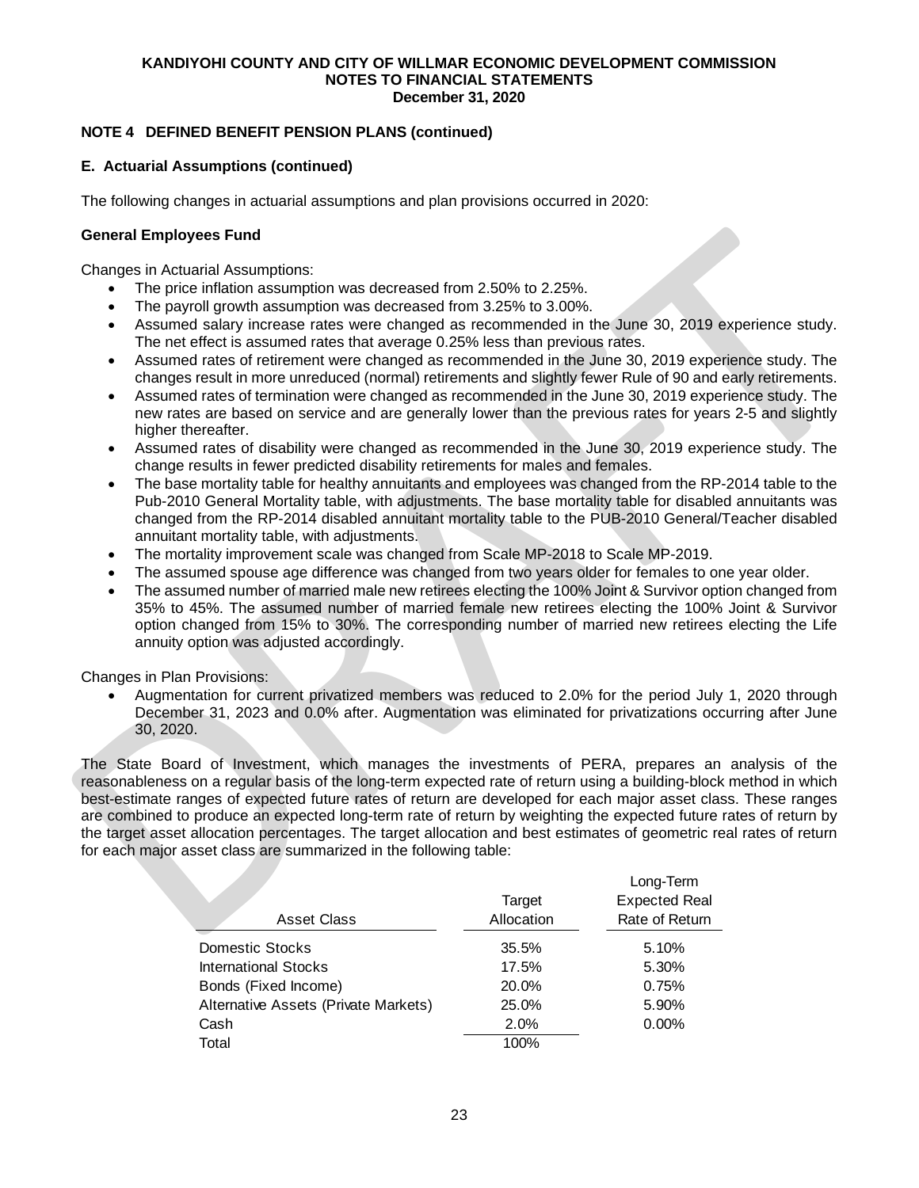**KANDIYOHI COUNTY AND CITY OF WILLMAR ECONOMIC DEVELOPMENT COMMISSION**
**NOTES TO FINANCIAL STATEMENTS**
**December 31, 2020**

## NOTE 4 DEFINED BENEFIT PENSION PLANS (continued)

### E. Actuarial Assumptions (continued)

The following changes in actuarial assumptions and plan provisions occurred in 2020:

**General Employees Fund**

Changes in Actuarial Assumptions:

- The price inflation assumption was decreased from 2.50% to 2.25%.
- The payroll growth assumption was decreased from 3.25% to 3.00%.
- Assumed salary increase rates were changed as recommended in the June 30, 2019 experience study. The net effect is assumed rates that average 0.25% less than previous rates.
- Assumed rates of retirement were changed as recommended in the June 30, 2019 experience study. The changes result in more unreduced (normal) retirements and slightly fewer Rule of 90 and early retirements.
- Assumed rates of termination were changed as recommended in the June 30, 2019 experience study. The new rates are based on service and are generally lower than the previous rates for years 2-5 and slightly higher thereafter.
- Assumed rates of disability were changed as recommended in the June 30, 2019 experience study. The change results in fewer predicted disability retirements for males and females.
- The base mortality table for healthy annuitants and employees was changed from the RP-2014 table to the Pub-2010 General Mortality table, with adjustments. The base mortality table for disabled annuitants was changed from the RP-2014 disabled annuitant mortality table to the PUB-2010 General/Teacher disabled annuitant mortality table, with adjustments.
- The mortality improvement scale was changed from Scale MP-2018 to Scale MP-2019.
- The assumed spouse age difference was changed from two years older for females to one year older.
- The assumed number of married male new retirees electing the 100% Joint & Survivor option changed from 35% to 45%. The assumed number of married female new retirees electing the 100% Joint & Survivor option changed from 15% to 30%. The corresponding number of married new retirees electing the Life annuity option was adjusted accordingly.

Changes in Plan Provisions:

- Augmentation for current privatized members was reduced to 2.0% for the period July 1, 2020 through December 31, 2023 and 0.0% after. Augmentation was eliminated for privatizations occurring after June 30, 2020.

The State Board of Investment, which manages the investments of PERA, prepares an analysis of the reasonableness on a regular basis of the long-term expected rate of return using a building-block method in which best-estimate ranges of expected future rates of return are developed for each major asset class. These ranges are combined to produce an expected long-term rate of return by weighting the expected future rates of return by the target asset allocation percentages. The target allocation and best estimates of geometric real rates of return for each major asset class are summarized in the following table:

| Asset Class | Target Allocation | Long-Term Expected Real Rate of Return |
|---|---|---|
| Domestic Stocks | 35.5% | 5.10% |
| International Stocks | 17.5% | 5.30% |
| Bonds (Fixed Income) | 20.0% | 0.75% |
| Alternative Assets (Private Markets) | 25.0% | 5.90% |
| Cash | 2.0% | 0.00% |
| Total | 100% | |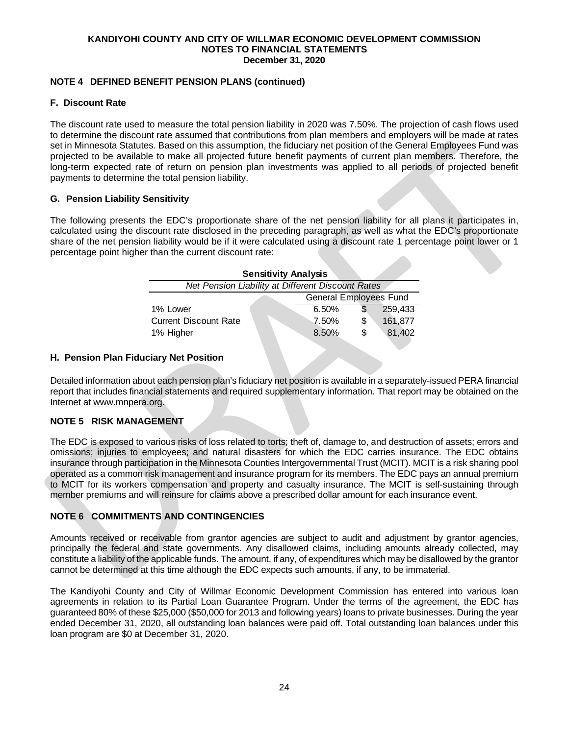## NOTE 4 DEFINED BENEFIT PENSION PLANS (continued)

### F. Discount Rate

The discount rate used to measure the total pension liability in 2020 was 7.50%. The projection of cash flows used to determine the discount rate assumed that contributions from plan members and employers will be made at rates set in Minnesota Statutes. Based on this assumption, the fiduciary net position of the General Employees Fund was projected to be available to make all projected future benefit payments of current plan members. Therefore, the long-term expected rate of return on pension plan investments was applied to all periods of projected benefit payments to determine the total pension liability.

### G. Pension Liability Sensitivity

The following presents the EDC's proportionate share of the net pension liability for all plans it participates in, calculated using the discount rate disclosed in the preceding paragraph, as well as what the EDC's proportionate share of the net pension liability would be if it were calculated using a discount rate 1 percentage point lower or 1 percentage point higher than the current discount rate:

**Sensitivity Analysis**

*Net Pension Liability at Different Discount Rates*

| | General Employees Fund | |
|---|---|---|
| 1% Lower | 6.50% | $ 259,433 |
| Current Discount Rate | 7.50% | $ 161,877 |
| 1% Higher | 8.50% | $ 81,402 |

### H. Pension Plan Fiduciary Net Position

Detailed information about each pension plan's fiduciary net position is available in a separately-issued PERA financial report that includes financial statements and required supplementary information. That report may be obtained on the Internet at www.mnpera.org.

## NOTE 5 RISK MANAGEMENT

The EDC is exposed to various risks of loss related to torts; theft of, damage to, and destruction of assets; errors and omissions; injuries to employees; and natural disasters for which the EDC carries insurance. The EDC obtains insurance through participation in the Minnesota Counties Intergovernmental Trust (MCIT). MCIT is a risk sharing pool operated as a common risk management and insurance program for its members. The EDC pays an annual premium to MCIT for its workers compensation and property and casualty insurance. The MCIT is self-sustaining through member premiums and will reinsure for claims above a prescribed dollar amount for each insurance event.

## NOTE 6 COMMITMENTS AND CONTINGENCIES

Amounts received or receivable from grantor agencies are subject to audit and adjustment by grantor agencies, principally the federal and state governments. Any disallowed claims, including amounts already collected, may constitute a liability of the applicable funds. The amount, if any, of expenditures which may be disallowed by the grantor cannot be determined at this time although the EDC expects such amounts, if any, to be immaterial.

The Kandiyohi County and City of Willmar Economic Development Commission has entered into various loan agreements in relation to its Partial Loan Guarantee Program. Under the terms of the agreement, the EDC has guaranteed 80% of these $25,000 ($50,000 for 2013 and following years) loans to private businesses. During the year ended December 31, 2020, all outstanding loan balances were paid off. Total outstanding loan balances under this loan program are $0 at December 31, 2020.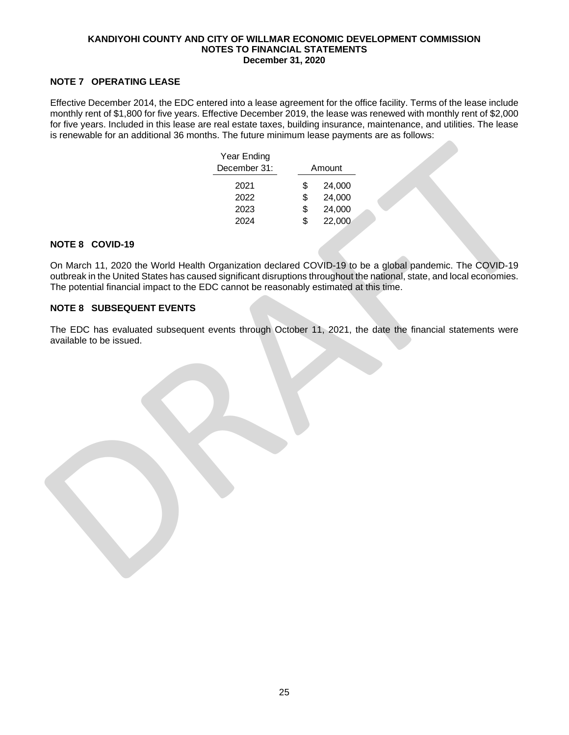## NOTE 7 OPERATING LEASE

Effective December 2014, the EDC entered into a lease agreement for the office facility. Terms of the lease include monthly rent of $1,800 for five years. Effective December 2019, the lease was renewed with monthly rent of $2,000 for five years. Included in this lease are real estate taxes, building insurance, maintenance, and utilities. The lease is renewable for an additional 36 months. The future minimum lease payments are as follows:

| Year Ending December 31: | Amount |
|---|---|
| 2021 | $ 24,000 |
| 2022 | $ 24,000 |
| 2023 | $ 24,000 |
| 2024 | $ 22,000 |

## NOTE 8 COVID-19

On March 11, 2020 the World Health Organization declared COVID-19 to be a global pandemic. The COVID-19 outbreak in the United States has caused significant disruptions throughout the national, state, and local economies. The potential financial impact to the EDC cannot be reasonably estimated at this time.

## NOTE 8 SUBSEQUENT EVENTS

The EDC has evaluated subsequent events through October 11, 2021, the date the financial statements were available to be issued.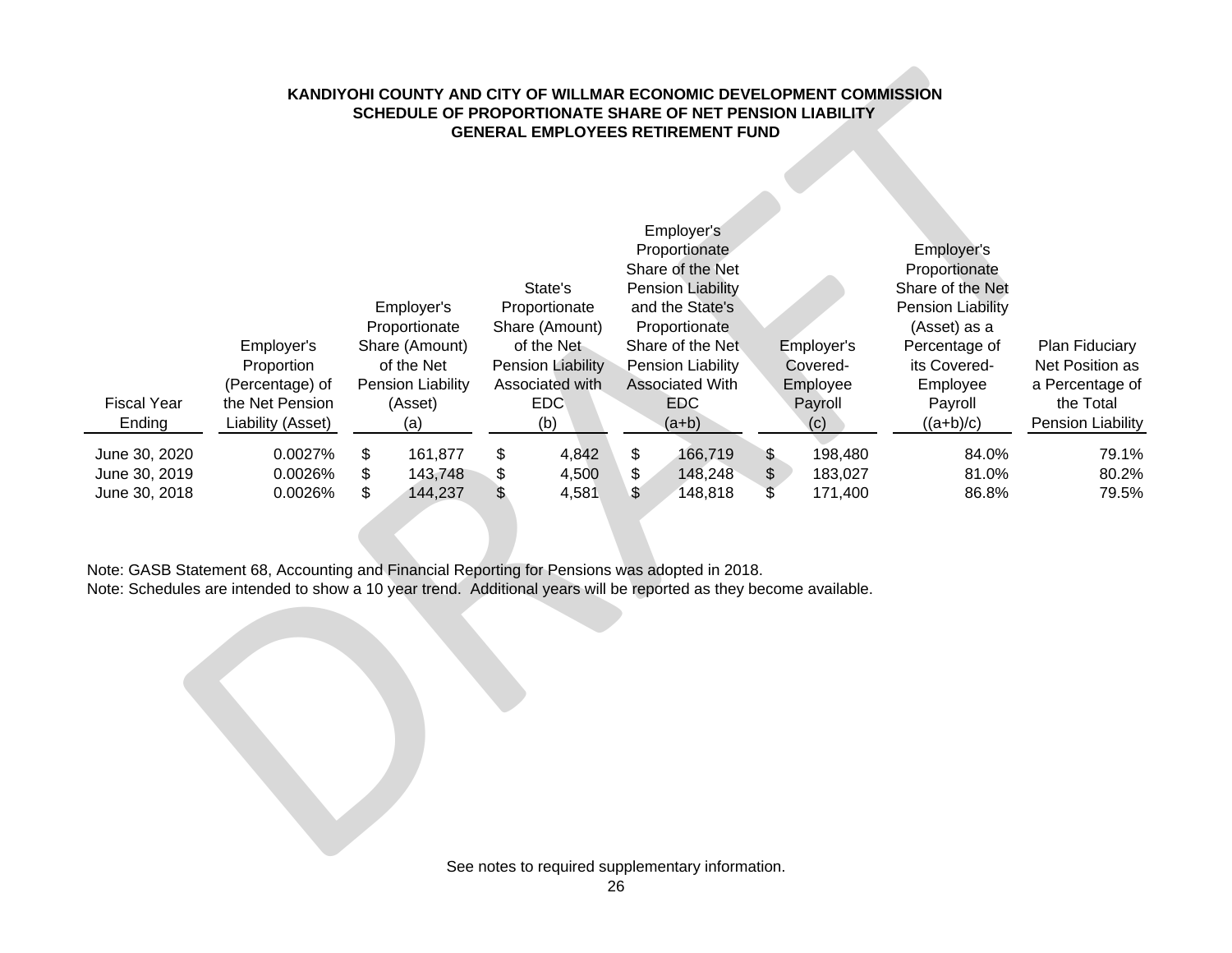# KANDIYOHI COUNTY AND CITY OF WILLMAR ECONOMIC DEVELOPMENT COMMISSION
## SCHEDULE OF PROPORTIONATE SHARE OF NET PENSION LIABILITY
## GENERAL EMPLOYEES RETIREMENT FUND

| Fiscal Year Ending | Employer's Proportion (Percentage) of the Net Pension Liability (Asset) | Employer's Proportionate Share (Amount) of the Net Pension Liability (Asset) (a) | State's Proportionate Share (Amount) of the Net Pension Liability Associated with EDC (b) | Employer's Proportionate Share of the Net Pension Liability and the State's Proportionate Share of the Net Pension Liability Associated With EDC (a+b) | Employer's Covered-Employee Payroll (c) | Employer's Proportionate Share of the Net Pension Liability (Asset) as a Percentage of its Covered-Employee Payroll ((a+b)/c) | Plan Fiduciary Net Position as a Percentage of the Total Pension Liability |
|---|---|---|---|---|---|---|---|
| June 30, 2020 | 0.0027% | $ 161,877 | $ 4,842 | $ 166,719 | $ 198,480 | 84.0% | 79.1% |
| June 30, 2019 | 0.0026% | $ 143,748 | $ 4,500 | $ 148,248 | $ 183,027 | 81.0% | 80.2% |
| June 30, 2018 | 0.0026% | $ 144,237 | $ 4,581 | $ 148,818 | $ 171,400 | 86.8% | 79.5% |

Note: GASB Statement 68, Accounting and Financial Reporting for Pensions was adopted in 2018.

Note: Schedules are intended to show a 10 year trend. Additional years will be reported as they become available.

See notes to required supplementary information.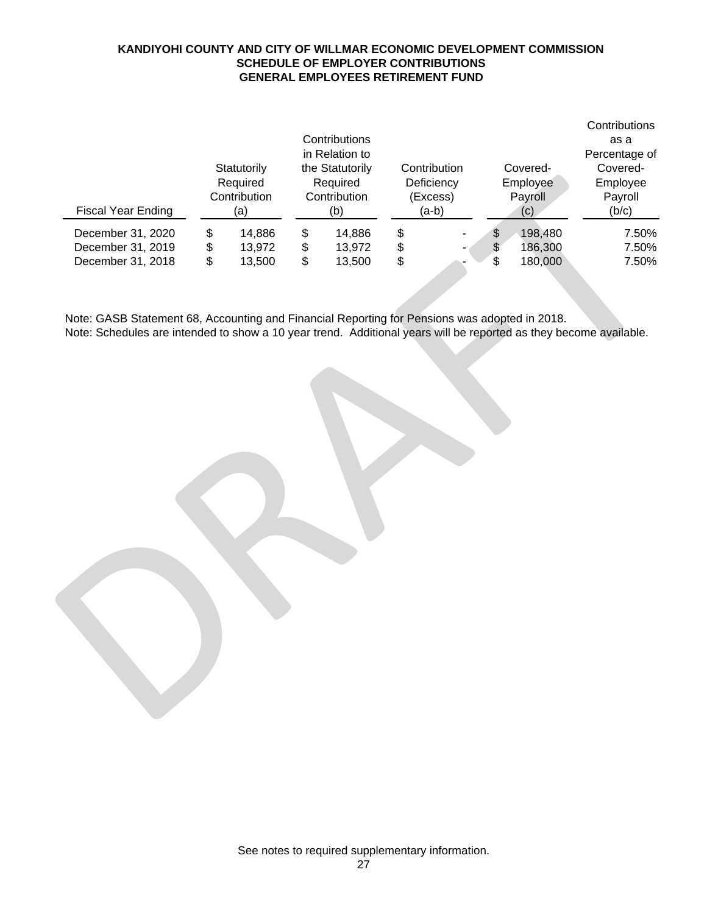**KANDIYOHI COUNTY AND CITY OF WILLMAR ECONOMIC DEVELOPMENT COMMISSION**
**SCHEDULE OF EMPLOYER CONTRIBUTIONS**
**GENERAL EMPLOYEES RETIREMENT FUND**

| Fiscal Year Ending | Statutorily Required Contribution (a) | Contributions in Relation to the Statutorily Required Contribution (b) | Contribution Deficiency (Excess) (a-b) | Covered-Employee Payroll (c) | Contributions as a Percentage of Covered-Employee Payroll (b/c) |
|---|---|---|---|---|---|
| December 31, 2020 | $ 14,886 | $ 14,886 | $ - | $ 198,480 | 7.50% |
| December 31, 2019 | $ 13,972 | $ 13,972 | $ - | $ 186,300 | 7.50% |
| December 31, 2018 | $ 13,500 | $ 13,500 | $ - | $ 180,000 | 7.50% |

Note: GASB Statement 68, Accounting and Financial Reporting for Pensions was adopted in 2018.
Note: Schedules are intended to show a 10 year trend. Additional years will be reported as they become available.

See notes to required supplementary information.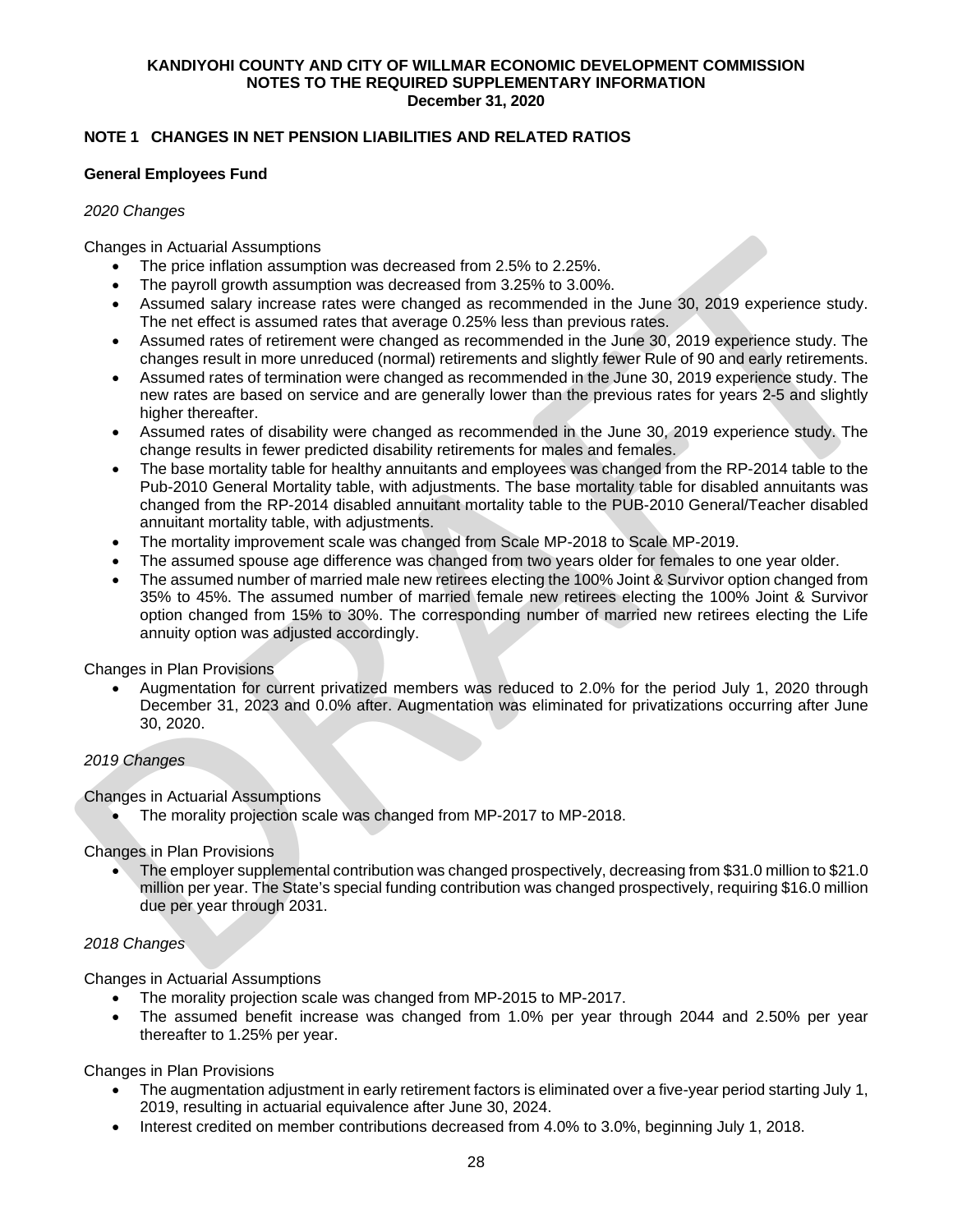**KANDIYOHI COUNTY AND CITY OF WILLMAR ECONOMIC DEVELOPMENT COMMISSION**
**NOTES TO THE REQUIRED SUPPLEMENTARY INFORMATION**
**December 31, 2020**

## NOTE 1 CHANGES IN NET PENSION LIABILITIES AND RELATED RATIOS

### General Employees Fund

*2020 Changes*

Changes in Actuarial Assumptions

- The price inflation assumption was decreased from 2.5% to 2.25%.
- The payroll growth assumption was decreased from 3.25% to 3.00%.
- Assumed salary increase rates were changed as recommended in the June 30, 2019 experience study. The net effect is assumed rates that average 0.25% less than previous rates.
- Assumed rates of retirement were changed as recommended in the June 30, 2019 experience study. The changes result in more unreduced (normal) retirements and slightly fewer Rule of 90 and early retirements.
- Assumed rates of termination were changed as recommended in the June 30, 2019 experience study. The new rates are based on service and are generally lower than the previous rates for years 2-5 and slightly higher thereafter.
- Assumed rates of disability were changed as recommended in the June 30, 2019 experience study. The change results in fewer predicted disability retirements for males and females.
- The base mortality table for healthy annuitants and employees was changed from the RP-2014 table to the Pub-2010 General Mortality table, with adjustments. The base mortality table for disabled annuitants was changed from the RP-2014 disabled annuitant mortality table to the PUB-2010 General/Teacher disabled annuitant mortality table, with adjustments.
- The mortality improvement scale was changed from Scale MP-2018 to Scale MP-2019.
- The assumed spouse age difference was changed from two years older for females to one year older.
- The assumed number of married male new retirees electing the 100% Joint & Survivor option changed from 35% to 45%. The assumed number of married female new retirees electing the 100% Joint & Survivor option changed from 15% to 30%. The corresponding number of married new retirees electing the Life annuity option was adjusted accordingly.

Changes in Plan Provisions

- Augmentation for current privatized members was reduced to 2.0% for the period July 1, 2020 through December 31, 2023 and 0.0% after. Augmentation was eliminated for privatizations occurring after June 30, 2020.

*2019 Changes*

Changes in Actuarial Assumptions

- The morality projection scale was changed from MP-2017 to MP-2018.

Changes in Plan Provisions

- The employer supplemental contribution was changed prospectively, decreasing from $31.0 million to $21.0 million per year. The State's special funding contribution was changed prospectively, requiring $16.0 million due per year through 2031.

*2018 Changes*

Changes in Actuarial Assumptions

- The morality projection scale was changed from MP-2015 to MP-2017.
- The assumed benefit increase was changed from 1.0% per year through 2044 and 2.50% per year thereafter to 1.25% per year.

Changes in Plan Provisions

- The augmentation adjustment in early retirement factors is eliminated over a five-year period starting July 1, 2019, resulting in actuarial equivalence after June 30, 2024.
- Interest credited on member contributions decreased from 4.0% to 3.0%, beginning July 1, 2018.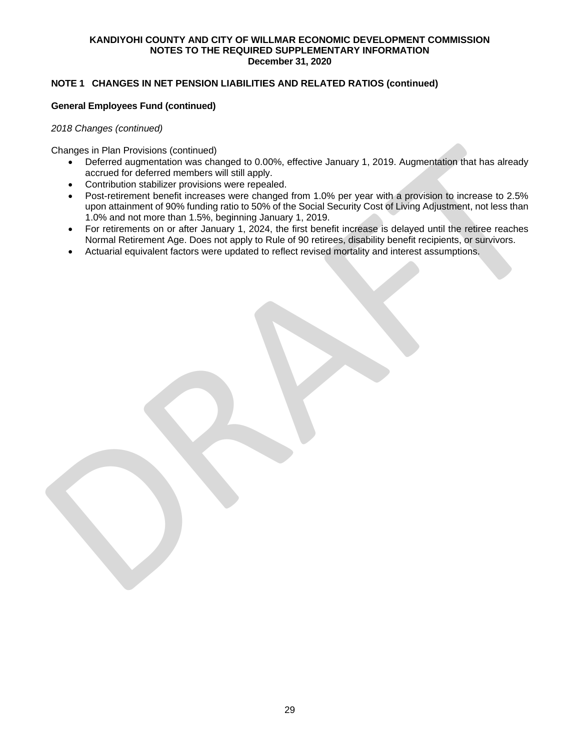**KANDIYOHI COUNTY AND CITY OF WILLMAR ECONOMIC DEVELOPMENT COMMISSION**
**NOTES TO THE REQUIRED SUPPLEMENTARY INFORMATION**
**December 31, 2020**

## NOTE 1 CHANGES IN NET PENSION LIABILITIES AND RELATED RATIOS (continued)

### General Employees Fund (continued)

*2018 Changes (continued)*

Changes in Plan Provisions (continued)

- Deferred augmentation was changed to 0.00%, effective January 1, 2019. Augmentation that has already accrued for deferred members will still apply.
- Contribution stabilizer provisions were repealed.
- Post-retirement benefit increases were changed from 1.0% per year with a provision to increase to 2.5% upon attainment of 90% funding ratio to 50% of the Social Security Cost of Living Adjustment, not less than 1.0% and not more than 1.5%, beginning January 1, 2019.
- For retirements on or after January 1, 2024, the first benefit increase is delayed until the retiree reaches Normal Retirement Age. Does not apply to Rule of 90 retirees, disability benefit recipients, or survivors.
- Actuarial equivalent factors were updated to reflect revised mortality and interest assumptions.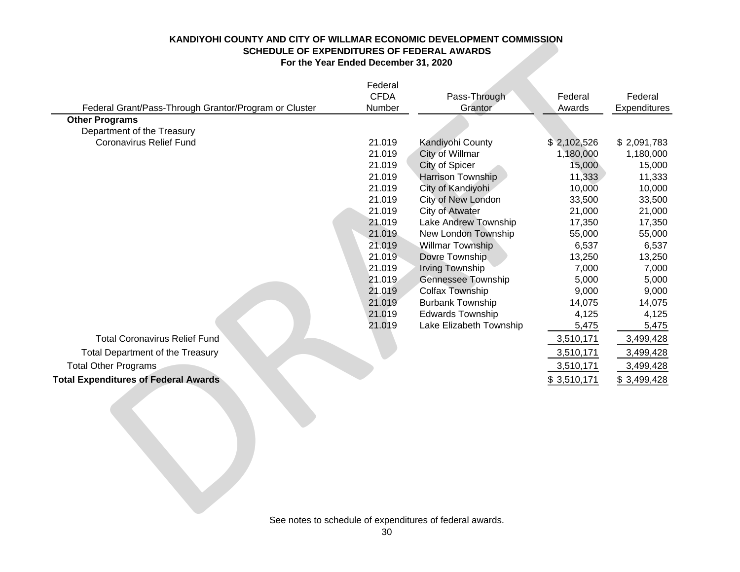# KANDIYOHI COUNTY AND CITY OF WILLMAR ECONOMIC DEVELOPMENT COMMISSION
## SCHEDULE OF EXPENDITURES OF FEDERAL AWARDS
### For the Year Ended December 31, 2020

| Federal Grant/Pass-Through Grantor/Program or Cluster | Federal CFDA Number | Pass-Through Grantor | Federal Awards | Federal Expenditures |
|---|---|---|---|---|
| **Other Programs** | | | | |
| Department of the Treasury | | | | |
| Coronavirus Relief Fund | 21.019 | Kandiyohi County | $ 2,102,526 | $ 2,091,783 |
| | 21.019 | City of Willmar | 1,180,000 | 1,180,000 |
| | 21.019 | City of Spicer | 15,000 | 15,000 |
| | 21.019 | Harrison Township | 11,333 | 11,333 |
| | 21.019 | City of Kandiyohi | 10,000 | 10,000 |
| | 21.019 | City of New London | 33,500 | 33,500 |
| | 21.019 | City of Atwater | 21,000 | 21,000 |
| | 21.019 | Lake Andrew Township | 17,350 | 17,350 |
| | 21.019 | New London Township | 55,000 | 55,000 |
| | 21.019 | Willmar Township | 6,537 | 6,537 |
| | 21.019 | Dovre Township | 13,250 | 13,250 |
| | 21.019 | Irving Township | 7,000 | 7,000 |
| | 21.019 | Gennessee Township | 5,000 | 5,000 |
| | 21.019 | Colfax Township | 9,000 | 9,000 |
| | 21.019 | Burbank Township | 14,075 | 14,075 |
| | 21.019 | Edwards Township | 4,125 | 4,125 |
| | 21.019 | Lake Elizabeth Township | 5,475 | 5,475 |
| Total Coronavirus Relief Fund | | | 3,510,171 | 3,499,428 |
| Total Department of the Treasury | | | 3,510,171 | 3,499,428 |
| Total Other Programs | | | 3,510,171 | 3,499,428 |
| **Total Expenditures of Federal Awards** | | | $ 3,510,171 | $ 3,499,428 |

See notes to schedule of expenditures of federal awards.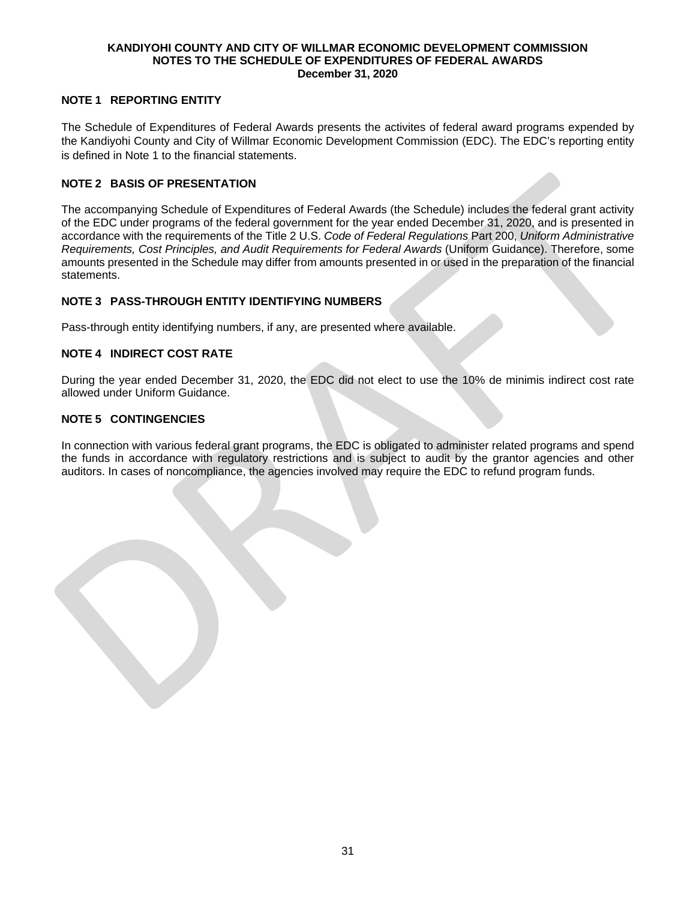**KANDIYOHI COUNTY AND CITY OF WILLMAR ECONOMIC DEVELOPMENT COMMISSION**
**NOTES TO THE SCHEDULE OF EXPENDITURES OF FEDERAL AWARDS**
**December 31, 2020**

## NOTE 1 REPORTING ENTITY

The Schedule of Expenditures of Federal Awards presents the activites of federal award programs expended by the Kandiyohi County and City of Willmar Economic Development Commission (EDC). The EDC's reporting entity is defined in Note 1 to the financial statements.

## NOTE 2 BASIS OF PRESENTATION

The accompanying Schedule of Expenditures of Federal Awards (the Schedule) includes the federal grant activity of the EDC under programs of the federal government for the year ended December 31, 2020, and is presented in accordance with the requirements of the Title 2 U.S. *Code of Federal Regulations* Part 200, *Uniform Administrative Requirements, Cost Principles, and Audit Requirements for Federal Awards* (Uniform Guidance). Therefore, some amounts presented in the Schedule may differ from amounts presented in or used in the preparation of the financial statements.

## NOTE 3 PASS-THROUGH ENTITY IDENTIFYING NUMBERS

Pass-through entity identifying numbers, if any, are presented where available.

## NOTE 4 INDIRECT COST RATE

During the year ended December 31, 2020, the EDC did not elect to use the 10% de minimis indirect cost rate allowed under Uniform Guidance.

## NOTE 5 CONTINGENCIES

In connection with various federal grant programs, the EDC is obligated to administer related programs and spend the funds in accordance with regulatory restrictions and is subject to audit by the grantor agencies and other auditors. In cases of noncompliance, the agencies involved may require the EDC to refund program funds.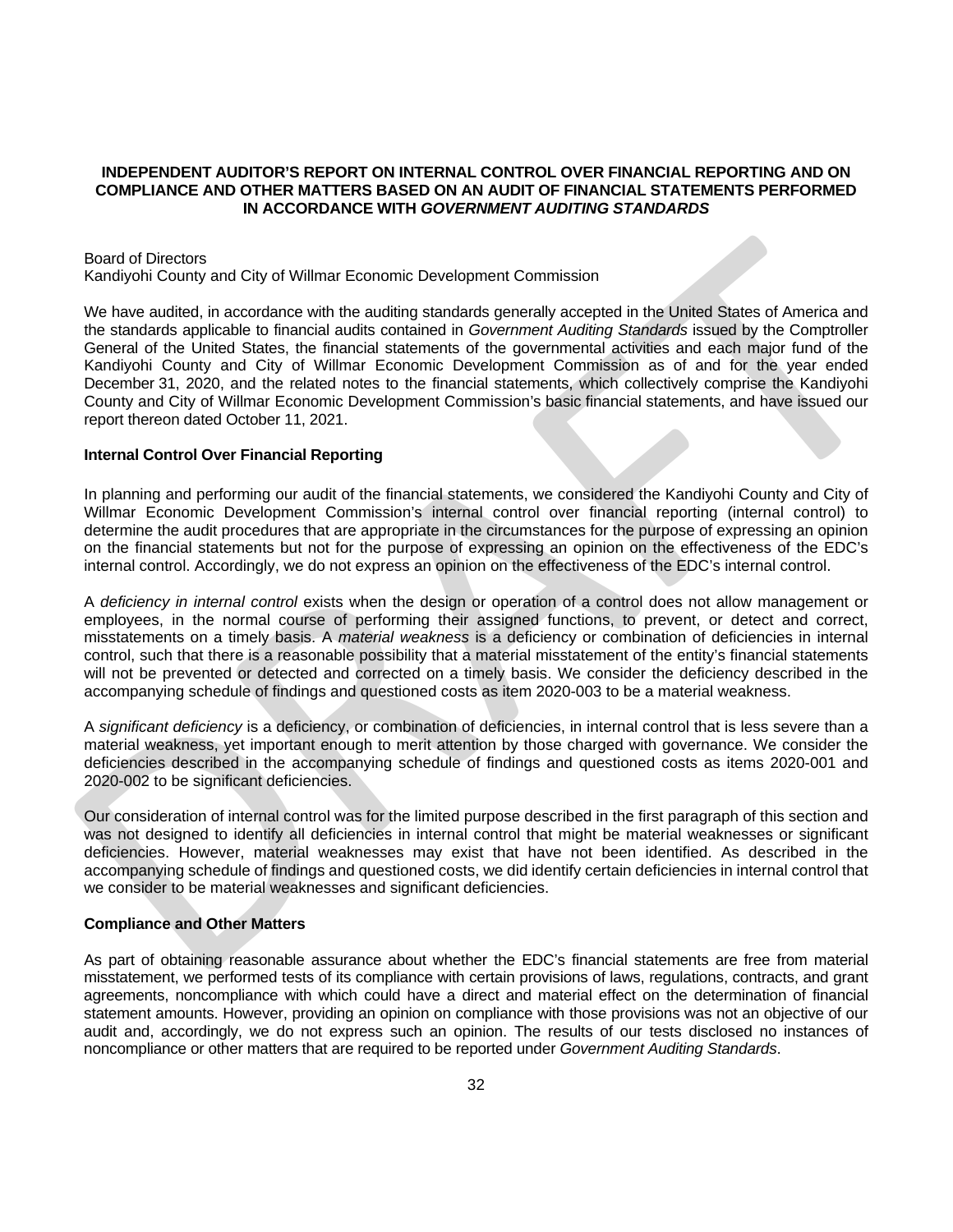# INDEPENDENT AUDITOR'S REPORT ON INTERNAL CONTROL OVER FINANCIAL REPORTING AND ON COMPLIANCE AND OTHER MATTERS BASED ON AN AUDIT OF FINANCIAL STATEMENTS PERFORMED IN ACCORDANCE WITH *GOVERNMENT AUDITING STANDARDS*

Board of Directors
Kandiyohi County and City of Willmar Economic Development Commission

We have audited, in accordance with the auditing standards generally accepted in the United States of America and the standards applicable to financial audits contained in *Government Auditing Standards* issued by the Comptroller General of the United States, the financial statements of the governmental activities and each major fund of the Kandiyohi County and City of Willmar Economic Development Commission as of and for the year ended December 31, 2020, and the related notes to the financial statements, which collectively comprise the Kandiyohi County and City of Willmar Economic Development Commission's basic financial statements, and have issued our report thereon dated October 11, 2021.

**Internal Control Over Financial Reporting**

In planning and performing our audit of the financial statements, we considered the Kandiyohi County and City of Willmar Economic Development Commission's internal control over financial reporting (internal control) to determine the audit procedures that are appropriate in the circumstances for the purpose of expressing an opinion on the financial statements but not for the purpose of expressing an opinion on the effectiveness of the EDC's internal control. Accordingly, we do not express an opinion on the effectiveness of the EDC's internal control.

A *deficiency in internal control* exists when the design or operation of a control does not allow management or employees, in the normal course of performing their assigned functions, to prevent, or detect and correct, misstatements on a timely basis. A *material weakness* is a deficiency or combination of deficiencies in internal control, such that there is a reasonable possibility that a material misstatement of the entity's financial statements will not be prevented or detected and corrected on a timely basis. We consider the deficiency described in the accompanying schedule of findings and questioned costs as item 2020-003 to be a material weakness.

A *significant deficiency* is a deficiency, or combination of deficiencies, in internal control that is less severe than a material weakness, yet important enough to merit attention by those charged with governance. We consider the deficiencies described in the accompanying schedule of findings and questioned costs as items 2020-001 and 2020-002 to be significant deficiencies.

Our consideration of internal control was for the limited purpose described in the first paragraph of this section and was not designed to identify all deficiencies in internal control that might be material weaknesses or significant deficiencies. However, material weaknesses may exist that have not been identified. As described in the accompanying schedule of findings and questioned costs, we did identify certain deficiencies in internal control that we consider to be material weaknesses and significant deficiencies.

**Compliance and Other Matters**

As part of obtaining reasonable assurance about whether the EDC's financial statements are free from material misstatement, we performed tests of its compliance with certain provisions of laws, regulations, contracts, and grant agreements, noncompliance with which could have a direct and material effect on the determination of financial statement amounts. However, providing an opinion on compliance with those provisions was not an objective of our audit and, accordingly, we do not express such an opinion. The results of our tests disclosed no instances of noncompliance or other matters that are required to be reported under *Government Auditing Standards*.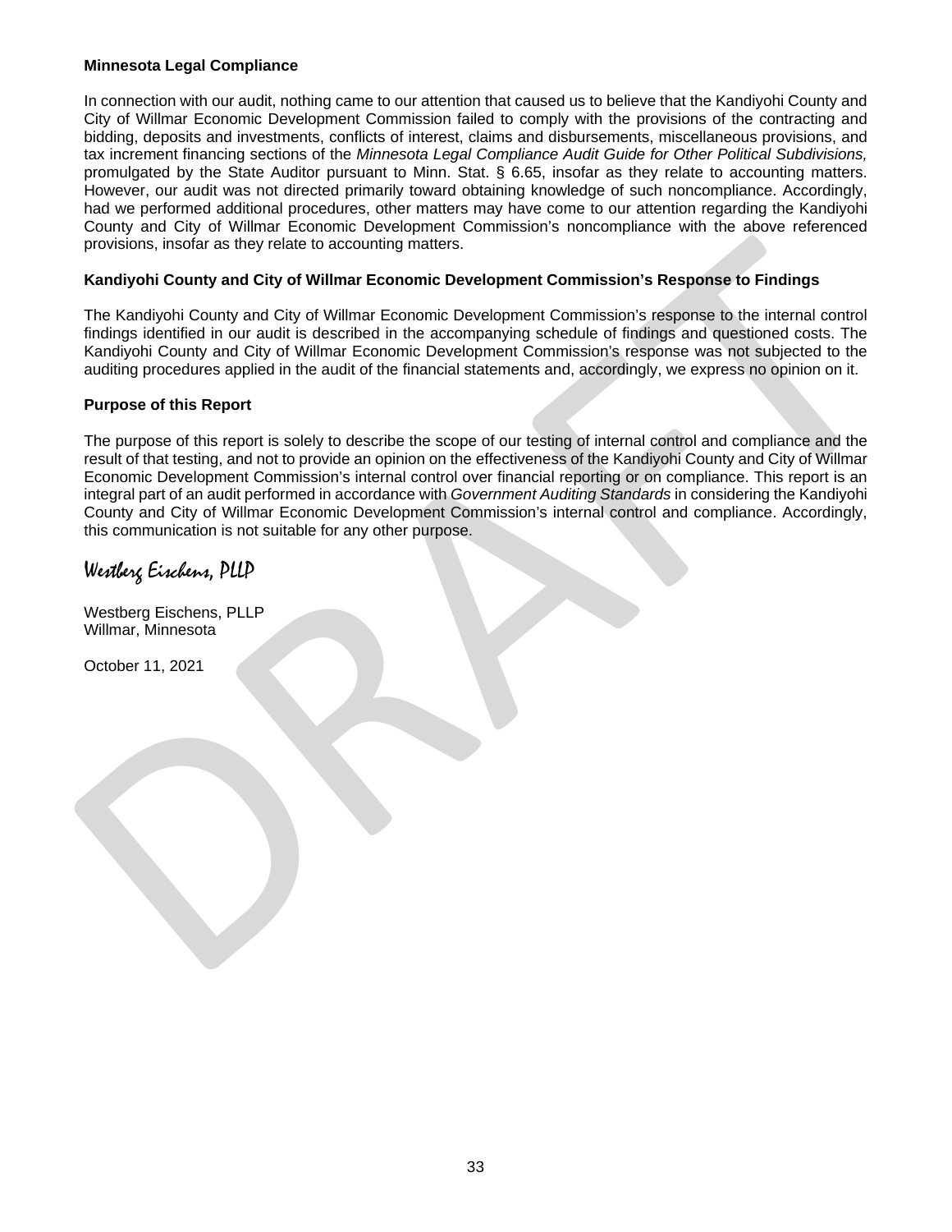**Minnesota Legal Compliance**

In connection with our audit, nothing came to our attention that caused us to believe that the Kandiyohi County and City of Willmar Economic Development Commission failed to comply with the provisions of the contracting and bidding, deposits and investments, conflicts of interest, claims and disbursements, miscellaneous provisions, and tax increment financing sections of the *Minnesota Legal Compliance Audit Guide for Other Political Subdivisions,* promulgated by the State Auditor pursuant to Minn. Stat. § 6.65, insofar as they relate to accounting matters. However, our audit was not directed primarily toward obtaining knowledge of such noncompliance. Accordingly, had we performed additional procedures, other matters may have come to our attention regarding the Kandiyohi County and City of Willmar Economic Development Commission's noncompliance with the above referenced provisions, insofar as they relate to accounting matters.

**Kandiyohi County and City of Willmar Economic Development Commission's Response to Findings**

The Kandiyohi County and City of Willmar Economic Development Commission's response to the internal control findings identified in our audit is described in the accompanying schedule of findings and questioned costs. The Kandiyohi County and City of Willmar Economic Development Commission's response was not subjected to the auditing procedures applied in the audit of the financial statements and, accordingly, we express no opinion on it.

**Purpose of this Report**

The purpose of this report is solely to describe the scope of our testing of internal control and compliance and the result of that testing, and not to provide an opinion on the effectiveness of the Kandiyohi County and City of Willmar Economic Development Commission's internal control over financial reporting or on compliance. This report is an integral part of an audit performed in accordance with *Government Auditing Standards* in considering the Kandiyohi County and City of Willmar Economic Development Commission's internal control and compliance. Accordingly, this communication is not suitable for any other purpose.

*Westberg Eischens, PLLP*

Westberg Eischens, PLLP
Willmar, Minnesota

October 11, 2021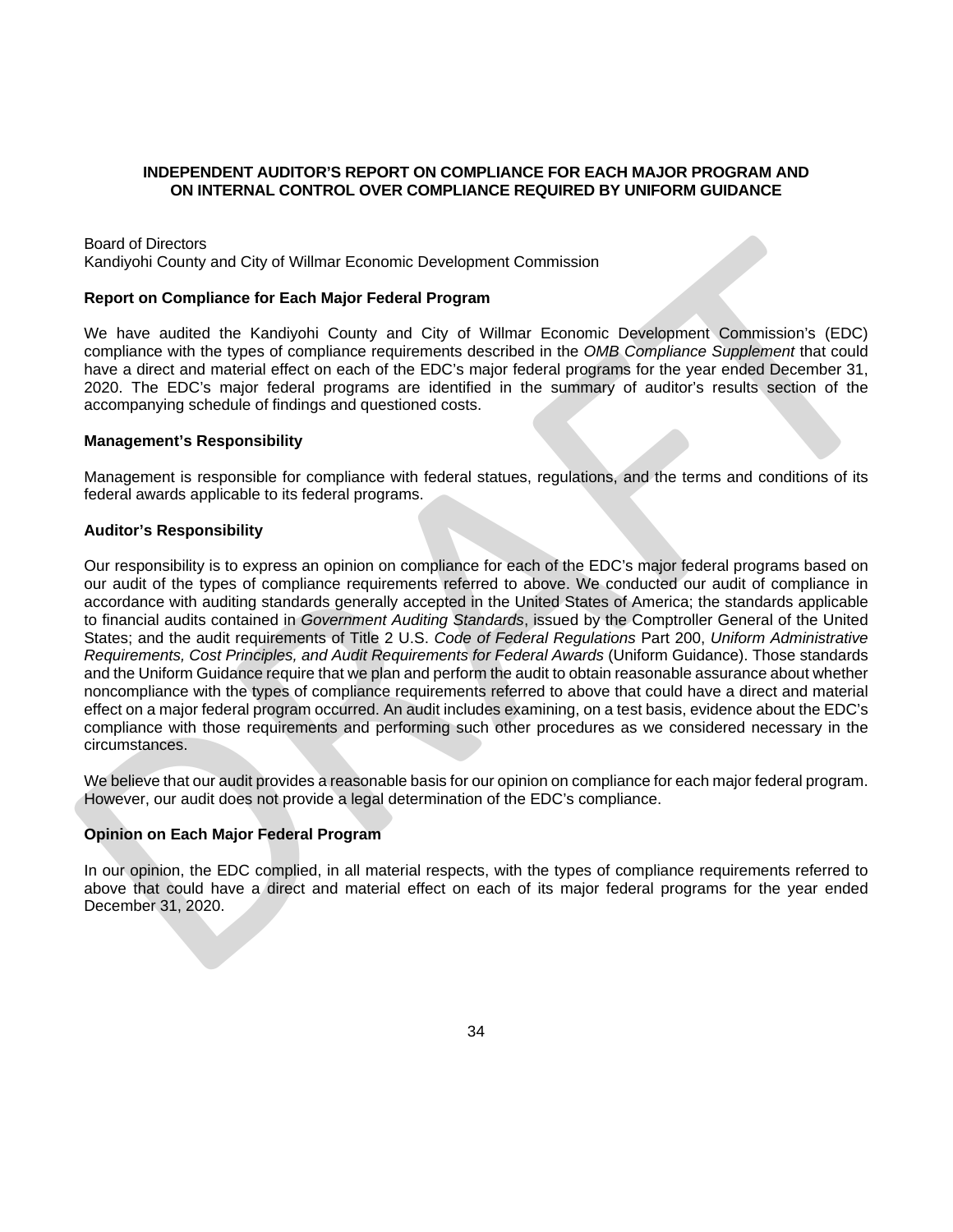**INDEPENDENT AUDITOR'S REPORT ON COMPLIANCE FOR EACH MAJOR PROGRAM AND ON INTERNAL CONTROL OVER COMPLIANCE REQUIRED BY UNIFORM GUIDANCE**

Board of Directors
Kandiyohi County and City of Willmar Economic Development Commission

**Report on Compliance for Each Major Federal Program**

We have audited the Kandiyohi County and City of Willmar Economic Development Commission's (EDC) compliance with the types of compliance requirements described in the *OMB Compliance Supplement* that could have a direct and material effect on each of the EDC's major federal programs for the year ended December 31, 2020. The EDC's major federal programs are identified in the summary of auditor's results section of the accompanying schedule of findings and questioned costs.

**Management's Responsibility**

Management is responsible for compliance with federal statues, regulations, and the terms and conditions of its federal awards applicable to its federal programs.

**Auditor's Responsibility**

Our responsibility is to express an opinion on compliance for each of the EDC's major federal programs based on our audit of the types of compliance requirements referred to above. We conducted our audit of compliance in accordance with auditing standards generally accepted in the United States of America; the standards applicable to financial audits contained in *Government Auditing Standards*, issued by the Comptroller General of the United States; and the audit requirements of Title 2 U.S. *Code of Federal Regulations* Part 200, *Uniform Administrative Requirements, Cost Principles, and Audit Requirements for Federal Awards* (Uniform Guidance). Those standards and the Uniform Guidance require that we plan and perform the audit to obtain reasonable assurance about whether noncompliance with the types of compliance requirements referred to above that could have a direct and material effect on a major federal program occurred. An audit includes examining, on a test basis, evidence about the EDC's compliance with those requirements and performing such other procedures as we considered necessary in the circumstances.

We believe that our audit provides a reasonable basis for our opinion on compliance for each major federal program. However, our audit does not provide a legal determination of the EDC's compliance.

**Opinion on Each Major Federal Program**

In our opinion, the EDC complied, in all material respects, with the types of compliance requirements referred to above that could have a direct and material effect on each of its major federal programs for the year ended December 31, 2020.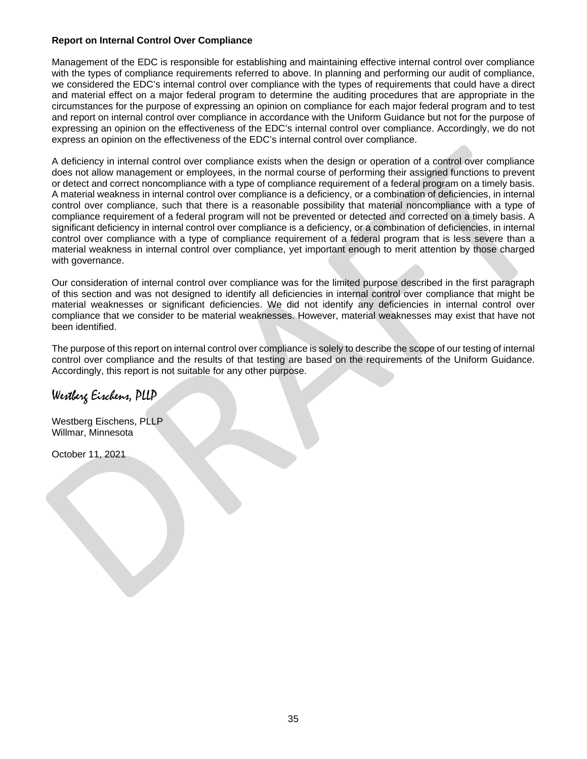**Report on Internal Control Over Compliance**

Management of the EDC is responsible for establishing and maintaining effective internal control over compliance with the types of compliance requirements referred to above. In planning and performing our audit of compliance, we considered the EDC's internal control over compliance with the types of requirements that could have a direct and material effect on a major federal program to determine the auditing procedures that are appropriate in the circumstances for the purpose of expressing an opinion on compliance for each major federal program and to test and report on internal control over compliance in accordance with the Uniform Guidance but not for the purpose of expressing an opinion on the effectiveness of the EDC's internal control over compliance. Accordingly, we do not express an opinion on the effectiveness of the EDC's internal control over compliance.

A deficiency in internal control over compliance exists when the design or operation of a control over compliance does not allow management or employees, in the normal course of performing their assigned functions to prevent or detect and correct noncompliance with a type of compliance requirement of a federal program on a timely basis. A material weakness in internal control over compliance is a deficiency, or a combination of deficiencies, in internal control over compliance, such that there is a reasonable possibility that material noncompliance with a type of compliance requirement of a federal program will not be prevented or detected and corrected on a timely basis. A significant deficiency in internal control over compliance is a deficiency, or a combination of deficiencies, in internal control over compliance with a type of compliance requirement of a federal program that is less severe than a material weakness in internal control over compliance, yet important enough to merit attention by those charged with governance.

Our consideration of internal control over compliance was for the limited purpose described in the first paragraph of this section and was not designed to identify all deficiencies in internal control over compliance that might be material weaknesses or significant deficiencies. We did not identify any deficiencies in internal control over compliance that we consider to be material weaknesses. However, material weaknesses may exist that have not been identified.

The purpose of this report on internal control over compliance is solely to describe the scope of our testing of internal control over compliance and the results of that testing are based on the requirements of the Uniform Guidance. Accordingly, this report is not suitable for any other purpose.

*Westberg Eischens, PLLP*

Westberg Eischens, PLLP
Willmar, Minnesota

October 11, 2021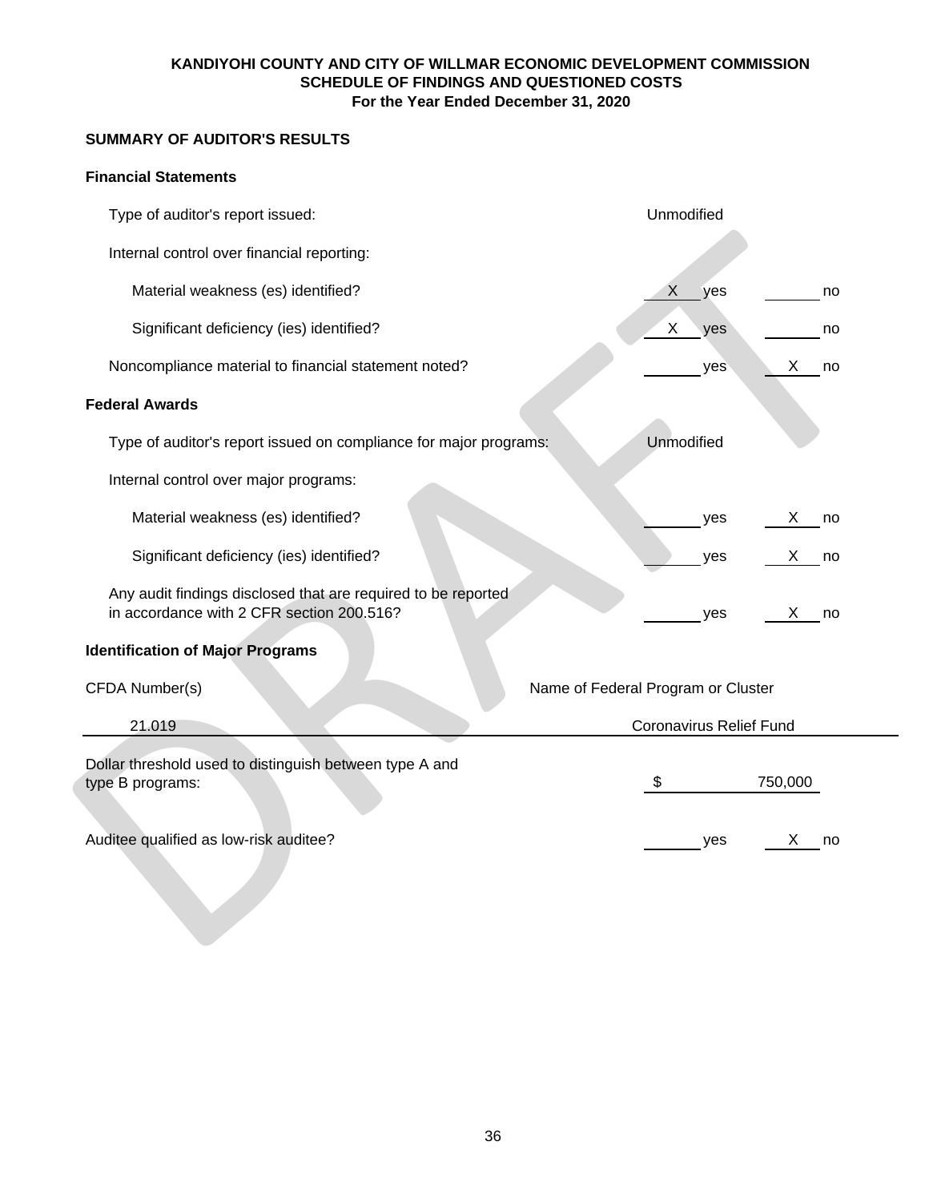**KANDIYOHI COUNTY AND CITY OF WILLMAR ECONOMIC DEVELOPMENT COMMISSION**
**SCHEDULE OF FINDINGS AND QUESTIONED COSTS**
**For the Year Ended December 31, 2020**

## SUMMARY OF AUDITOR'S RESULTS

### Financial Statements

| | | |
|---|---|---|
| Type of auditor's report issued: | Unmodified | |
| Internal control over financial reporting: | | |
| Material weakness (es) identified? | X yes | ___ no |
| Significant deficiency (ies) identified? | X yes | ___ no |
| Noncompliance material to financial statement noted? | ___ yes | X no |

### Federal Awards

| | | |
|---|---|---|
| Type of auditor's report issued on compliance for major programs: | Unmodified | |
| Internal control over major programs: | | |
| Material weakness (es) identified? | ___ yes | X no |
| Significant deficiency (ies) identified? | ___ yes | X no |
| Any audit findings disclosed that are required to be reported in accordance with 2 CFR section 200.516? | ___ yes | X no |

### Identification of Major Programs

| CFDA Number(s) | Name of Federal Program or Cluster |
|---|---|
| 21.019 | Coronavirus Relief Fund |

| | | |
|---|---|---|
| Dollar threshold used to distinguish between type A and type B programs: | $ 750,000 | |
| Auditee qualified as low-risk auditee? | ___ yes | X no |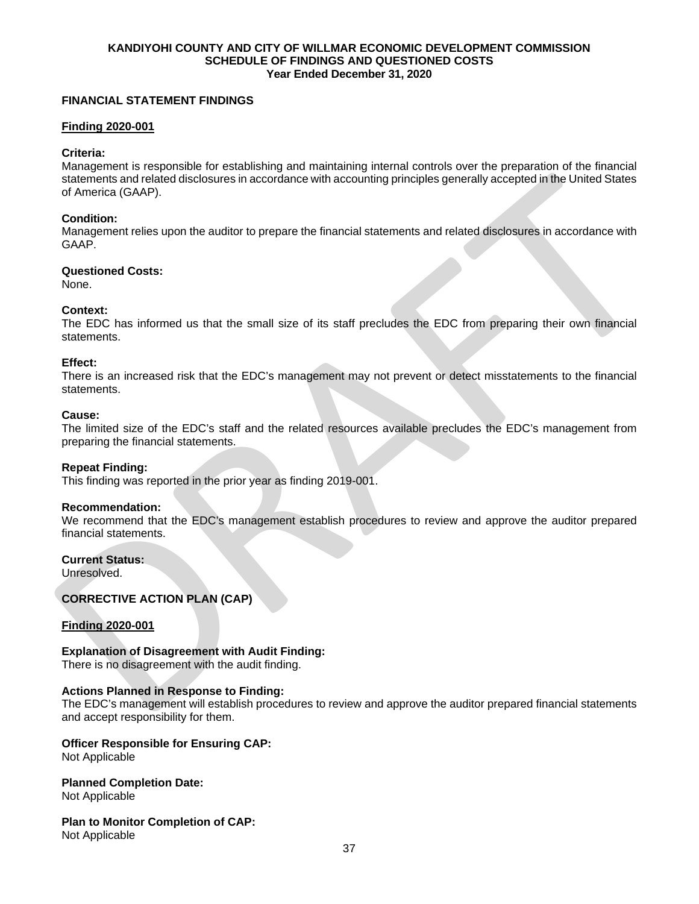# KANDIYOHI COUNTY AND CITY OF WILLMAR ECONOMIC DEVELOPMENT COMMISSION
## SCHEDULE OF FINDINGS AND QUESTIONED COSTS
### Year Ended December 31, 2020

**FINANCIAL STATEMENT FINDINGS**

**Finding 2020-001**

**Criteria:**
Management is responsible for establishing and maintaining internal controls over the preparation of the financial statements and related disclosures in accordance with accounting principles generally accepted in the United States of America (GAAP).

**Condition:**
Management relies upon the auditor to prepare the financial statements and related disclosures in accordance with GAAP.

**Questioned Costs:**
None.

**Context:**
The EDC has informed us that the small size of its staff precludes the EDC from preparing their own financial statements.

**Effect:**
There is an increased risk that the EDC's management may not prevent or detect misstatements to the financial statements.

**Cause:**
The limited size of the EDC's staff and the related resources available precludes the EDC's management from preparing the financial statements.

**Repeat Finding:**
This finding was reported in the prior year as finding 2019-001.

**Recommendation:**
We recommend that the EDC's management establish procedures to review and approve the auditor prepared financial statements.

**Current Status:**
Unresolved.

**CORRECTIVE ACTION PLAN (CAP)**

**Finding 2020-001**

**Explanation of Disagreement with Audit Finding:**
There is no disagreement with the audit finding.

**Actions Planned in Response to Finding:**
The EDC's management will establish procedures to review and approve the auditor prepared financial statements and accept responsibility for them.

**Officer Responsible for Ensuring CAP:**
Not Applicable

**Planned Completion Date:**
Not Applicable

**Plan to Monitor Completion of CAP:**
Not Applicable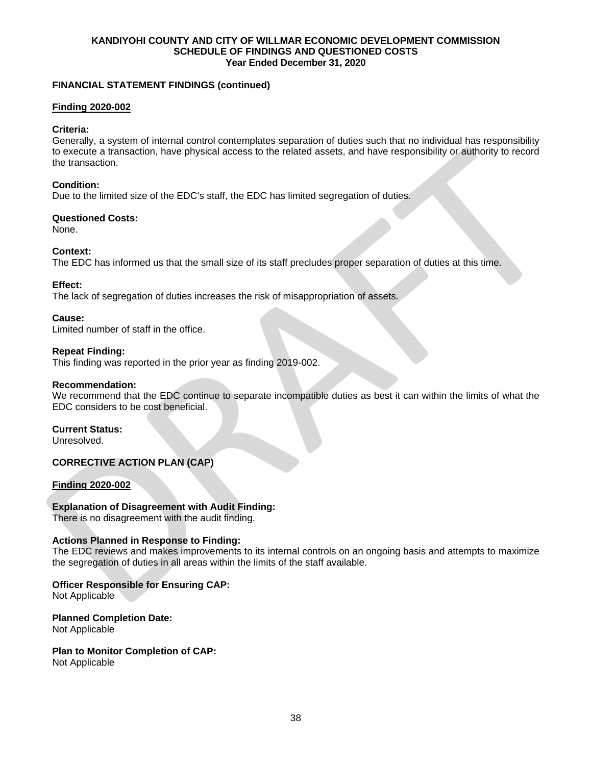# KANDIYOHI COUNTY AND CITY OF WILLMAR ECONOMIC DEVELOPMENT COMMISSION
## SCHEDULE OF FINDINGS AND QUESTIONED COSTS
### Year Ended December 31, 2020

**FINANCIAL STATEMENT FINDINGS (continued)**

**Finding 2020-002**

**Criteria:**
Generally, a system of internal control contemplates separation of duties such that no individual has responsibility to execute a transaction, have physical access to the related assets, and have responsibility or authority to record the transaction.

**Condition:**
Due to the limited size of the EDC's staff, the EDC has limited segregation of duties.

**Questioned Costs:**
None.

**Context:**
The EDC has informed us that the small size of its staff precludes proper separation of duties at this time.

**Effect:**
The lack of segregation of duties increases the risk of misappropriation of assets.

**Cause:**
Limited number of staff in the office.

**Repeat Finding:**
This finding was reported in the prior year as finding 2019-002.

**Recommendation:**
We recommend that the EDC continue to separate incompatible duties as best it can within the limits of what the EDC considers to be cost beneficial.

**Current Status:**
Unresolved.

**CORRECTIVE ACTION PLAN (CAP)**

**Finding 2020-002**

**Explanation of Disagreement with Audit Finding:**
There is no disagreement with the audit finding.

**Actions Planned in Response to Finding:**
The EDC reviews and makes improvements to its internal controls on an ongoing basis and attempts to maximize the segregation of duties in all areas within the limits of the staff available.

**Officer Responsible for Ensuring CAP:**
Not Applicable

**Planned Completion Date:**
Not Applicable

**Plan to Monitor Completion of CAP:**
Not Applicable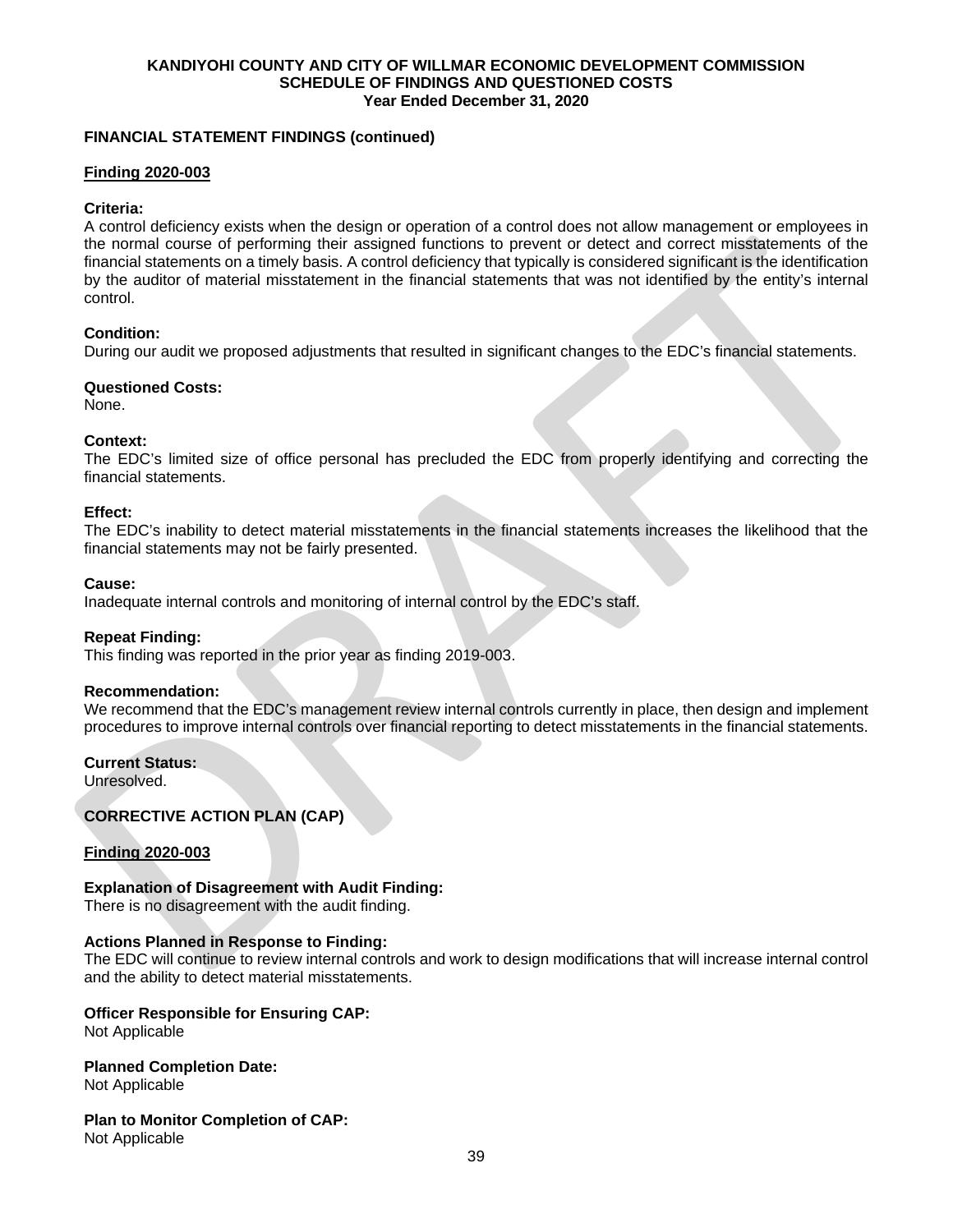**KANDIYOHI COUNTY AND CITY OF WILLMAR ECONOMIC DEVELOPMENT COMMISSION**
**SCHEDULE OF FINDINGS AND QUESTIONED COSTS**
**Year Ended December 31, 2020**

## FINANCIAL STATEMENT FINDINGS (continued)

### Finding 2020-003

**Criteria:**
A control deficiency exists when the design or operation of a control does not allow management or employees in the normal course of performing their assigned functions to prevent or detect and correct misstatements of the financial statements on a timely basis. A control deficiency that typically is considered significant is the identification by the auditor of material misstatement in the financial statements that was not identified by the entity's internal control.

**Condition:**
During our audit we proposed adjustments that resulted in significant changes to the EDC's financial statements.

**Questioned Costs:**
None.

**Context:**
The EDC's limited size of office personal has precluded the EDC from properly identifying and correcting the financial statements.

**Effect:**
The EDC's inability to detect material misstatements in the financial statements increases the likelihood that the financial statements may not be fairly presented.

**Cause:**
Inadequate internal controls and monitoring of internal control by the EDC's staff.

**Repeat Finding:**
This finding was reported in the prior year as finding 2019-003.

**Recommendation:**
We recommend that the EDC's management review internal controls currently in place, then design and implement procedures to improve internal controls over financial reporting to detect misstatements in the financial statements.

**Current Status:**
Unresolved.

## CORRECTIVE ACTION PLAN (CAP)

### Finding 2020-003

**Explanation of Disagreement with Audit Finding:**
There is no disagreement with the audit finding.

**Actions Planned in Response to Finding:**
The EDC will continue to review internal controls and work to design modifications that will increase internal control and the ability to detect material misstatements.

**Officer Responsible for Ensuring CAP:**
Not Applicable

**Planned Completion Date:**
Not Applicable

**Plan to Monitor Completion of CAP:**
Not Applicable